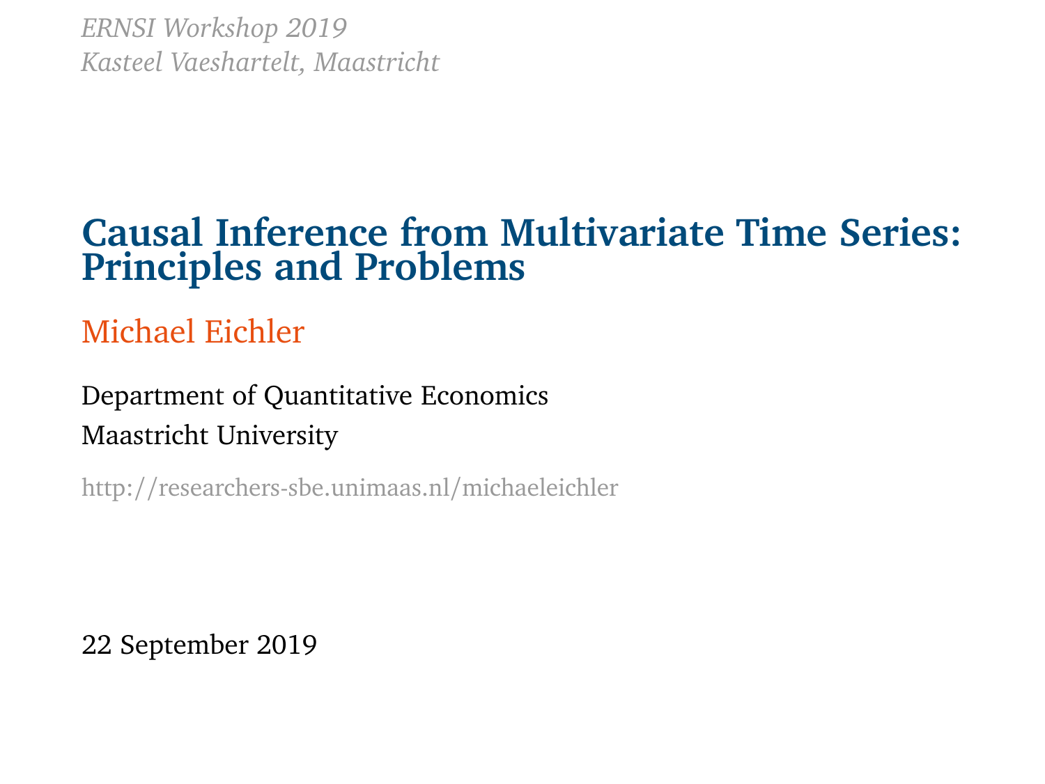*ERNSI Workshop 2019*
*Kasteel Vaeshartelt, Maastricht*

# Causal Inference from Multivariate Time Series: Principles and Problems

Michael Eichler

Department of Quantitative Economics

Maastricht University

http://researchers-sbe.unimaas.nl/michaeleichler

22 September 2019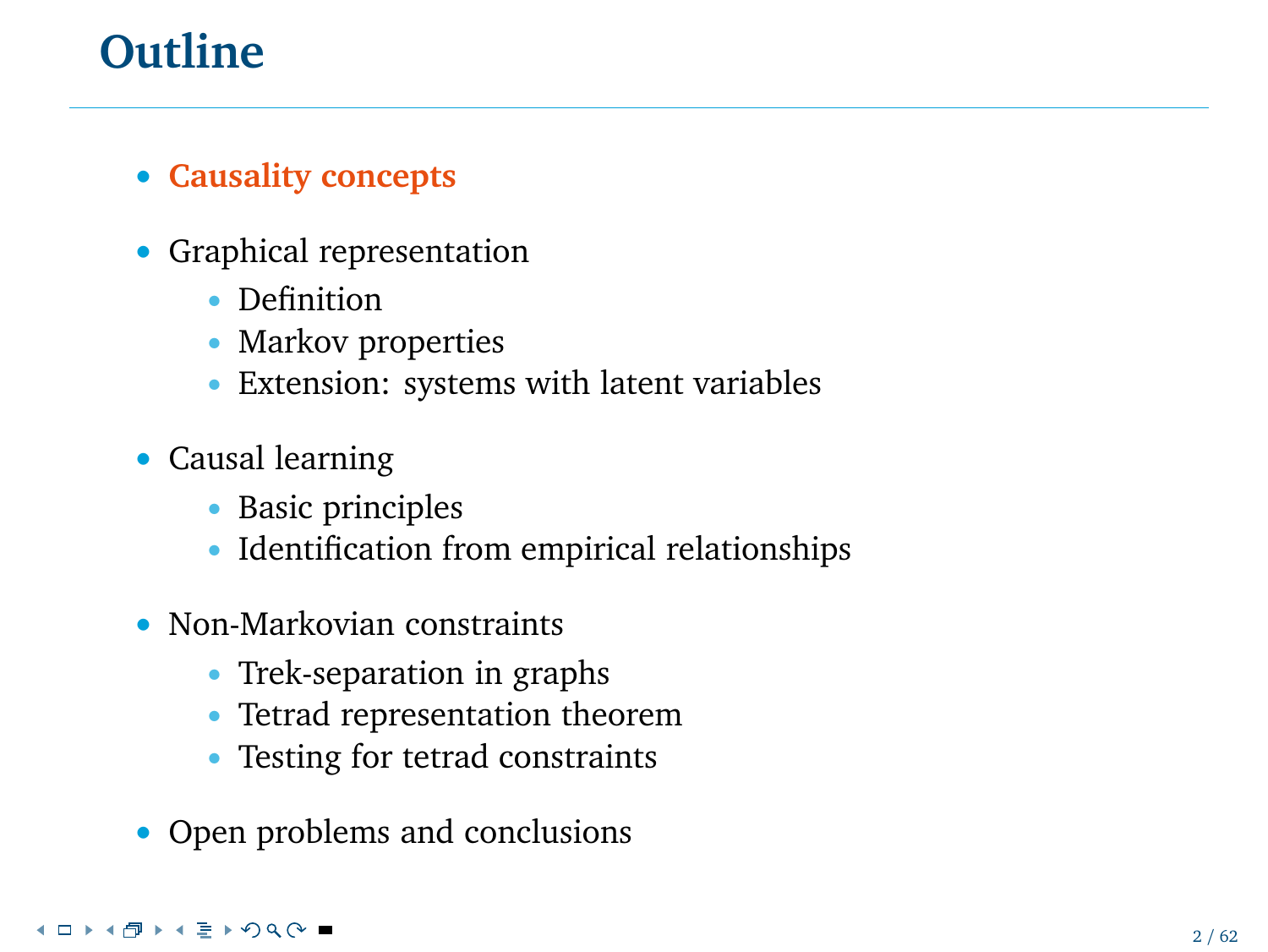# Outline

- **Causality concepts**

- Graphical representation
  - Definition
  - Markov properties
  - Extension: systems with latent variables

- Causal learning
  - Basic principles
  - Identification from empirical relationships

- Non-Markovian constraints
  - Trek-separation in graphs
  - Tetrad representation theorem
  - Testing for tetrad constraints

- Open problems and conclusions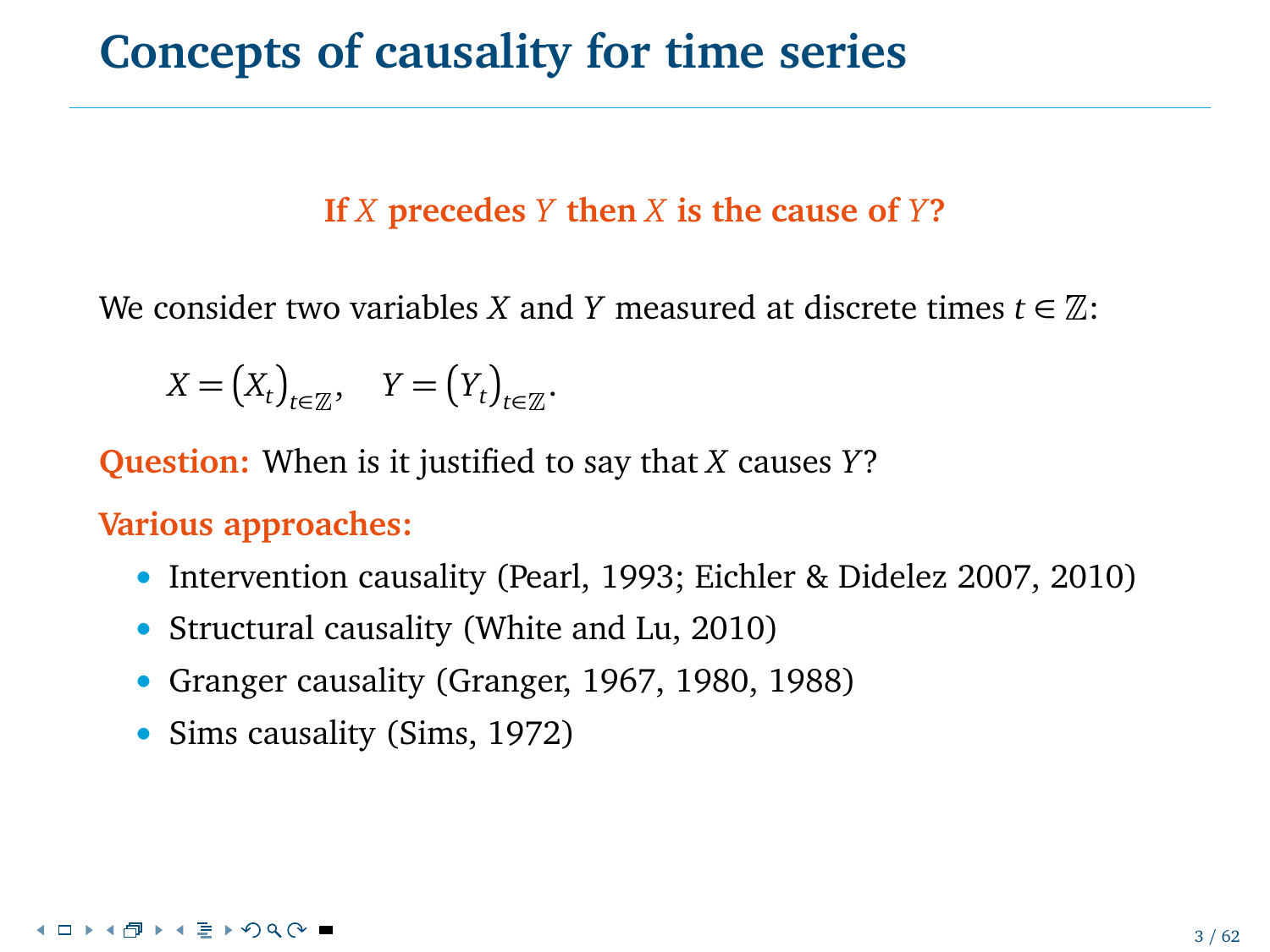# Concepts of causality for time series

**If $X$ precedes $Y$ then $X$ is the cause of $Y$?**

We consider two variables $X$ and $Y$ measured at discrete times $t \in \mathbb{Z}$:

$$X = \left(X_t\right)_{t\in\mathbb{Z}}, \quad Y = \left(Y_t\right)_{t\in\mathbb{Z}}.$$

**Question:** When is it justified to say that $X$ causes $Y$?

**Various approaches:**

- Intervention causality (Pearl, 1993; Eichler & Didelez 2007, 2010)
- Structural causality (White and Lu, 2010)
- Granger causality (Granger, 1967, 1980, 1988)
- Sims causality (Sims, 1972)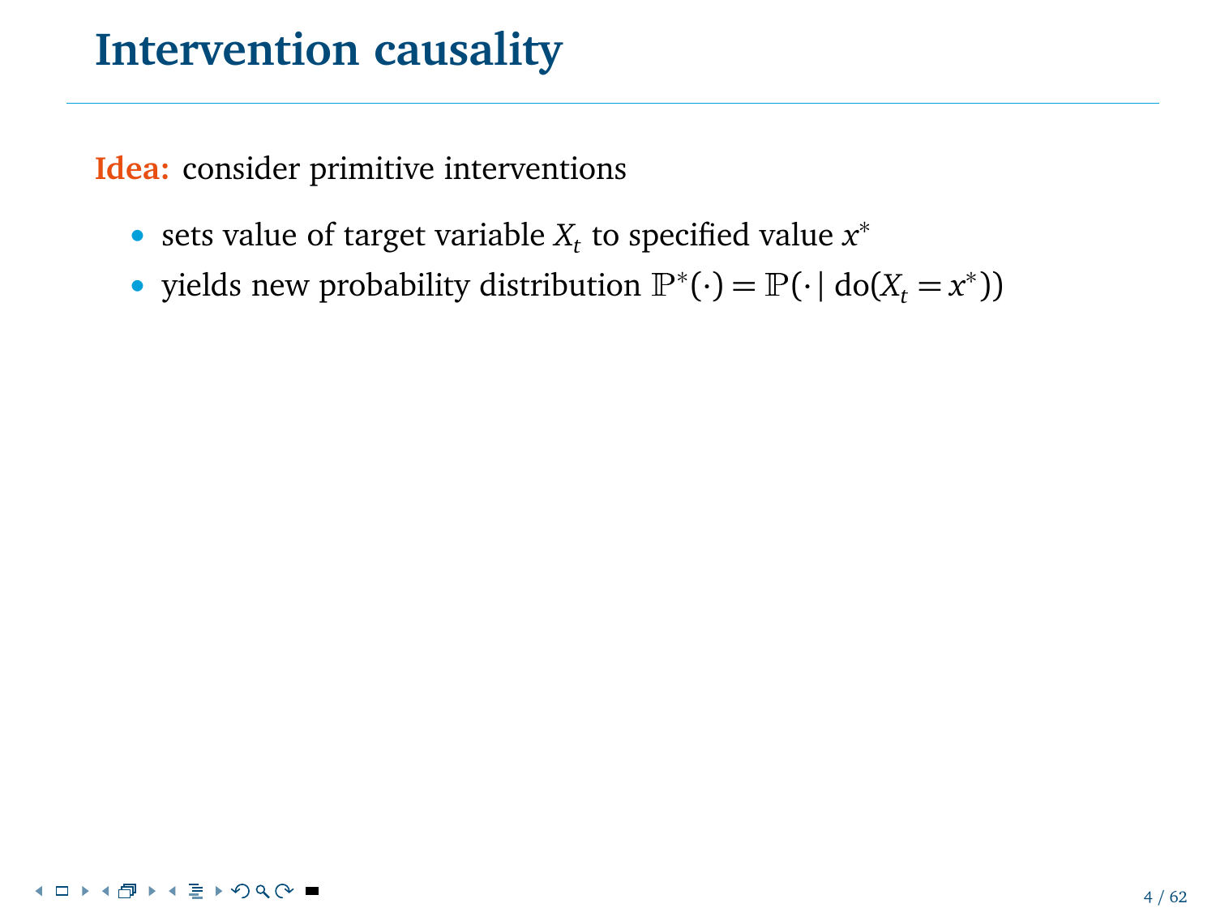# Intervention causality

**Idea:** consider primitive interventions

- sets value of target variable $X_t$ to specified value $x^*$
- yields new probability distribution $\mathbb{P}^*(\cdot) = \mathbb{P}(\cdot \mid \text{do}(X_t = x^*))$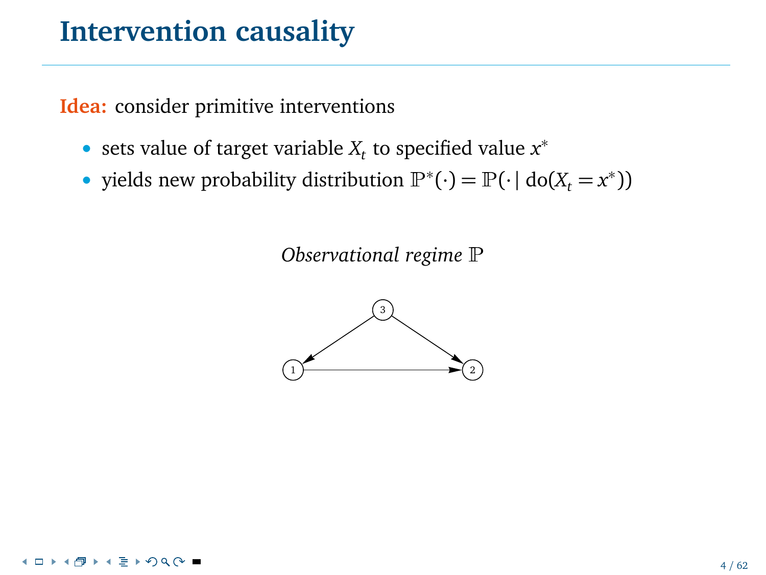# Intervention causality

**Idea:** consider primitive interventions

- sets value of target variable $X_t$ to specified value $x^*$
- yields new probability distribution $\mathbb{P}^*(\cdot) = \mathbb{P}(\cdot \mid \mathrm{do}(X_t = x^*))$

*Observational regime* $\mathbb{P}$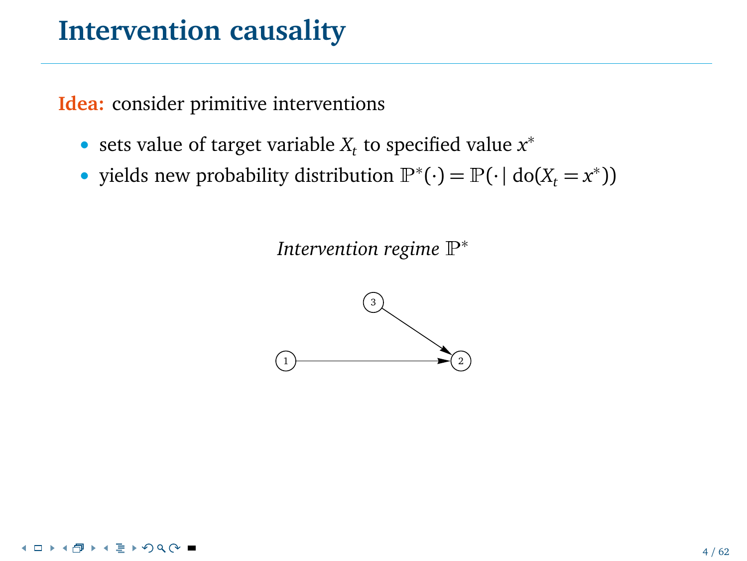# Intervention causality

**Idea:** consider primitive interventions

- sets value of target variable $X_t$ to specified value $x^*$
- yields new probability distribution $\mathbb{P}^*(\cdot) = \mathbb{P}(\cdot \mid \mathrm{do}(X_t = x^*))$

*Intervention regime* $\mathbb{P}^*$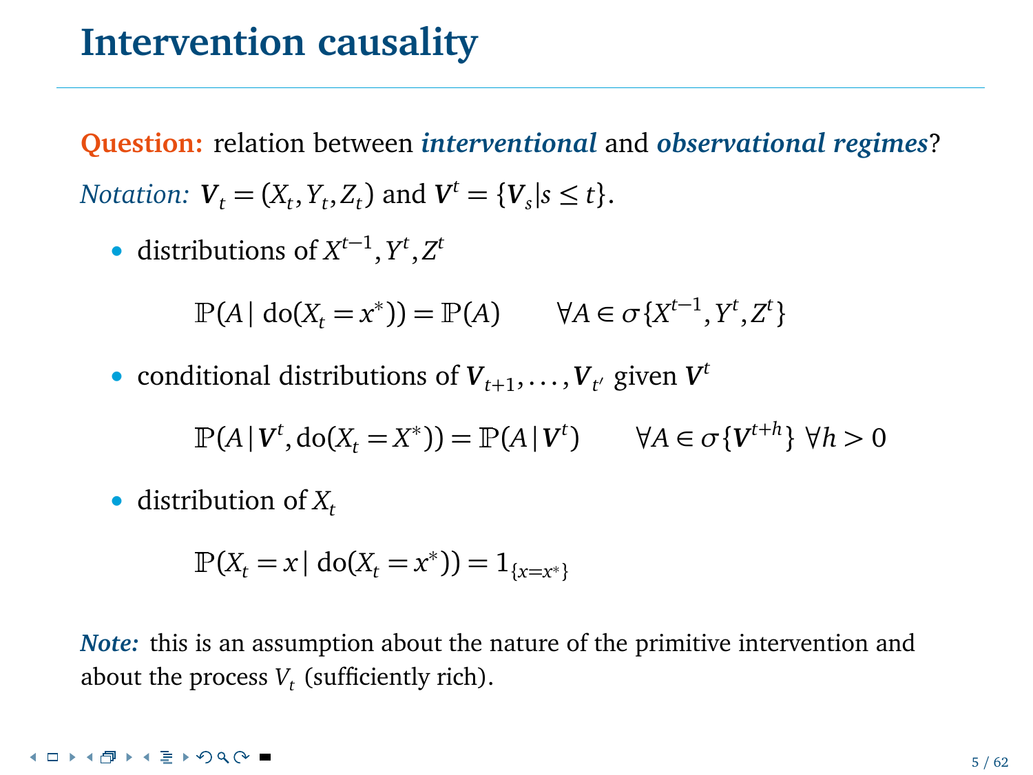# Intervention causality

**Question:** relation between ***interventional*** and ***observational regimes***?

*Notation:* $\boldsymbol{V}_t = (X_t, Y_t, Z_t)$ and $\boldsymbol{V}^t = \{\boldsymbol{V}_s | s \leq t\}$.

- distributions of $X^{t-1}, Y^t, Z^t$

$$\mathbb{P}(A \,|\, \mathrm{do}(X_t = x^*)) = \mathbb{P}(A) \qquad \forall A \in \sigma\{X^{t-1}, Y^t, Z^t\}$$

- conditional distributions of $\boldsymbol{V}_{t+1}, \ldots, \boldsymbol{V}_{t'}$ given $\boldsymbol{V}^t$

$$\mathbb{P}(A \,|\, \boldsymbol{V}^t, \mathrm{do}(X_t = X^*)) = \mathbb{P}(A \,|\, \boldsymbol{V}^t) \qquad \forall A \in \sigma\{\boldsymbol{V}^{t+h}\} \; \forall h > 0$$

- distribution of $X_t$

$$\mathbb{P}(X_t = x \,|\, \mathrm{do}(X_t = x^*)) = 1_{\{x = x^*\}}$$

***Note:*** this is an assumption about the nature of the primitive intervention and about the process $V_t$ (sufficiently rich).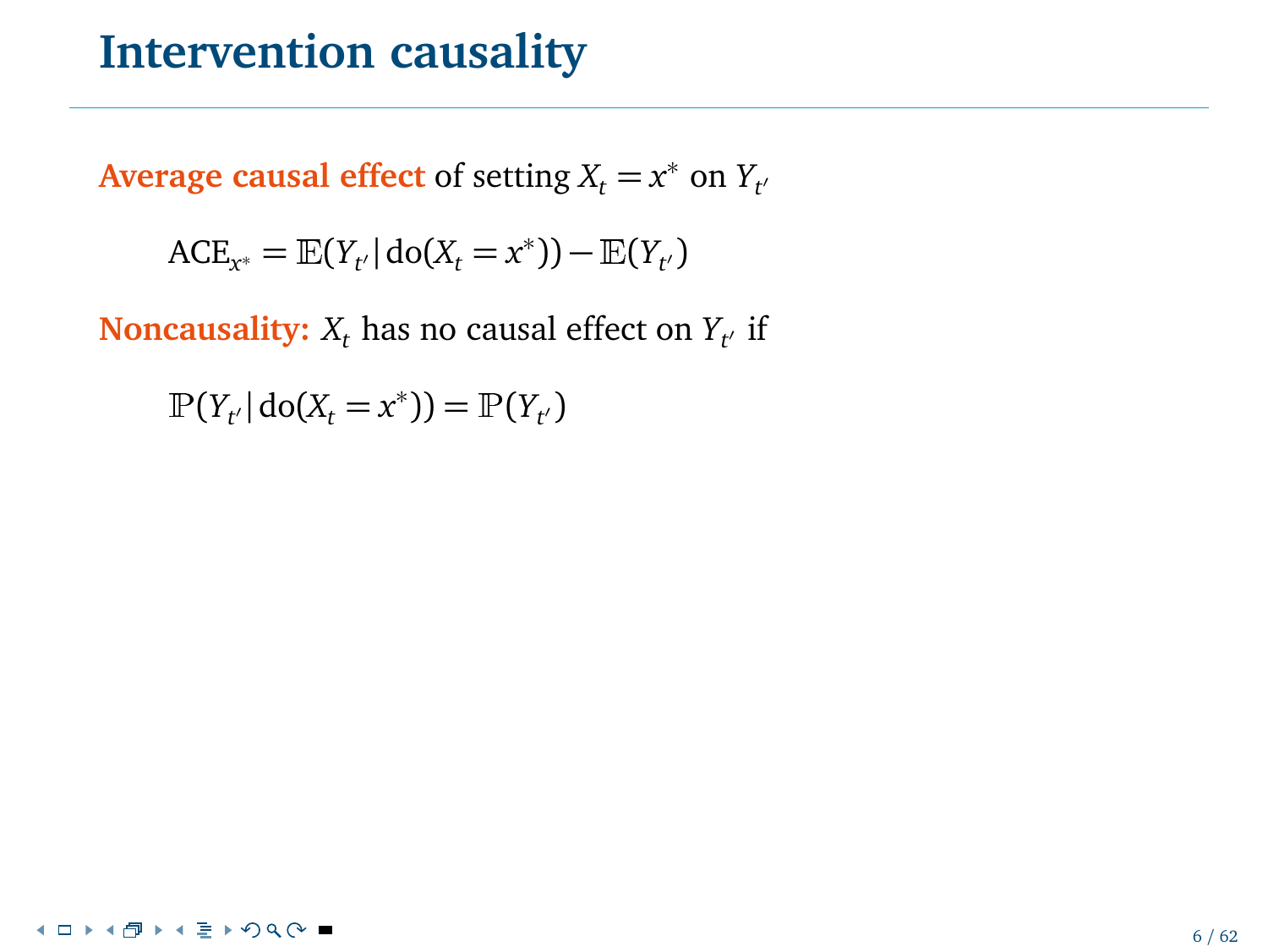# Intervention causality

**Average causal effect** of setting $X_t = x^*$ on $Y_{t'}$

$$\mathrm{ACE}_{x^*} = \mathbb{E}(Y_{t'} \mid \mathrm{do}(X_t = x^*)) - \mathbb{E}(Y_{t'})$$

**Noncausality:** $X_t$ has no causal effect on $Y_{t'}$ if

$$\mathbb{P}(Y_{t'} \mid \mathrm{do}(X_t = x^*)) = \mathbb{P}(Y_{t'})$$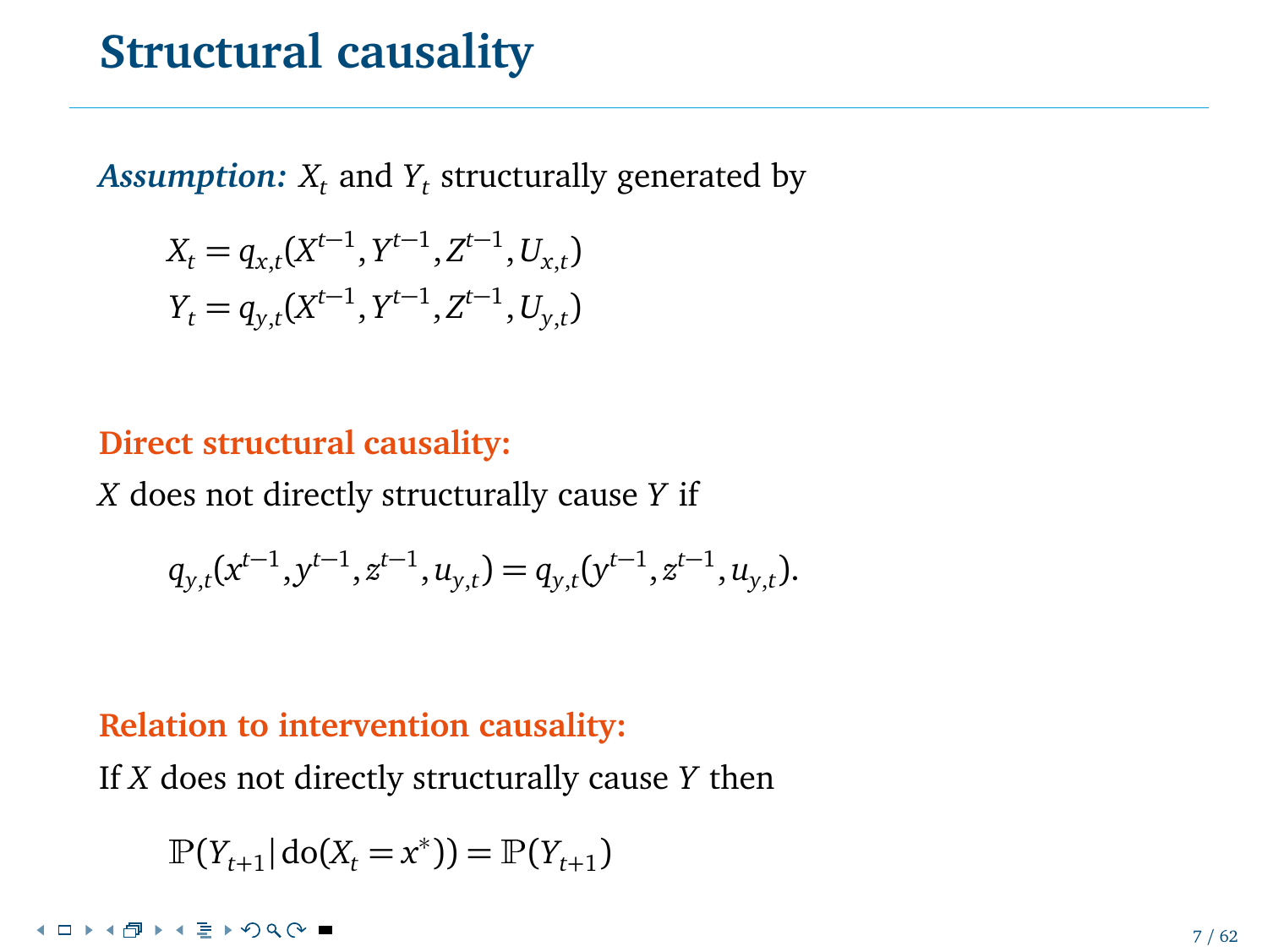# Structural causality

***Assumption:*** $X_t$ and $Y_t$ structurally generated by

$$X_t = q_{x,t}(X^{t-1}, Y^{t-1}, Z^{t-1}, U_{x,t})$$
$$Y_t = q_{y,t}(X^{t-1}, Y^{t-1}, Z^{t-1}, U_{y,t})$$

**Direct structural causality:**

$X$ does not directly structurally cause $Y$ if

$$q_{y,t}(x^{t-1}, y^{t-1}, z^{t-1}, u_{y,t}) = q_{y,t}(y^{t-1}, z^{t-1}, u_{y,t}).$$

**Relation to intervention causality:**

If $X$ does not directly structurally cause $Y$ then

$$\mathbb{P}(Y_{t+1} | \text{do}(X_t = x^*)) = \mathbb{P}(Y_{t+1})$$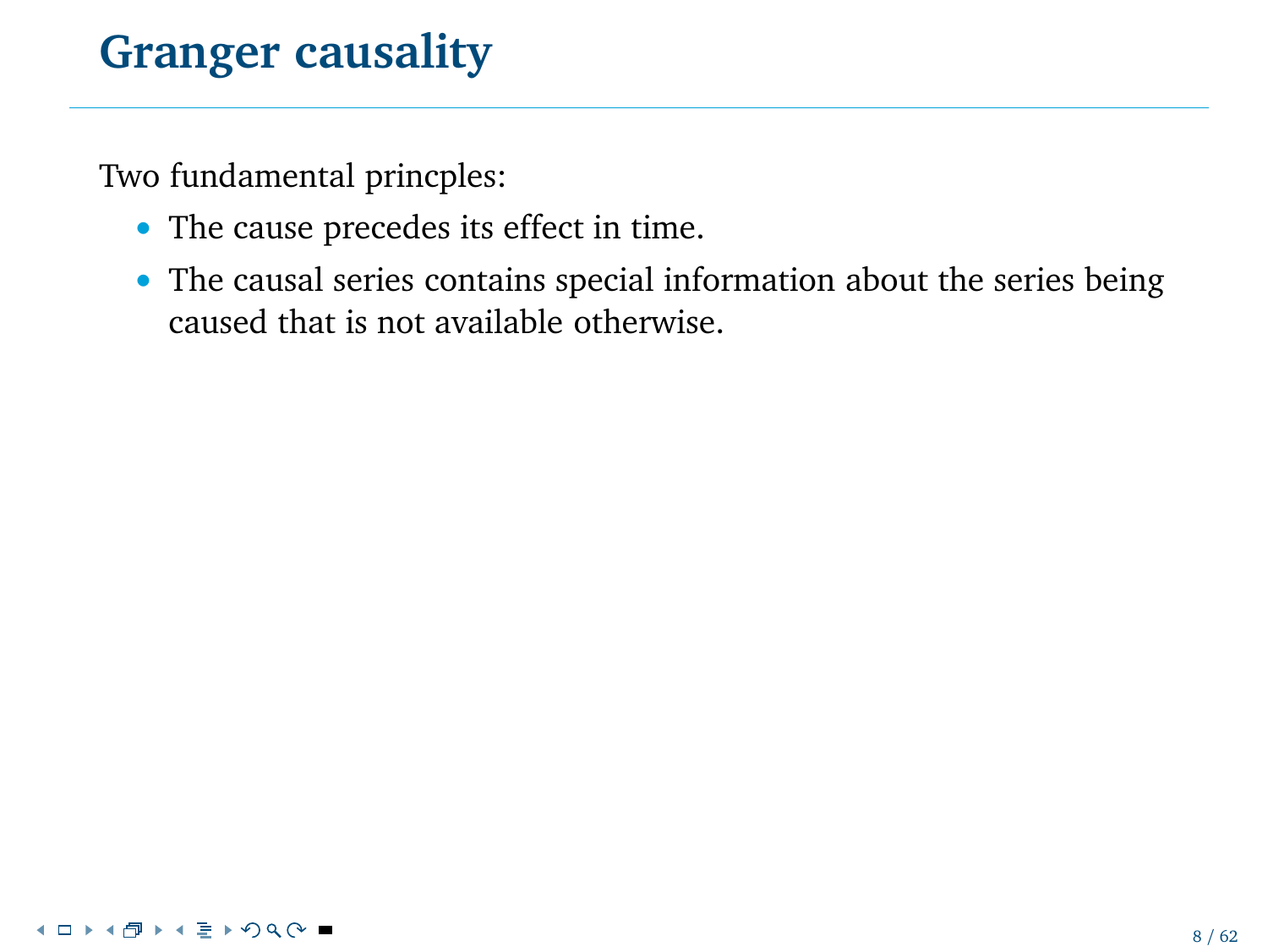# Granger causality

Two fundamental princples:

- The cause precedes its effect in time.
- The causal series contains special information about the series being caused that is not available otherwise.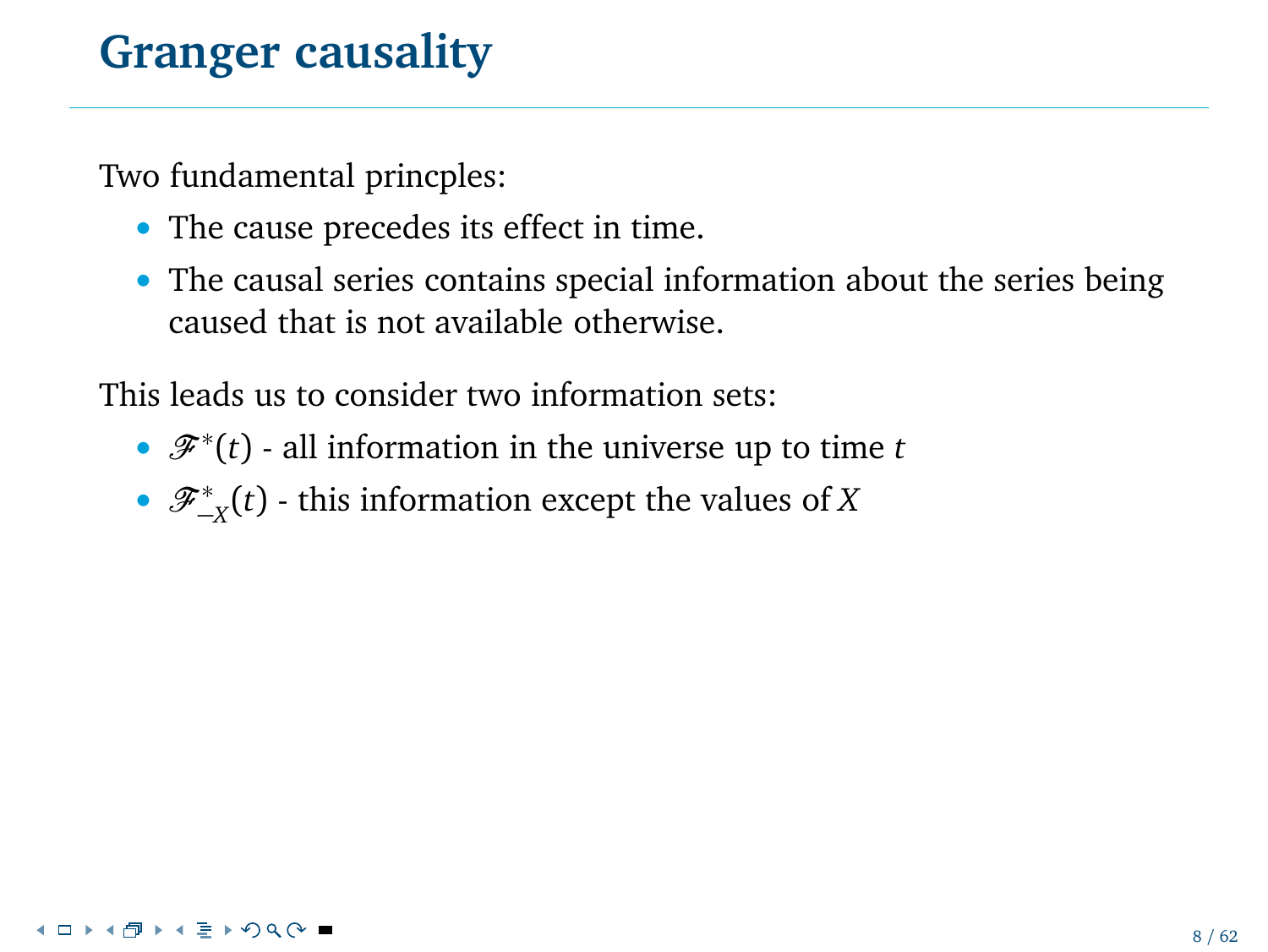# Granger causality

Two fundamental princples:

- The cause precedes its effect in time.
- The causal series contains special information about the series being caused that is not available otherwise.

This leads us to consider two information sets:

- $\mathscr{F}^*(t)$ - all information in the universe up to time $t$
- $\mathscr{F}^*_{-X}(t)$ - this information except the values of $X$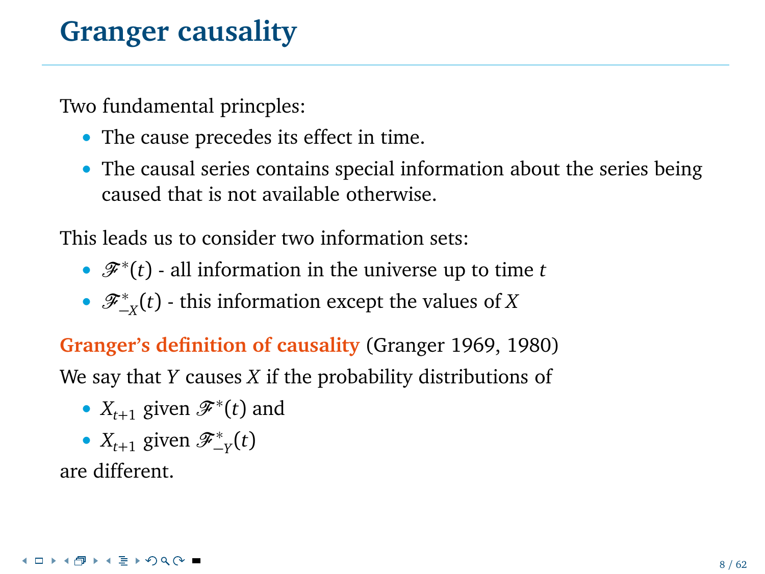# Granger causality

Two fundamental princples:

- The cause precedes its effect in time.
- The causal series contains special information about the series being caused that is not available otherwise.

This leads us to consider two information sets:

- $\mathscr{F}^*(t)$ - all information in the universe up to time $t$
- $\mathscr{F}^*_{-X}(t)$ - this information except the values of $X$

**Granger's definition of causality** (Granger 1969, 1980)

We say that $Y$ causes $X$ if the probability distributions of

- $X_{t+1}$ given $\mathscr{F}^*(t)$ and
- $X_{t+1}$ given $\mathscr{F}^*_{-Y}(t)$

are different.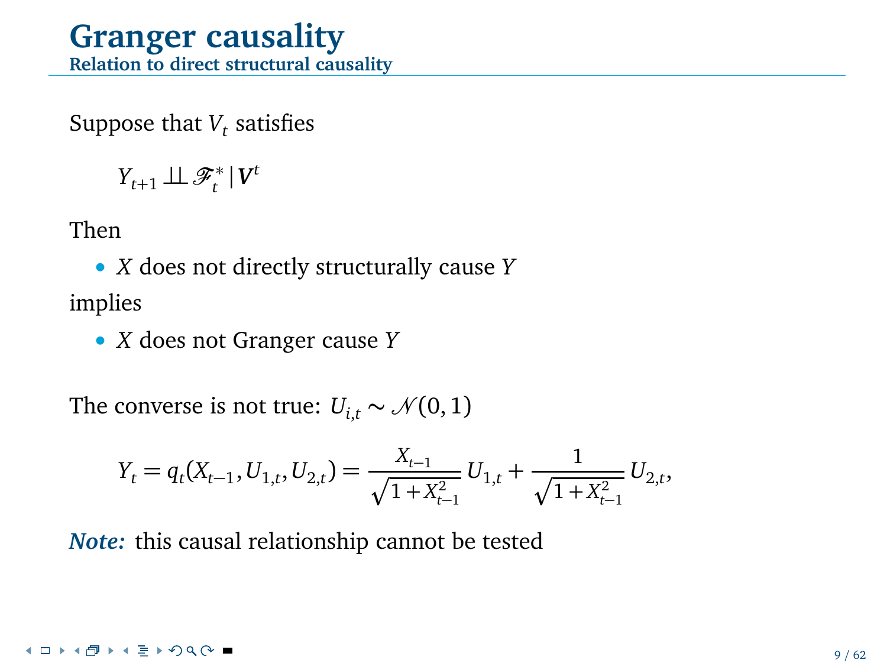# Granger causality

## Relation to direct structural causality

Suppose that $V_t$ satisfies

$$Y_{t+1} \perp\!\!\!\perp \mathscr{F}_t^* \,|\, \boldsymbol{V}^t$$

Then

- $X$ does not directly structurally cause $Y$

implies

- $X$ does not Granger cause $Y$

The converse is not true: $U_{i,t} \sim \mathcal{N}(0,1)$

$$Y_t = q_t(X_{t-1}, U_{1,t}, U_{2,t}) = \frac{X_{t-1}}{\sqrt{1+X_{t-1}^2}}\,U_{1,t} + \frac{1}{\sqrt{1+X_{t-1}^2}}\,U_{2,t},$$

***Note:*** this causal relationship cannot be tested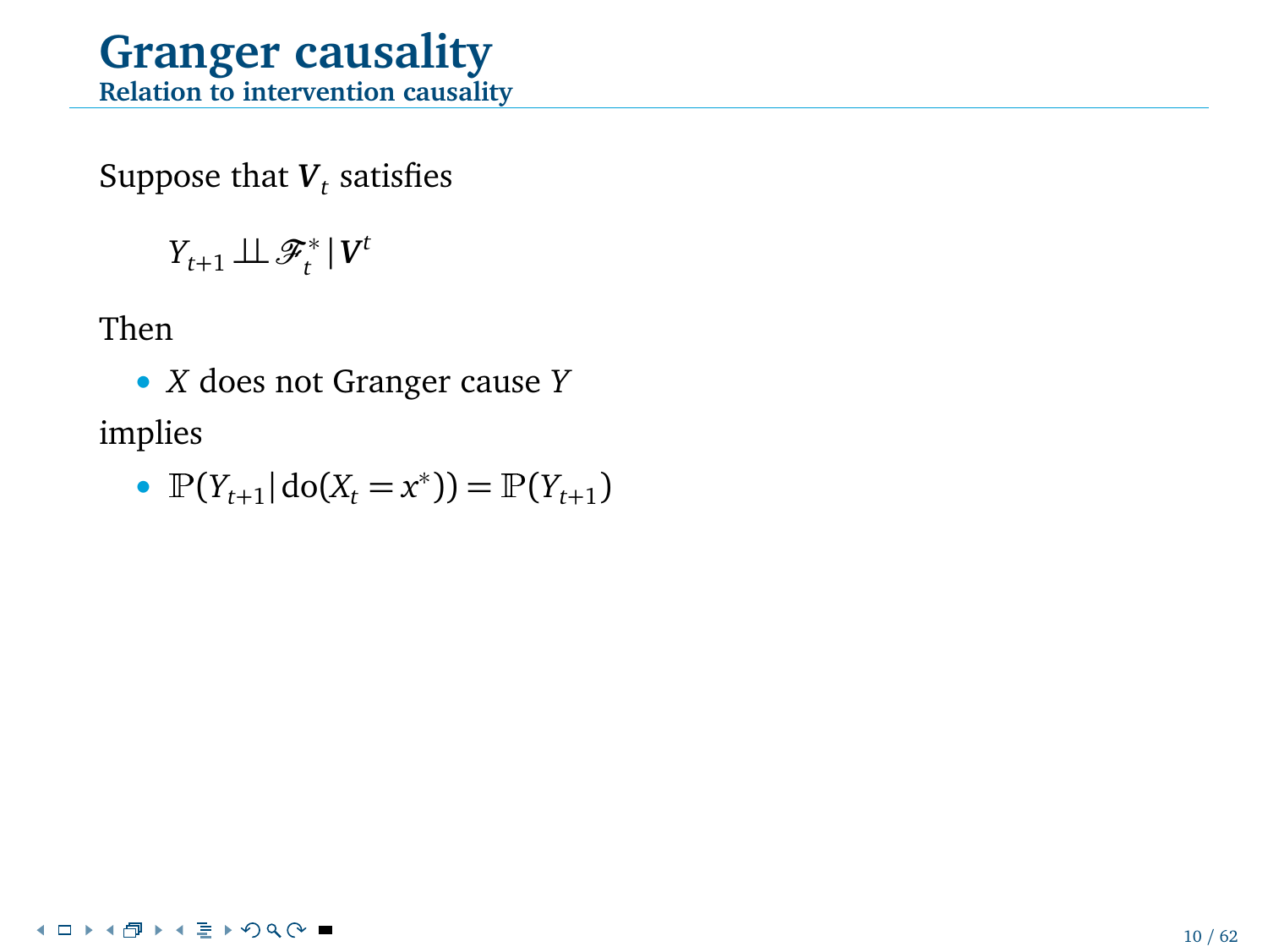# Granger causality

## Relation to intervention causality

Suppose that $\boldsymbol{V}_t$ satisfies

$$Y_{t+1} \perp\!\!\!\perp \mathscr{F}_t^* \,|\, \boldsymbol{V}^t$$

Then

- $X$ does not Granger cause $Y$

implies

- $\mathbb{P}(Y_{t+1} | \operatorname{do}(X_t = x^*)) = \mathbb{P}(Y_{t+1})$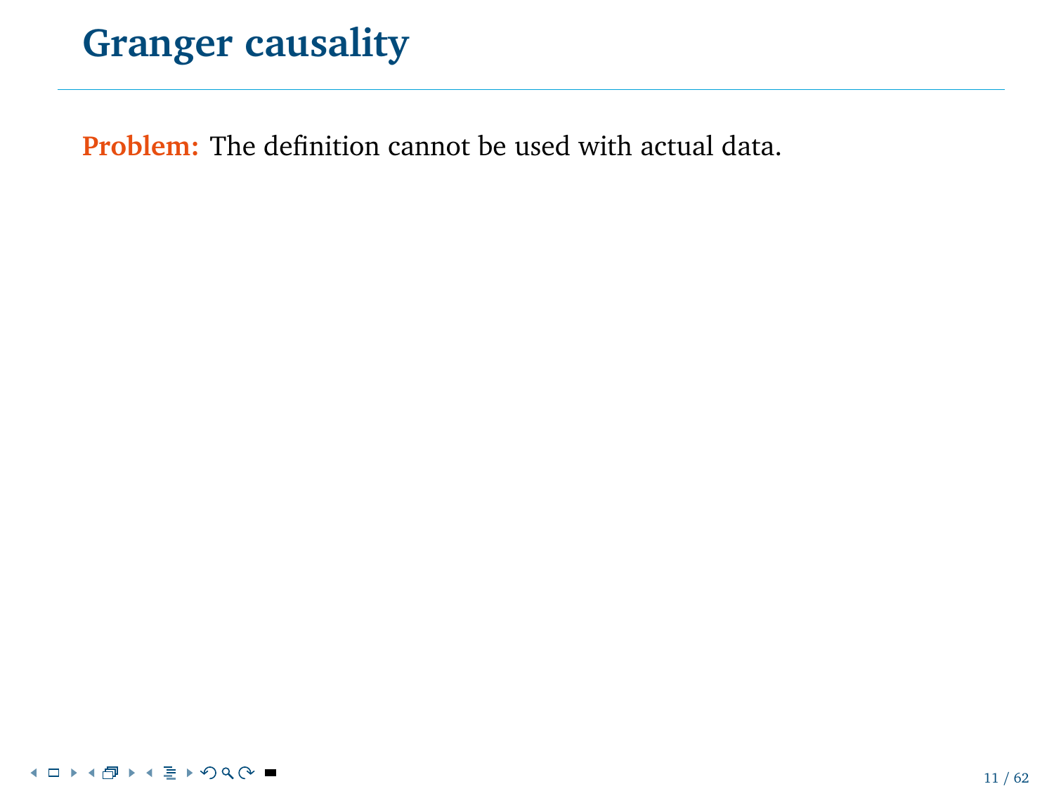# Granger causality

**Problem:** The definition cannot be used with actual data.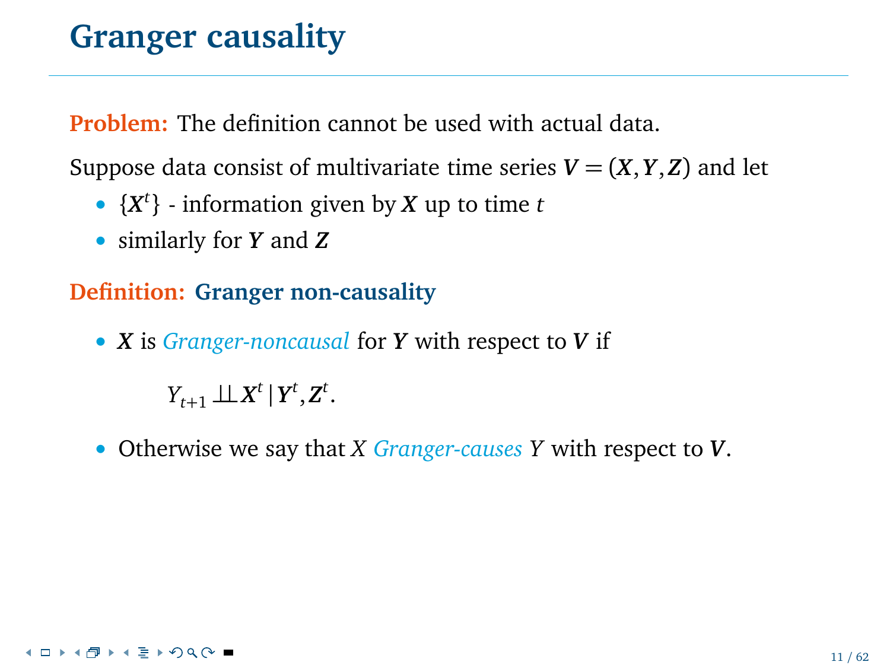# Granger causality

**Problem:** The definition cannot be used with actual data.

Suppose data consist of multivariate time series $\boldsymbol{V} = (\boldsymbol{X}, \boldsymbol{Y}, \boldsymbol{Z})$ and let

- $\{\boldsymbol{X}^t\}$ - information given by $\boldsymbol{X}$ up to time $t$
- similarly for $\boldsymbol{Y}$ and $\boldsymbol{Z}$

**Definition: Granger non-causality**

- $\boldsymbol{X}$ is *Granger-noncausal* for $\boldsymbol{Y}$ with respect to $\boldsymbol{V}$ if

$$Y_{t+1} \perp\!\!\!\perp \boldsymbol{X}^t \,|\, \boldsymbol{Y}^t, \boldsymbol{Z}^t.$$

- Otherwise we say that $X$ *Granger-causes* $Y$ with respect to $\boldsymbol{V}$.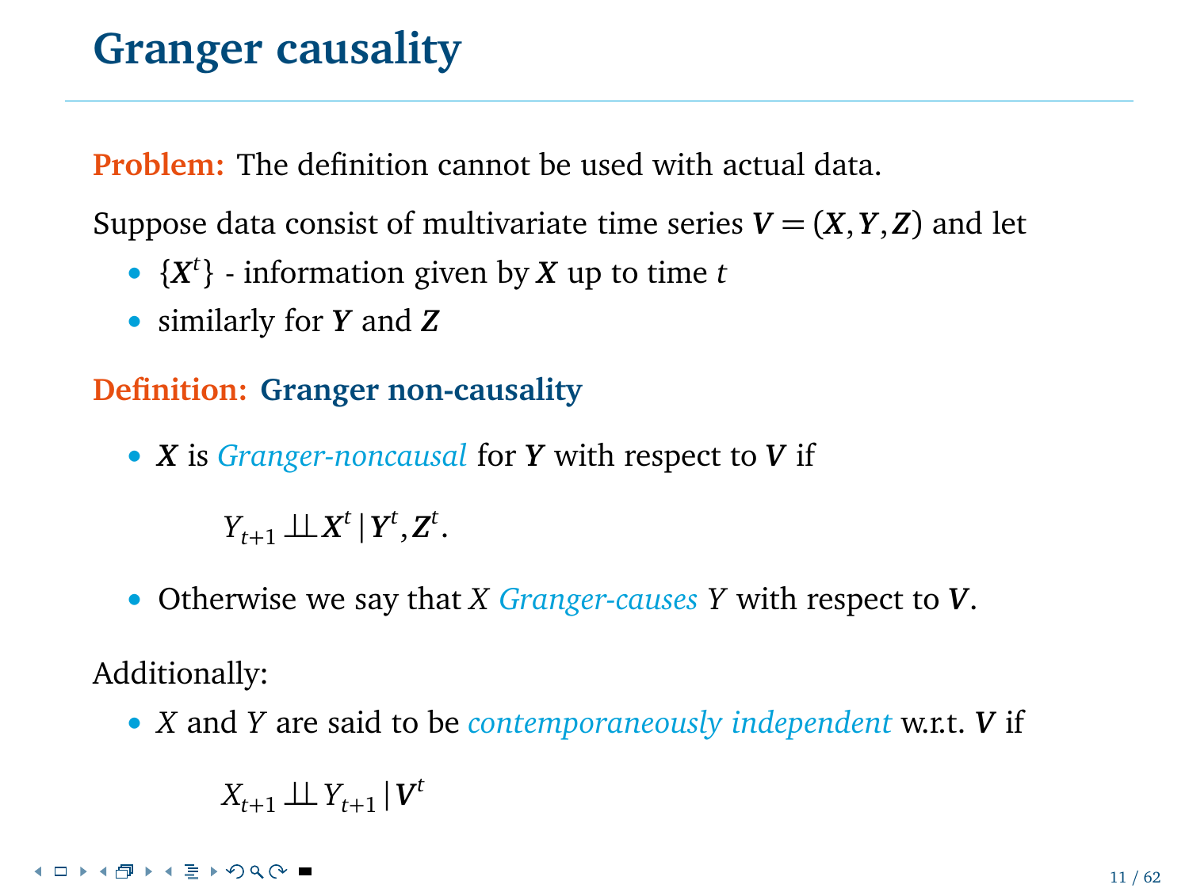# Granger causality

**Problem:** The definition cannot be used with actual data.

Suppose data consist of multivariate time series $\boldsymbol{V} = (\boldsymbol{X}, \boldsymbol{Y}, \boldsymbol{Z})$ and let

- $\{\boldsymbol{X}^t\}$ - information given by $\boldsymbol{X}$ up to time $t$
- similarly for $\boldsymbol{Y}$ and $\boldsymbol{Z}$

**Definition: Granger non-causality**

- $\boldsymbol{X}$ is *Granger-noncausal* for $\boldsymbol{Y}$ with respect to $\boldsymbol{V}$ if

$$Y_{t+1} \perp\!\!\!\perp \boldsymbol{X}^t \,|\, \boldsymbol{Y}^t, \boldsymbol{Z}^t.$$

- Otherwise we say that $X$ *Granger-causes* $Y$ with respect to $\boldsymbol{V}$.

Additionally:

- $X$ and $Y$ are said to be *contemporaneously independent* w.r.t. $\boldsymbol{V}$ if

$$X_{t+1} \perp\!\!\!\perp Y_{t+1} \,|\, \boldsymbol{V}^t$$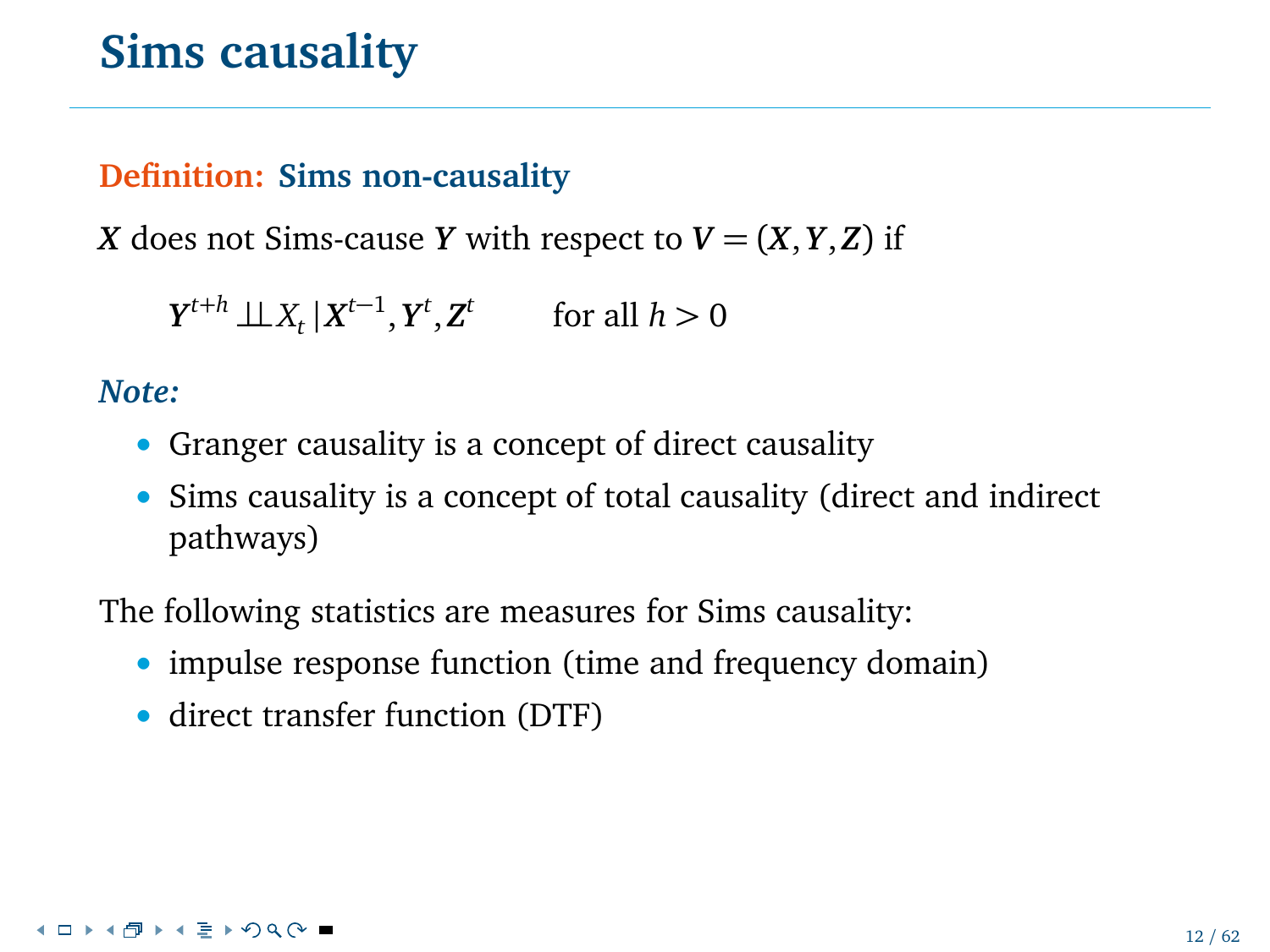# Sims causality

**Definition: Sims non-causality**

$\boldsymbol{X}$ does not Sims-cause $\boldsymbol{Y}$ with respect to $\boldsymbol{V} = (\boldsymbol{X}, \boldsymbol{Y}, \boldsymbol{Z})$ if

$$\boldsymbol{Y}^{t+h} \perp\!\!\!\perp X_t \,|\, \boldsymbol{X}^{t-1}, \boldsymbol{Y}^t, \boldsymbol{Z}^t \qquad \text{for all } h > 0$$

***Note:***

- Granger causality is a concept of direct causality
- Sims causality is a concept of total causality (direct and indirect pathways)

The following statistics are measures for Sims causality:

- impulse response function (time and frequency domain)
- direct transfer function (DTF)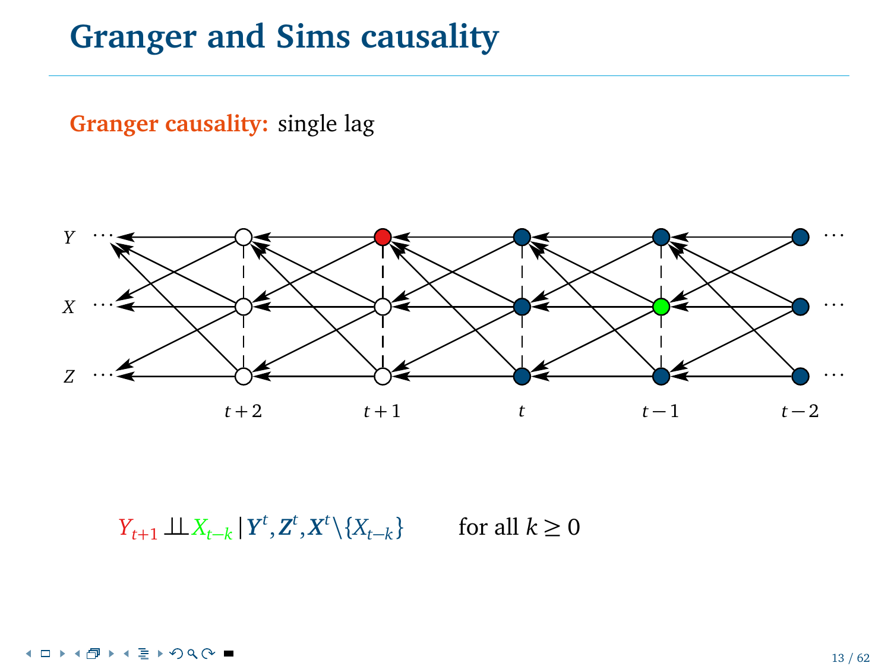# Granger and Sims causality

**Granger causality:** single lag

$$Y_{t+1} \perp\!\!\!\perp X_{t-k} \,|\, \boldsymbol{Y}^t, \boldsymbol{Z}^t, \boldsymbol{X}^t \setminus \{X_{t-k}\} \qquad \text{for all } k \geq 0$$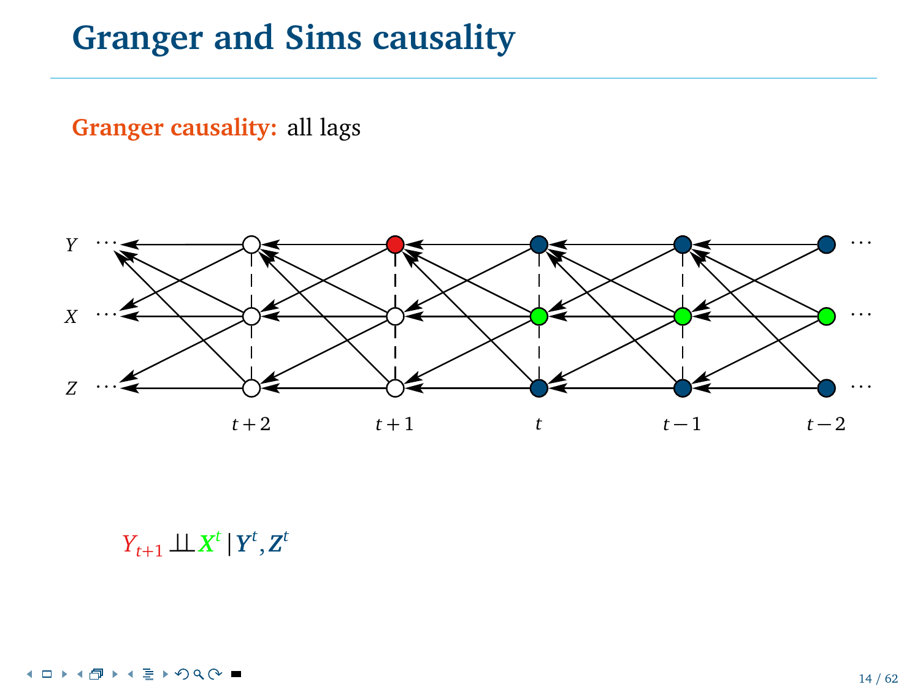# Granger and Sims causality

**Granger causality:** all lags

$$Y_{t+1} \perp\!\!\!\perp X^t \mid Y^t, Z^t$$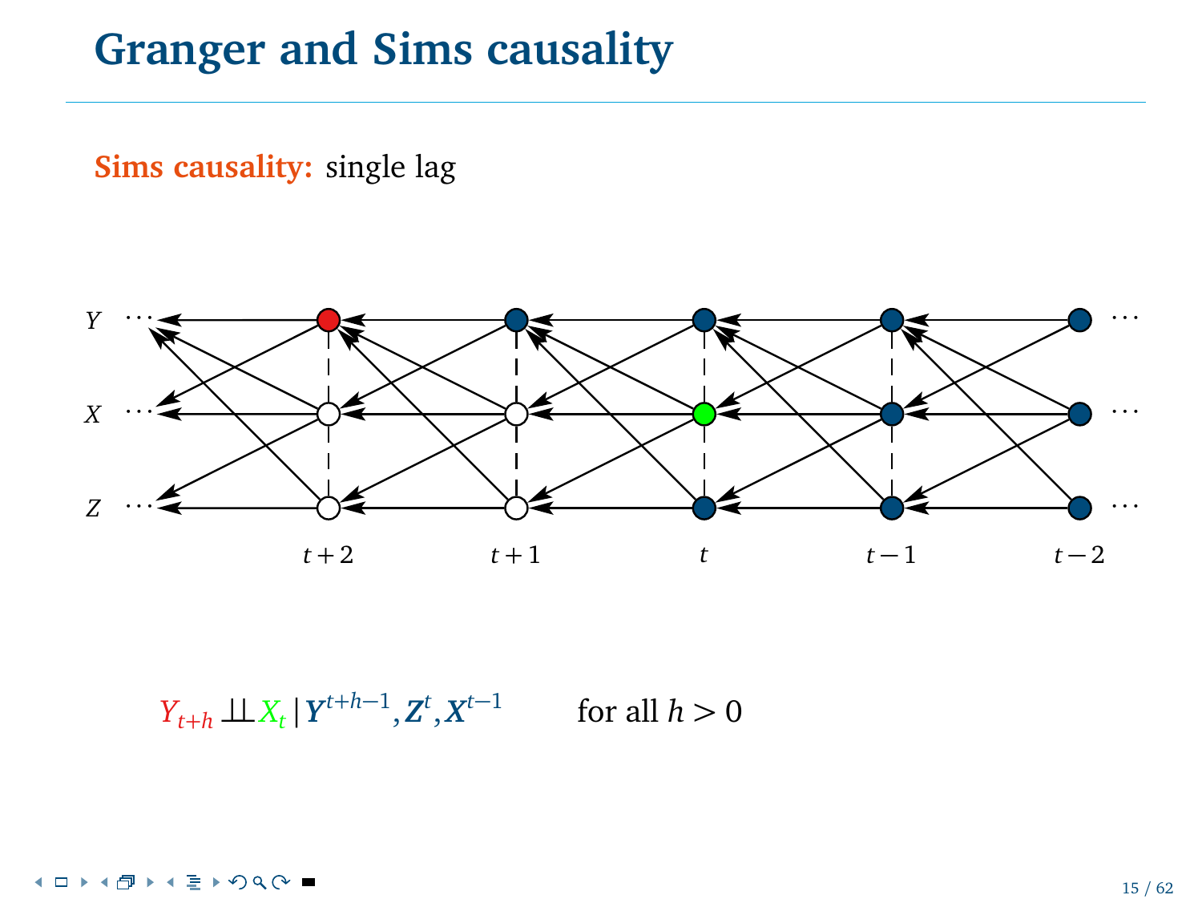# Granger and Sims causality

**Sims causality:** single lag

$$Y_{t+h} \perp\!\!\!\perp X_t \,|\, \boldsymbol{Y}^{t+h-1}, \boldsymbol{Z}^t, \boldsymbol{X}^{t-1} \qquad \text{for all } h > 0$$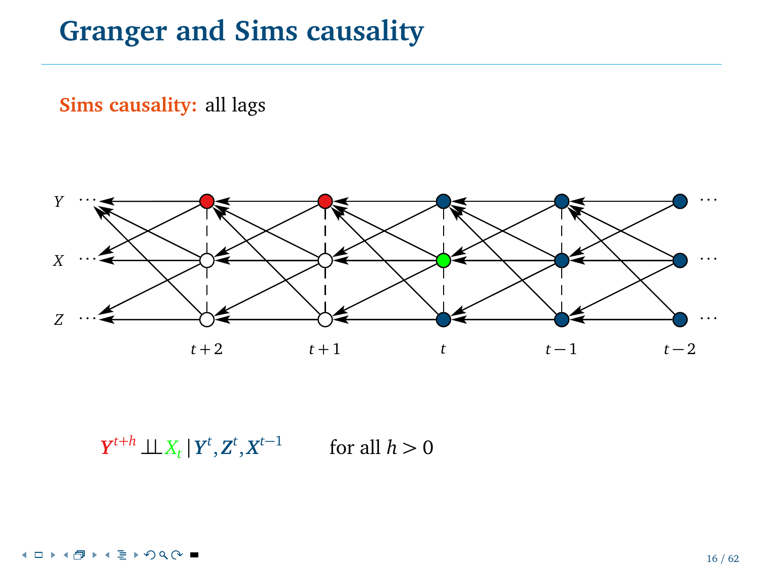# Granger and Sims causality

**Sims causality:** all lags

$$\boldsymbol{Y}^{t+h} \perp\!\!\!\perp X_t \,|\, \boldsymbol{Y}^t, \boldsymbol{Z}^t, \boldsymbol{X}^{t-1} \qquad \text{for all } h > 0$$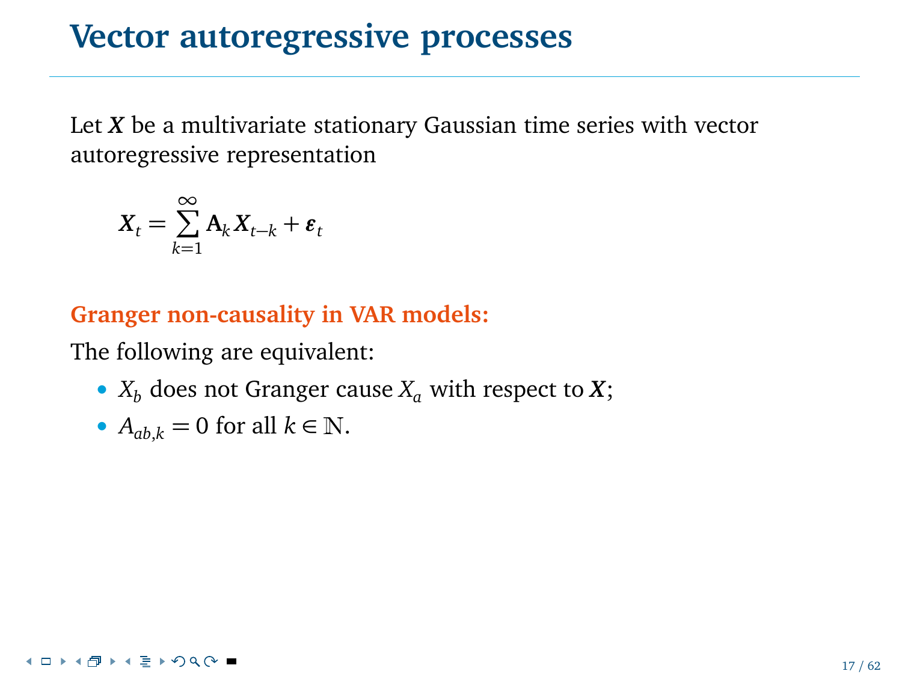# Vector autoregressive processes

Let $\boldsymbol{X}$ be a multivariate stationary Gaussian time series with vector autoregressive representation

$$\boldsymbol{X}_t = \sum_{k=1}^{\infty} \mathrm{A}_k \boldsymbol{X}_{t-k} + \boldsymbol{\varepsilon}_t$$

**Granger non-causality in VAR models:**

The following are equivalent:

- $X_b$ does not Granger cause $X_a$ with respect to $\boldsymbol{X}$;
- $A_{ab,k} = 0$ for all $k \in \mathbb{N}$.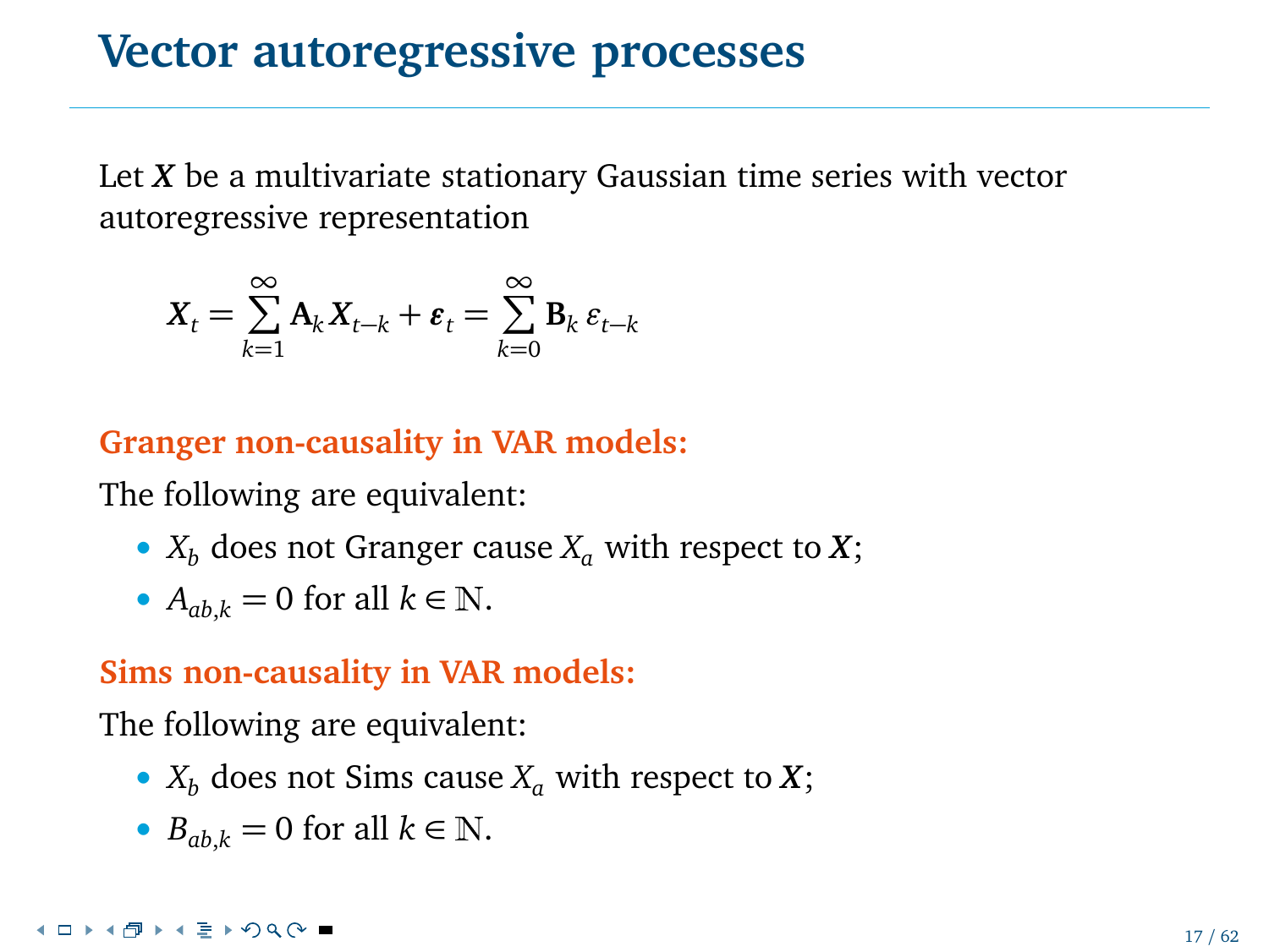# Vector autoregressive processes

Let $\boldsymbol{X}$ be a multivariate stationary Gaussian time series with vector autoregressive representation

$$\boldsymbol{X}_t = \sum_{k=1}^{\infty} \mathbf{A}_k \boldsymbol{X}_{t-k} + \boldsymbol{\varepsilon}_t = \sum_{k=0}^{\infty} \mathbf{B}_k \, \boldsymbol{\varepsilon}_{t-k}$$

**Granger non-causality in VAR models:**

The following are equivalent:

- $X_b$ does not Granger cause $X_a$ with respect to $\boldsymbol{X}$;
- $A_{ab,k} = 0$ for all $k \in \mathbb{N}$.

**Sims non-causality in VAR models:**

The following are equivalent:

- $X_b$ does not Sims cause $X_a$ with respect to $\boldsymbol{X}$;
- $B_{ab,k} = 0$ for all $k \in \mathbb{N}$.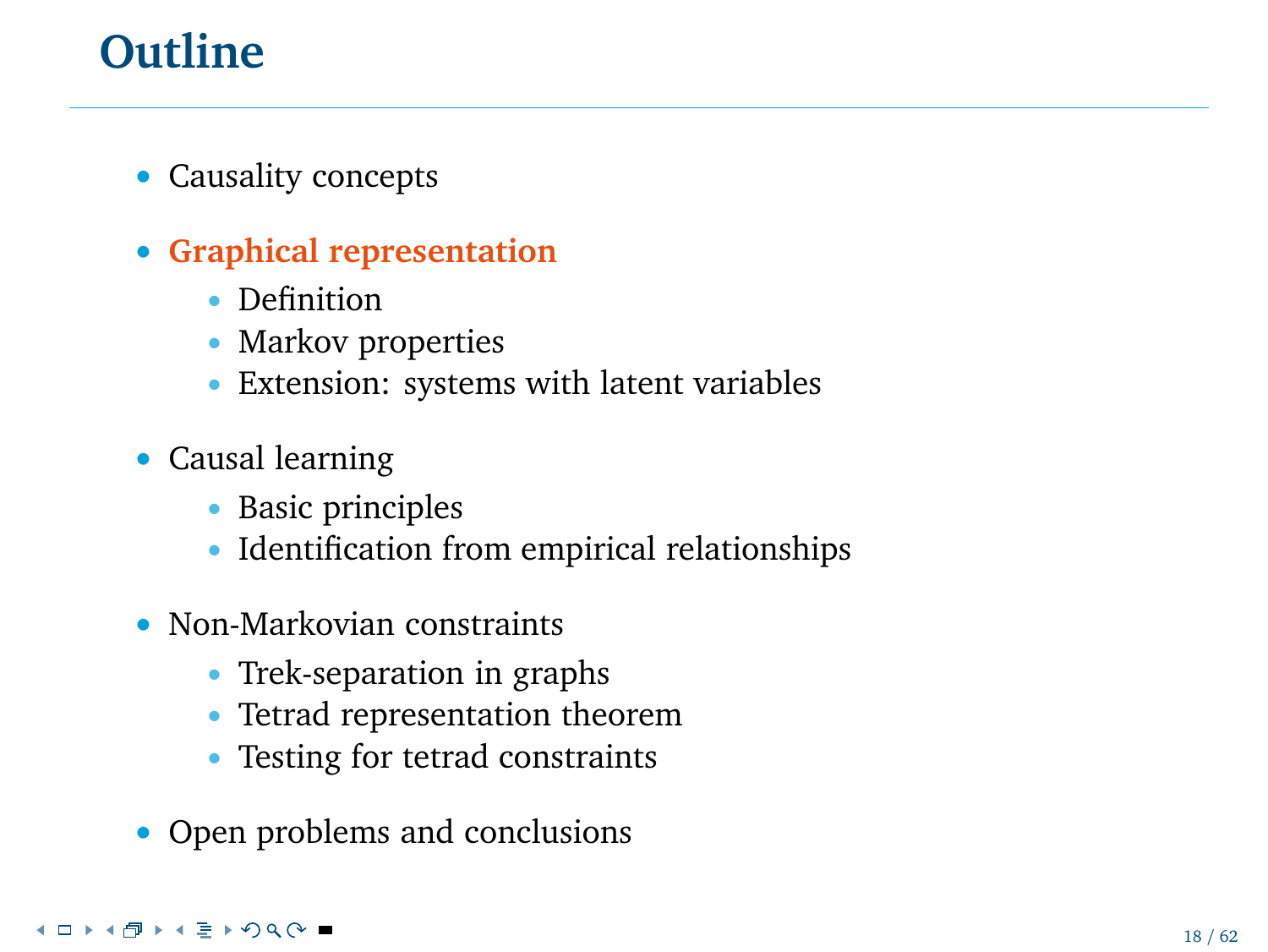# Outline

- Causality concepts
- **Graphical representation**
  - Definition
  - Markov properties
  - Extension: systems with latent variables
- Causal learning
  - Basic principles
  - Identification from empirical relationships
- Non-Markovian constraints
  - Trek-separation in graphs
  - Tetrad representation theorem
  - Testing for tetrad constraints
- Open problems and conclusions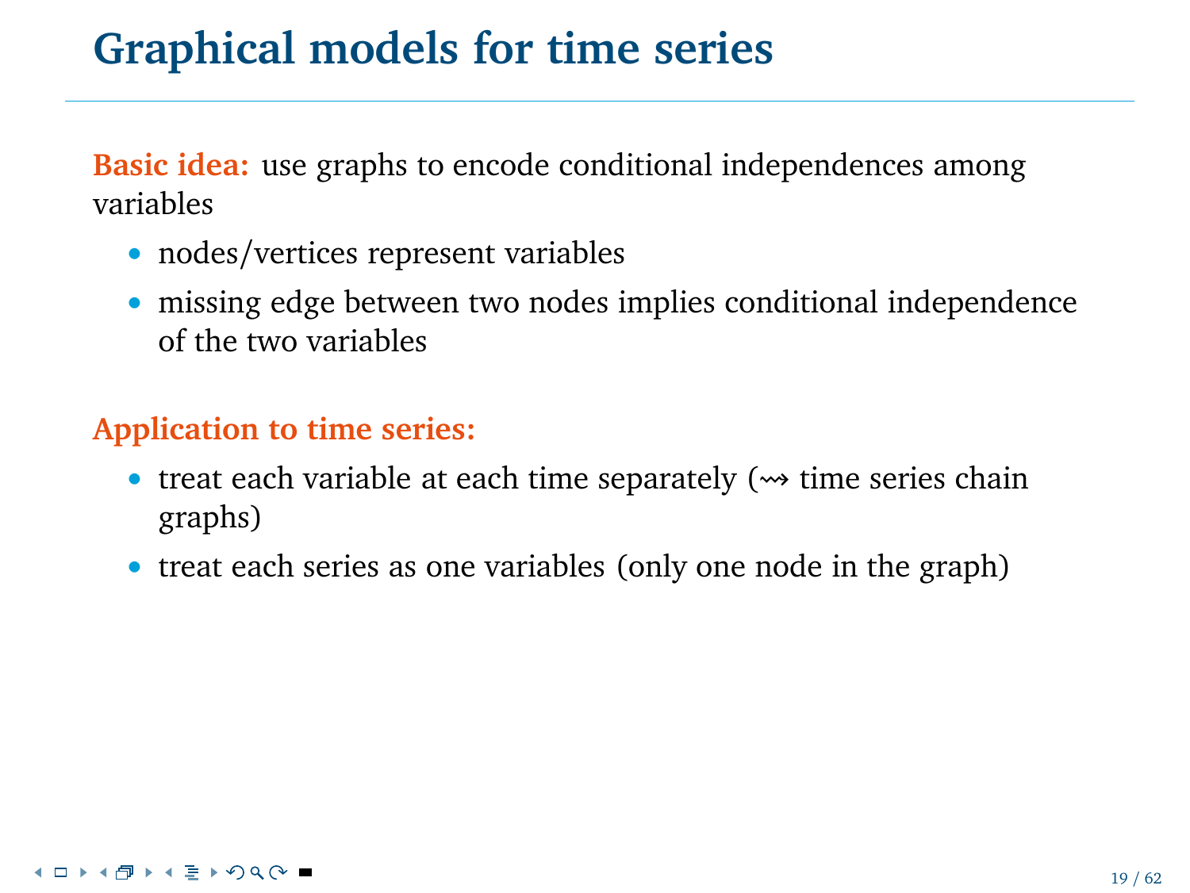# Graphical models for time series

**Basic idea:** use graphs to encode conditional independences among variables

- nodes/vertices represent variables
- missing edge between two nodes implies conditional independence of the two variables

**Application to time series:**

- treat each variable at each time separately ($\rightsquigarrow$ time series chain graphs)
- treat each series as one variables (only one node in the graph)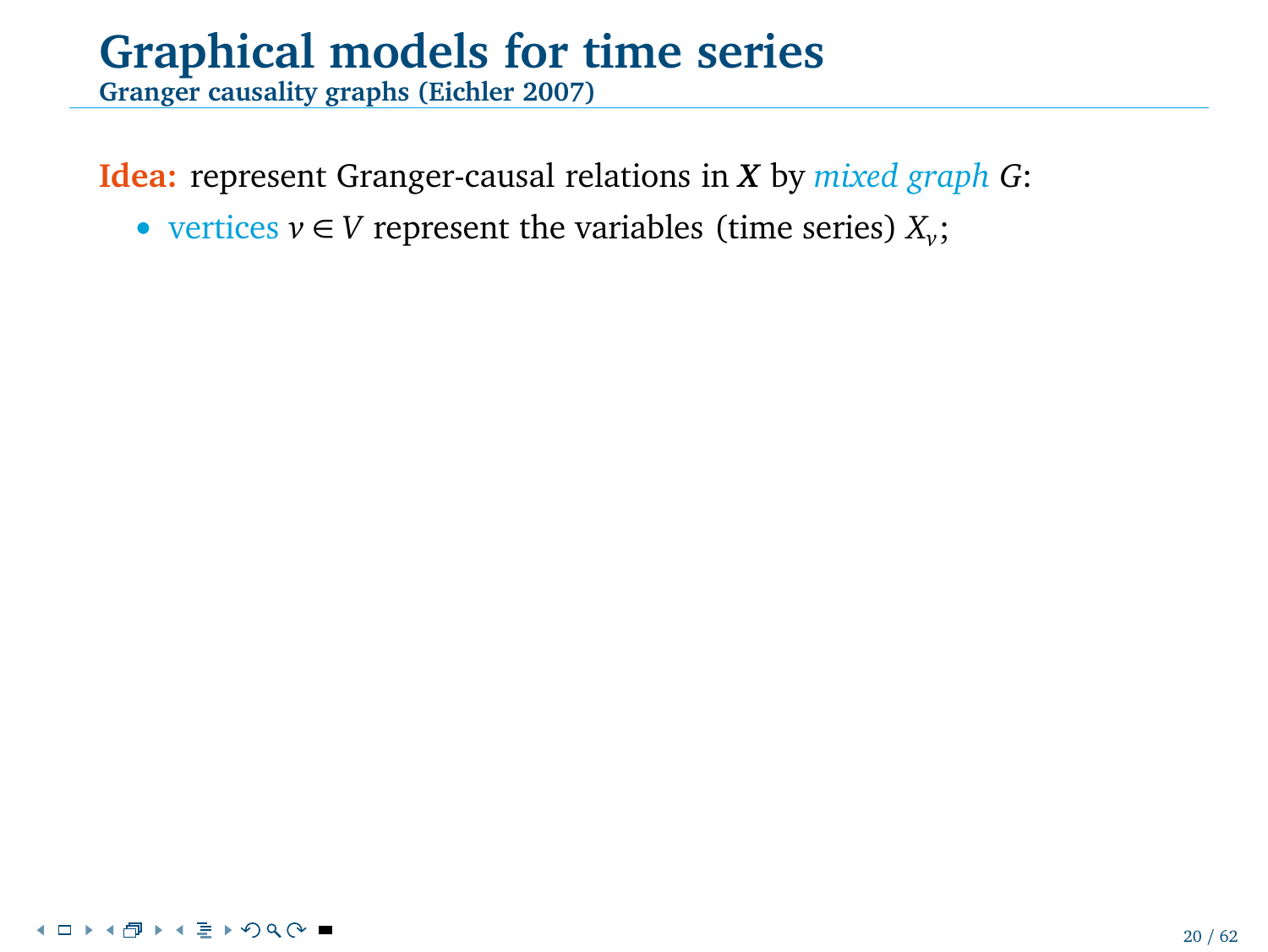# Graphical models for time series

## Granger causality graphs (Eichler 2007)

**Idea:** represent Granger-causal relations in $\boldsymbol{X}$ by *mixed graph* $G$:

- vertices $v \in V$ represent the variables (time series) $X_v$;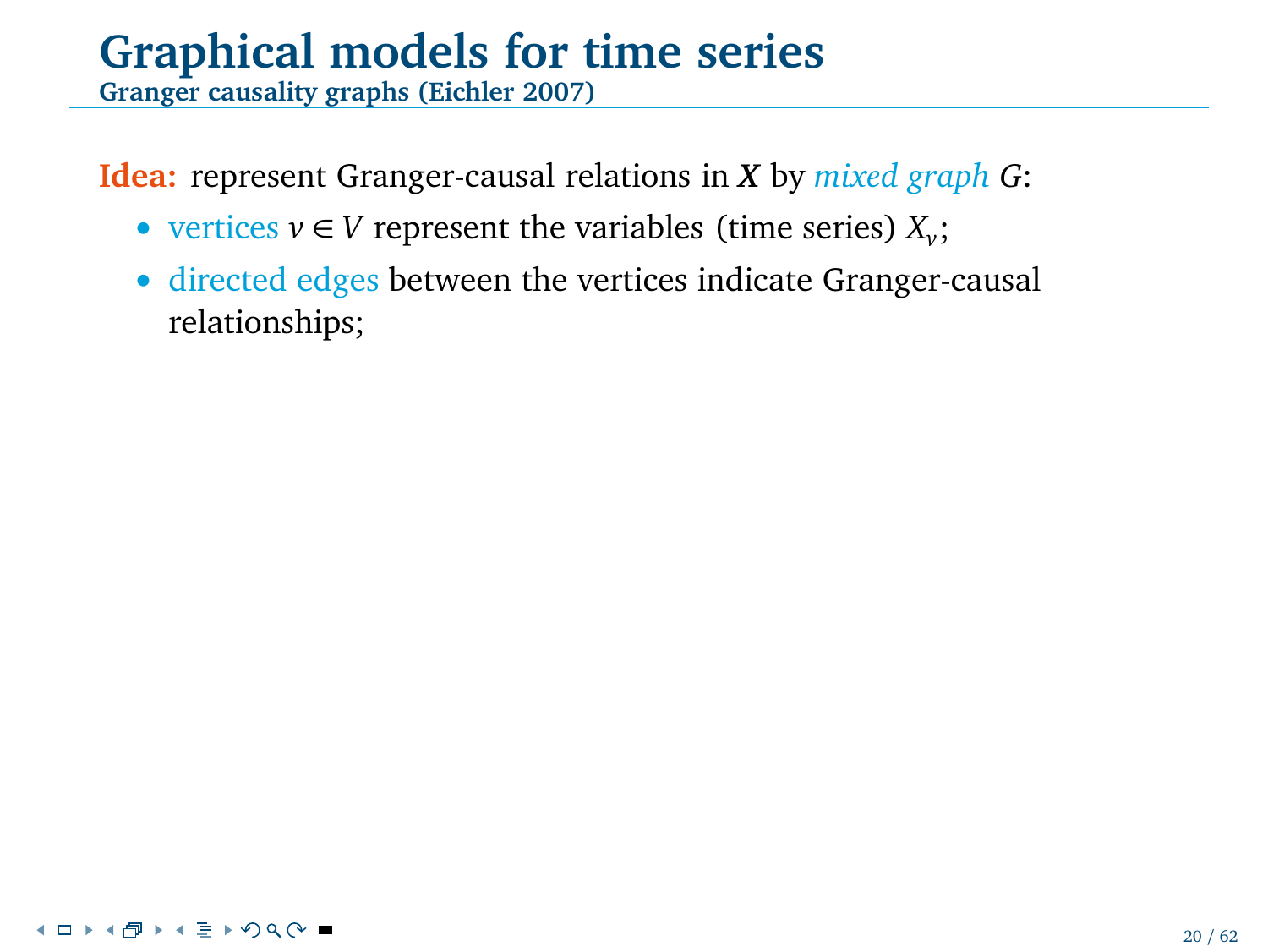# Graphical models for time series

## Granger causality graphs (Eichler 2007)

**Idea:** represent Granger-causal relations in $\boldsymbol{X}$ by *mixed graph* $G$:

- vertices $v \in V$ represent the variables (time series) $X_v$;
- directed edges between the vertices indicate Granger-causal relationships;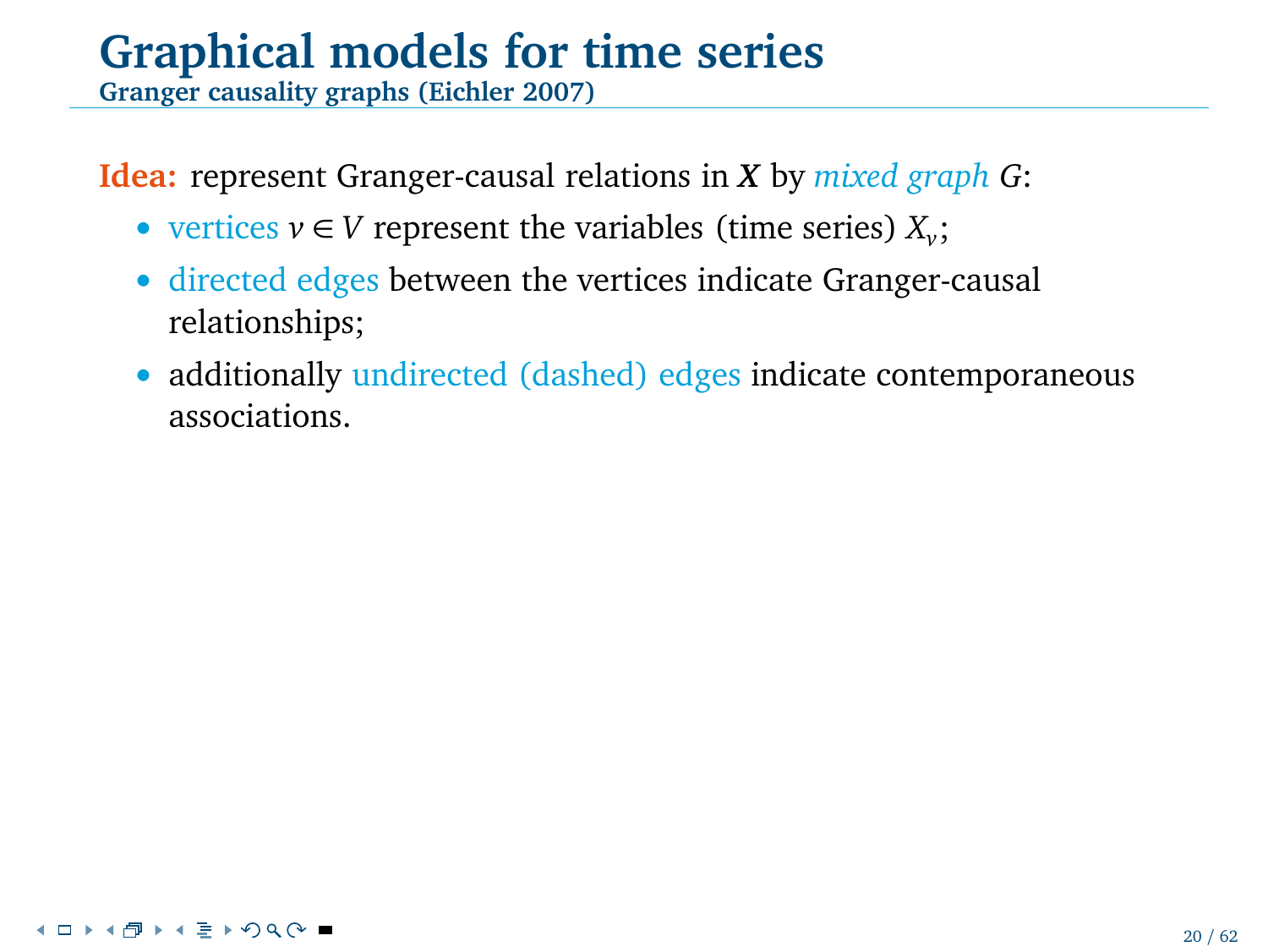# Graphical models for time series

## Granger causality graphs (Eichler 2007)

**Idea:** represent Granger-causal relations in $\boldsymbol{X}$ by *mixed graph* $G$:

- vertices $v \in V$ represent the variables (time series) $X_v$;
- directed edges between the vertices indicate Granger-causal relationships;
- additionally undirected (dashed) edges indicate contemporaneous associations.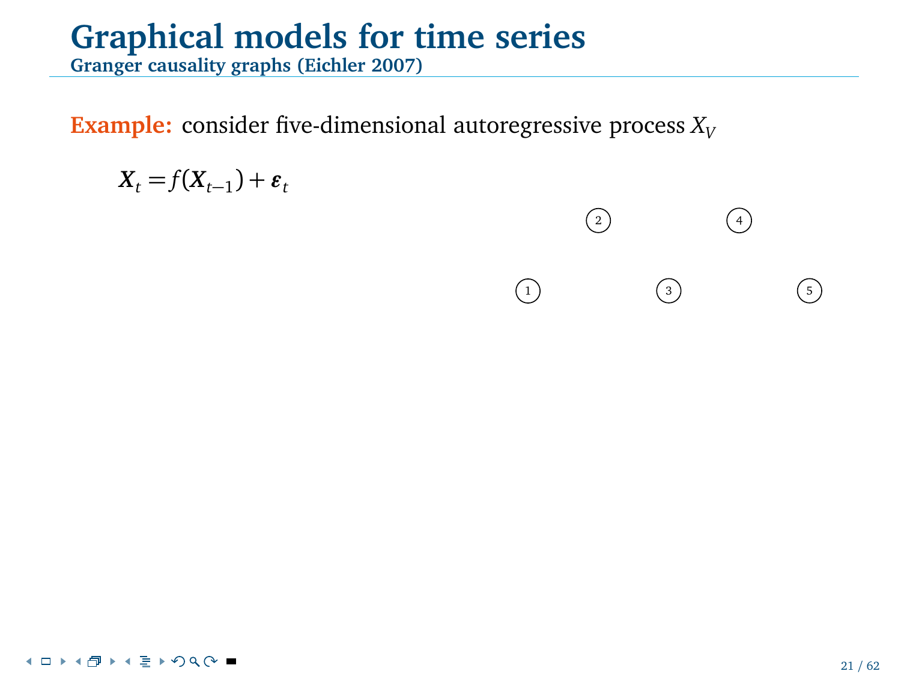# Graphical models for time series

## Granger causality graphs (Eichler 2007)

**Example:** consider five-dimensional autoregressive process $X_V$

$$\boldsymbol{X}_t = f(\boldsymbol{X}_{t-1}) + \boldsymbol{\varepsilon}_t$$

2 4

1 3 5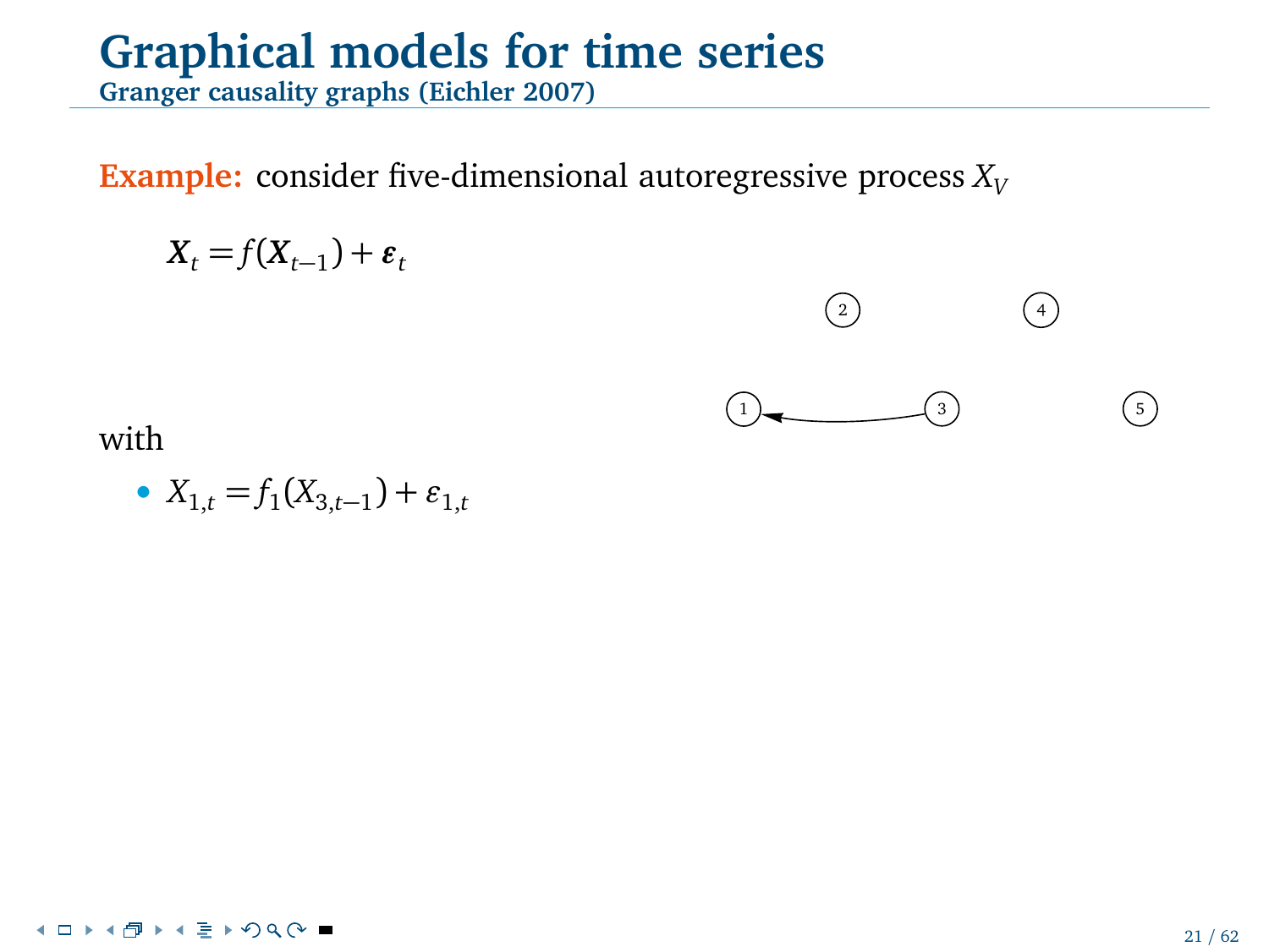# Graphical models for time series

## Granger causality graphs (Eichler 2007)

**Example:** consider five-dimensional autoregressive process $X_V$

$$\boldsymbol{X}_t = f(\boldsymbol{X}_{t-1}) + \boldsymbol{\varepsilon}_t$$

with

- $X_{1,t} = f_1(X_{3,t-1}) + \varepsilon_{1,t}$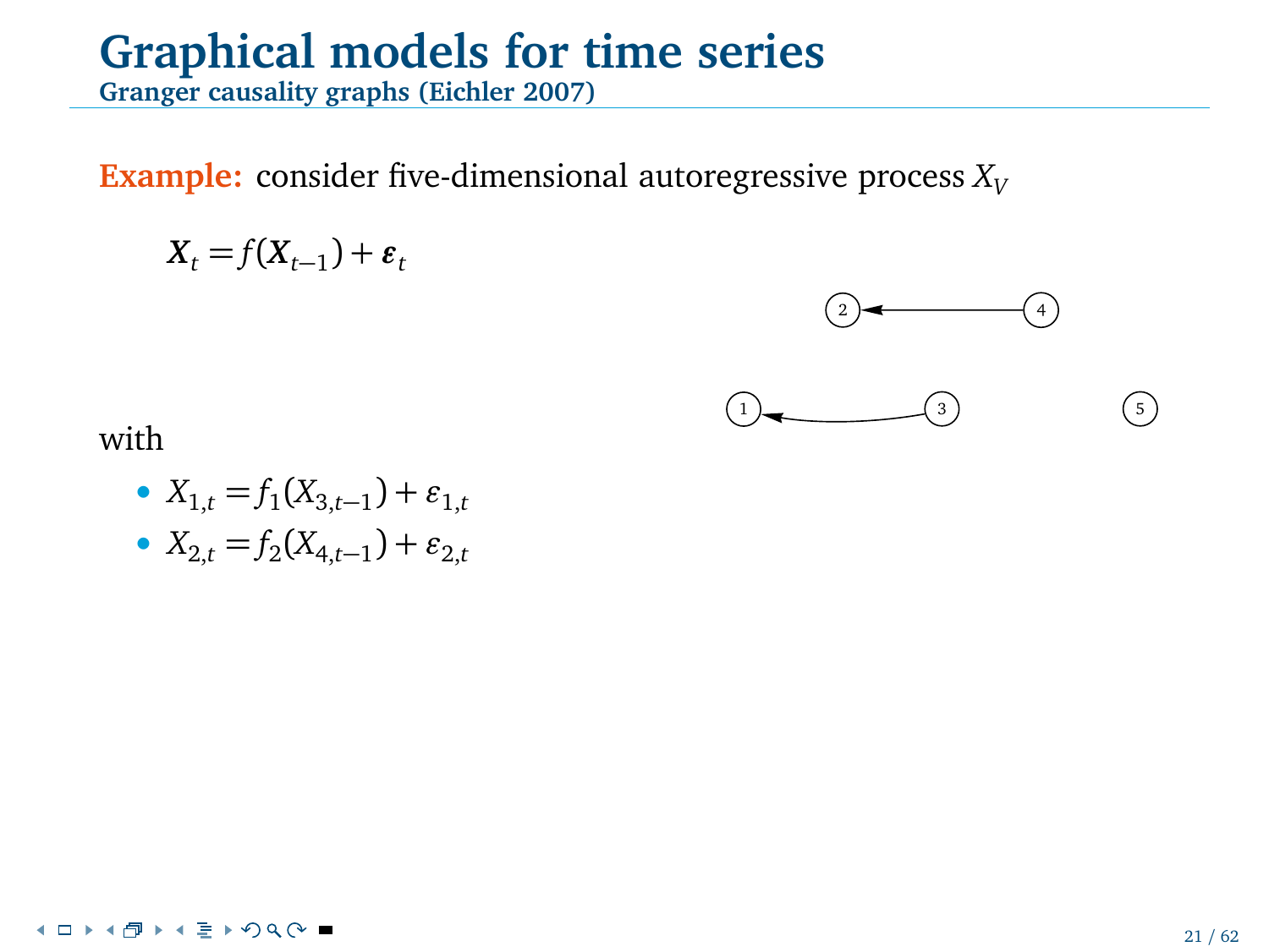# Graphical models for time series

## Granger causality graphs (Eichler 2007)

**Example:** consider five-dimensional autoregressive process $X_V$

$$\boldsymbol{X}_t = f(\boldsymbol{X}_{t-1}) + \boldsymbol{\varepsilon}_t$$

with

- $X_{1,t} = f_1(X_{3,t-1}) + \varepsilon_{1,t}$
- $X_{2,t} = f_2(X_{4,t-1}) + \varepsilon_{2,t}$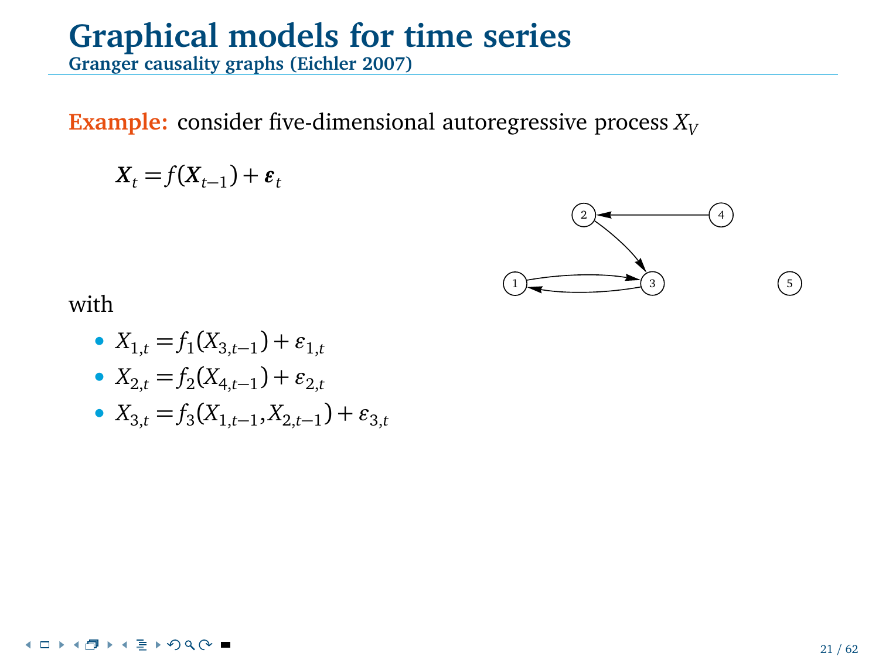# Graphical models for time series

## Granger causality graphs (Eichler 2007)

**Example:** consider five-dimensional autoregressive process $X_V$

$$\boldsymbol{X}_t = f(\boldsymbol{X}_{t-1}) + \boldsymbol{\varepsilon}_t$$

with

- $X_{1,t} = f_1(X_{3,t-1}) + \varepsilon_{1,t}$
- $X_{2,t} = f_2(X_{4,t-1}) + \varepsilon_{2,t}$
- $X_{3,t} = f_3(X_{1,t-1}, X_{2,t-1}) + \varepsilon_{3,t}$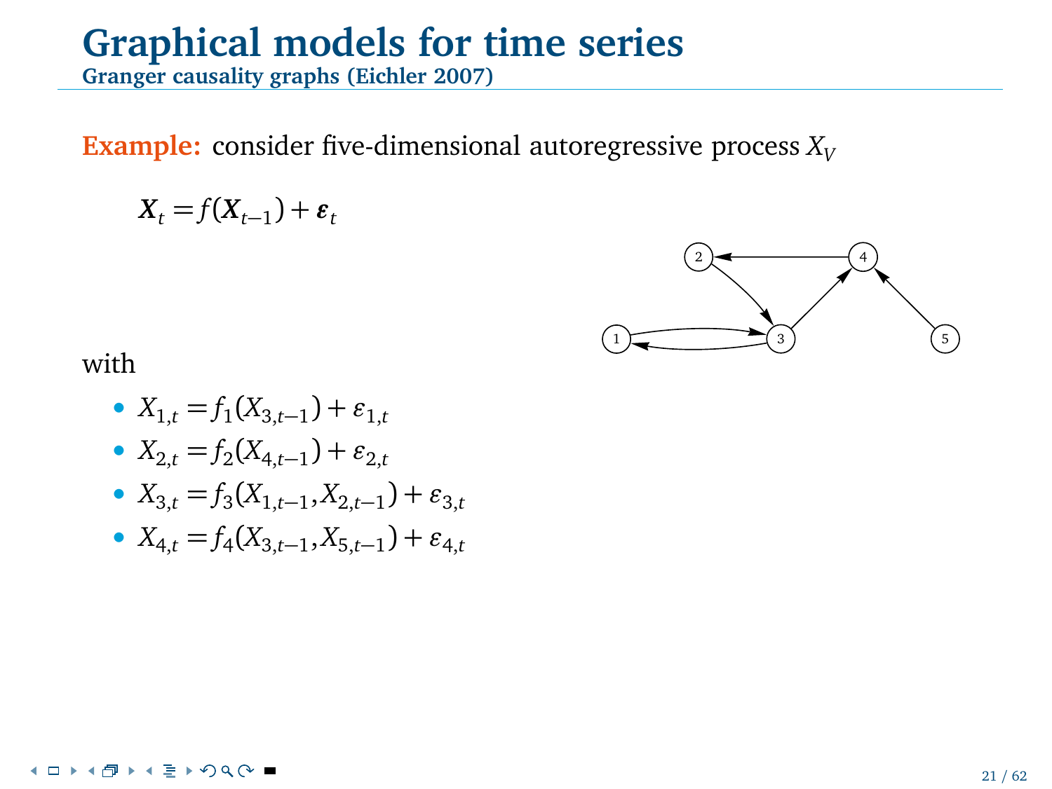# Graphical models for time series

## Granger causality graphs (Eichler 2007)

**Example:** consider five-dimensional autoregressive process $X_V$

$$\boldsymbol{X}_t = f(\boldsymbol{X}_{t-1}) + \boldsymbol{\varepsilon}_t$$

with

- $X_{1,t} = f_1(X_{3,t-1}) + \varepsilon_{1,t}$
- $X_{2,t} = f_2(X_{4,t-1}) + \varepsilon_{2,t}$
- $X_{3,t} = f_3(X_{1,t-1}, X_{2,t-1}) + \varepsilon_{3,t}$
- $X_{4,t} = f_4(X_{3,t-1}, X_{5,t-1}) + \varepsilon_{4,t}$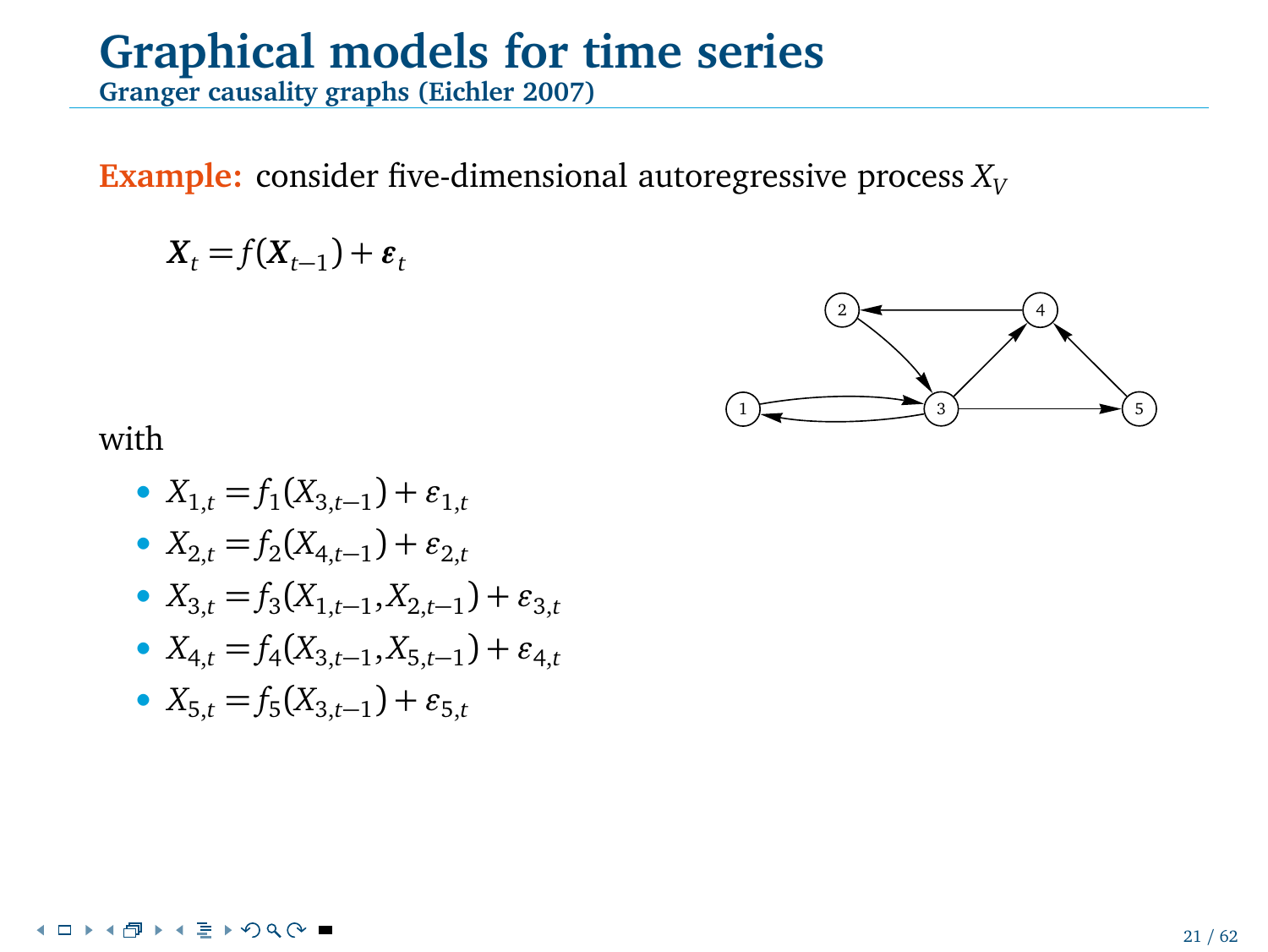# Graphical models for time series

## Granger causality graphs (Eichler 2007)

**Example:** consider five-dimensional autoregressive process $X_V$

$$\boldsymbol{X}_t = f(\boldsymbol{X}_{t-1}) + \boldsymbol{\varepsilon}_t$$

with

- $X_{1,t} = f_1(X_{3,t-1}) + \varepsilon_{1,t}$
- $X_{2,t} = f_2(X_{4,t-1}) + \varepsilon_{2,t}$
- $X_{3,t} = f_3(X_{1,t-1}, X_{2,t-1}) + \varepsilon_{3,t}$
- $X_{4,t} = f_4(X_{3,t-1}, X_{5,t-1}) + \varepsilon_{4,t}$
- $X_{5,t} = f_5(X_{3,t-1}) + \varepsilon_{5,t}$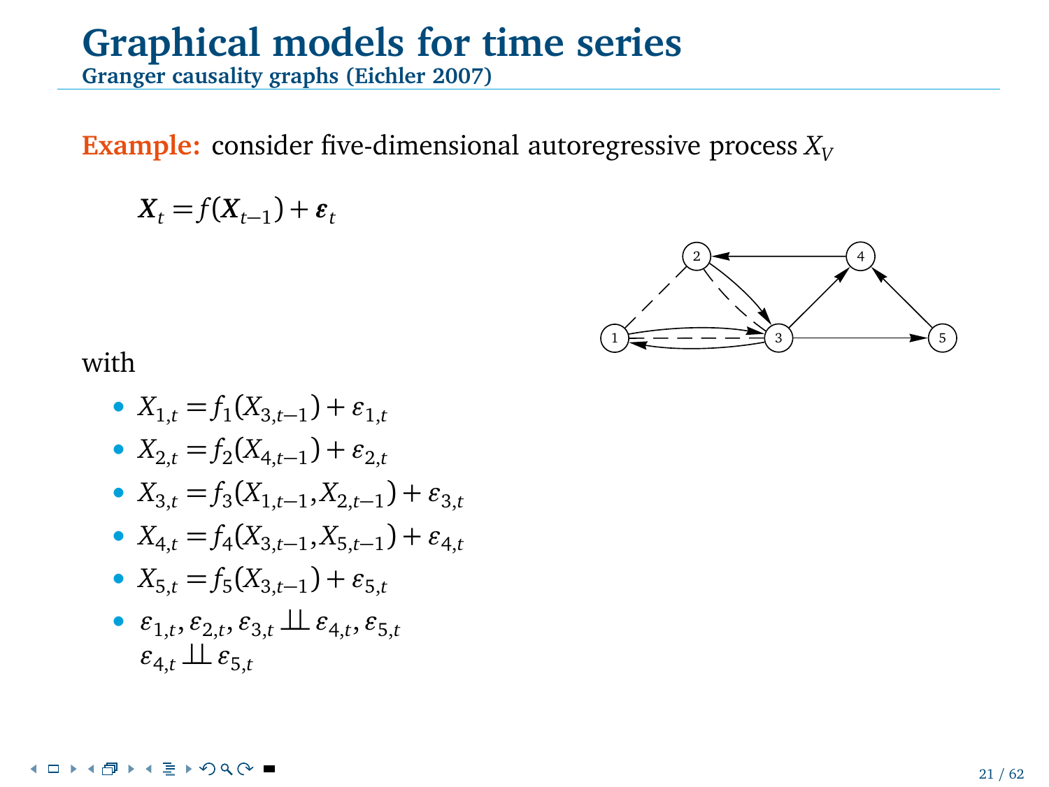# Graphical models for time series

## Granger causality graphs (Eichler 2007)

**Example:** consider five-dimensional autoregressive process $X_V$

$$\boldsymbol{X}_t = f(\boldsymbol{X}_{t-1}) + \boldsymbol{\varepsilon}_t$$

with

- $X_{1,t} = f_1(X_{3,t-1}) + \varepsilon_{1,t}$
- $X_{2,t} = f_2(X_{4,t-1}) + \varepsilon_{2,t}$
- $X_{3,t} = f_3(X_{1,t-1}, X_{2,t-1}) + \varepsilon_{3,t}$
- $X_{4,t} = f_4(X_{3,t-1}, X_{5,t-1}) + \varepsilon_{4,t}$
- $X_{5,t} = f_5(X_{3,t-1}) + \varepsilon_{5,t}$
- $\varepsilon_{1,t}, \varepsilon_{2,t}, \varepsilon_{3,t} \perp\!\!\!\perp \varepsilon_{4,t}, \varepsilon_{5,t}$
  $\varepsilon_{4,t} \perp\!\!\!\perp \varepsilon_{5,t}$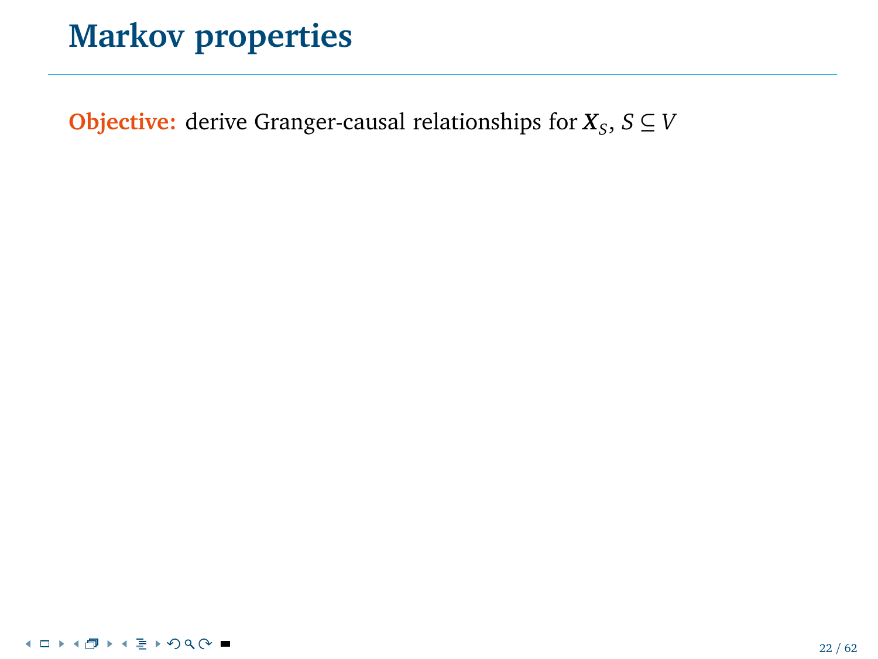# Markov properties

**Objective:** derive Granger-causal relationships for $\boldsymbol{X}_S$, $S \subseteq V$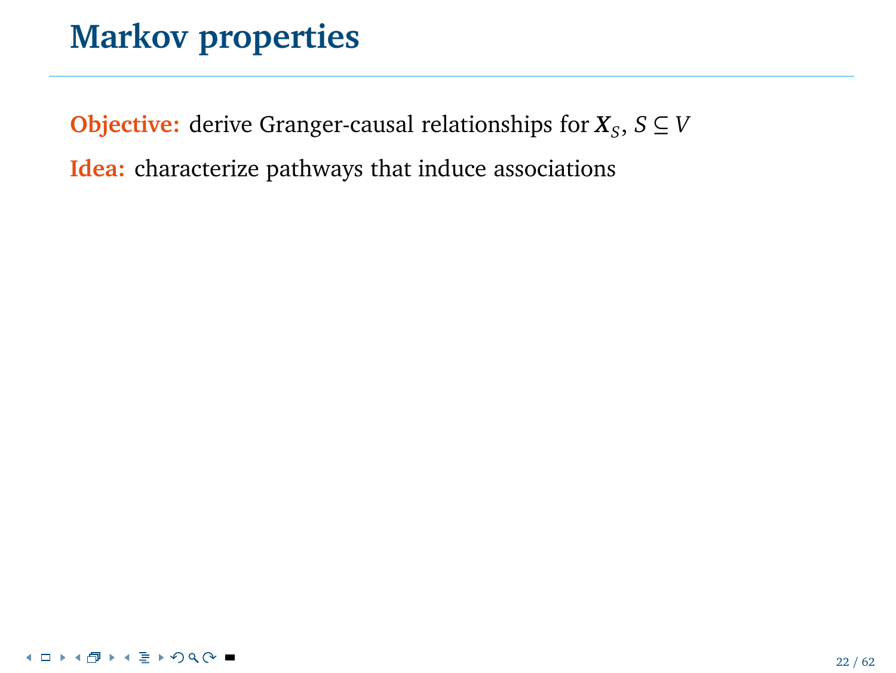# Markov properties

**Objective:** derive Granger-causal relationships for $\boldsymbol{X}_S$, $S \subseteq V$

**Idea:** characterize pathways that induce associations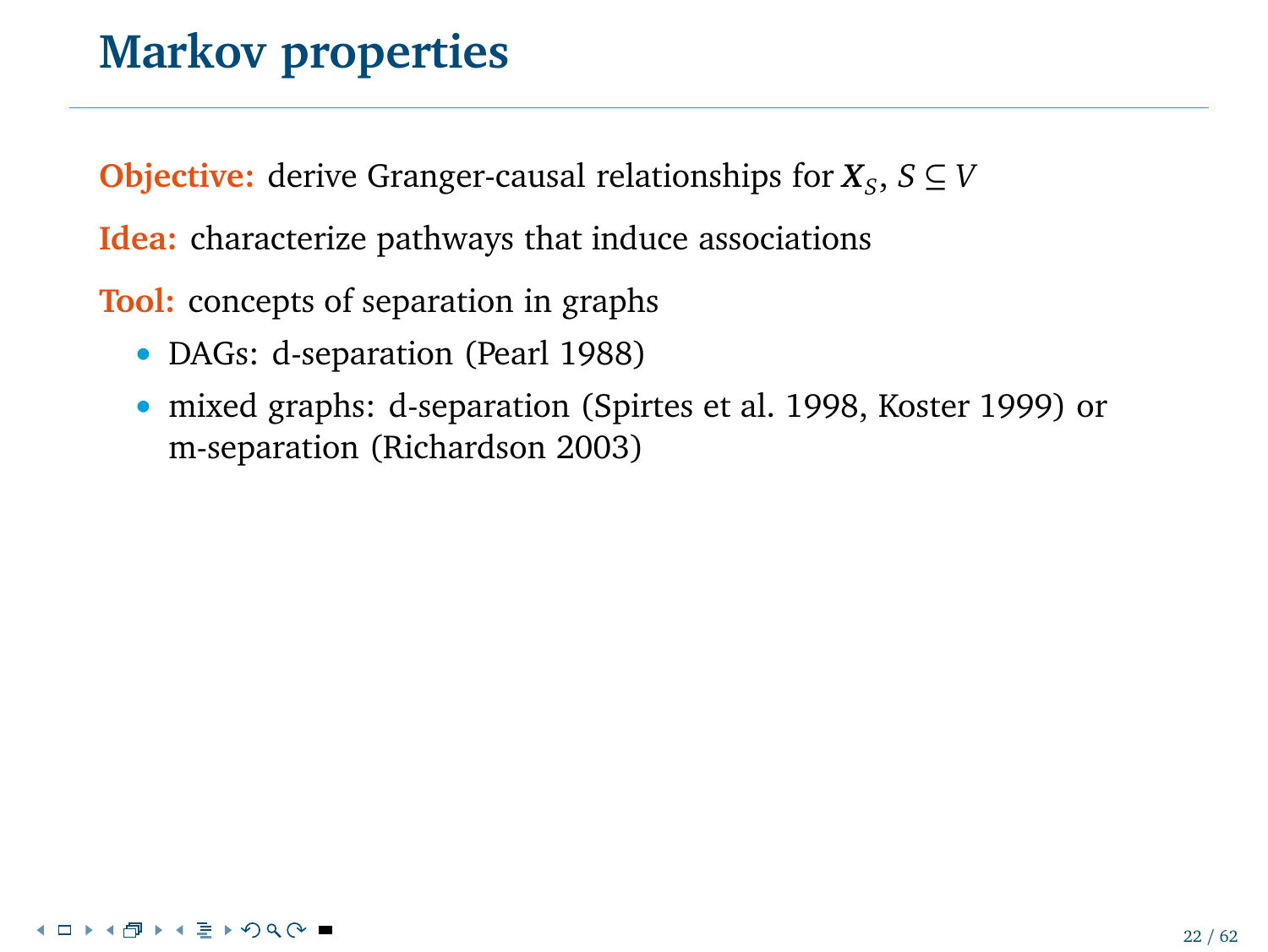# Markov properties

**Objective:** derive Granger-causal relationships for $\boldsymbol{X}_S$, $S \subseteq V$

**Idea:** characterize pathways that induce associations

**Tool:** concepts of separation in graphs

- DAGs: d-separation (Pearl 1988)
- mixed graphs: d-separation (Spirtes et al. 1998, Koster 1999) or m-separation (Richardson 2003)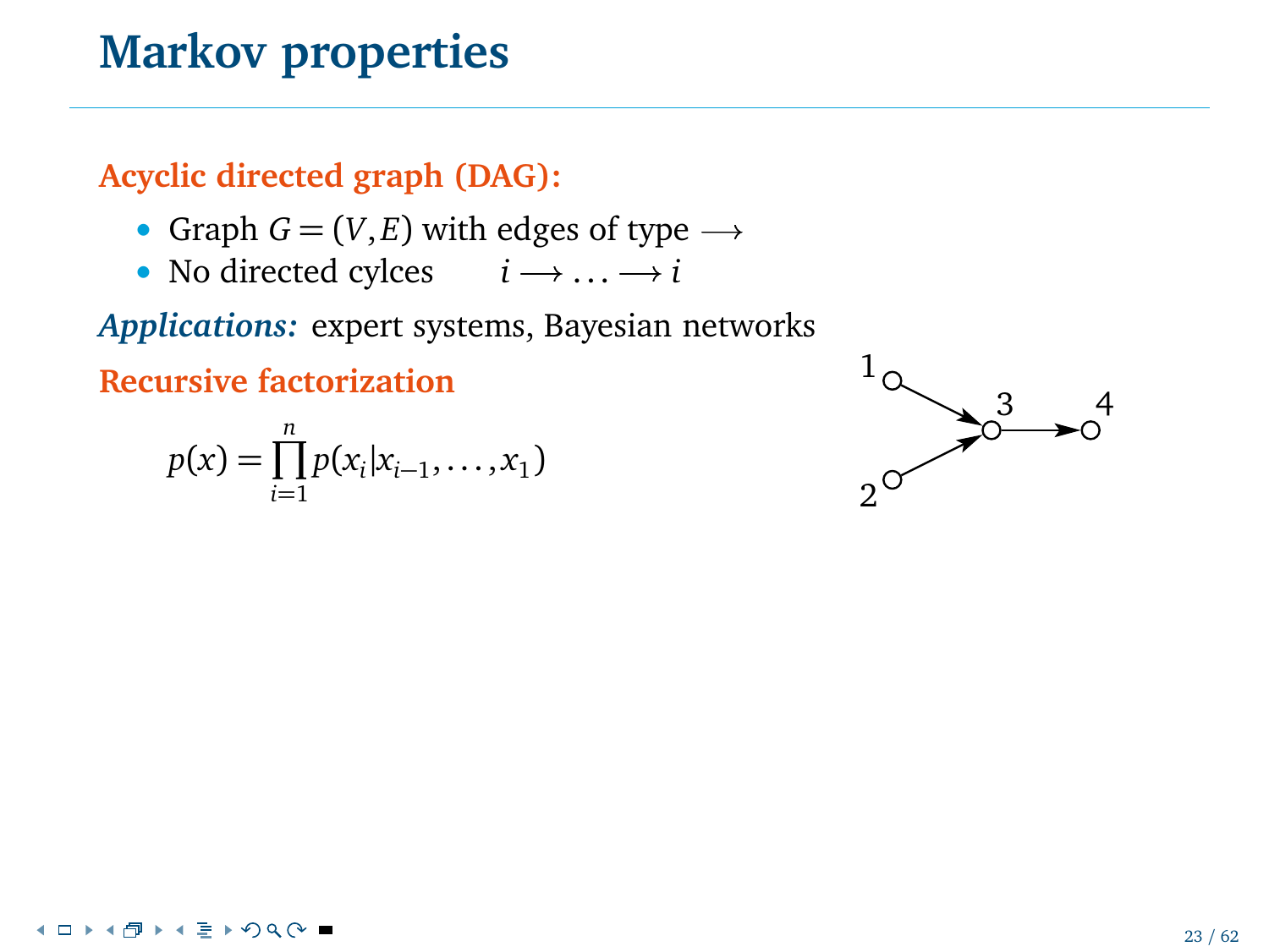# Markov properties

**Acyclic directed graph (DAG):**

- Graph $G = (V, E)$ with edges of type $\longrightarrow$
- No directed cylces $\quad i \longrightarrow \ldots \longrightarrow i$

***Applications:*** expert systems, Bayesian networks

**Recursive factorization**

$$p(x) = \prod_{i=1}^{n} p(x_i | x_{i-1}, \ldots, x_1)$$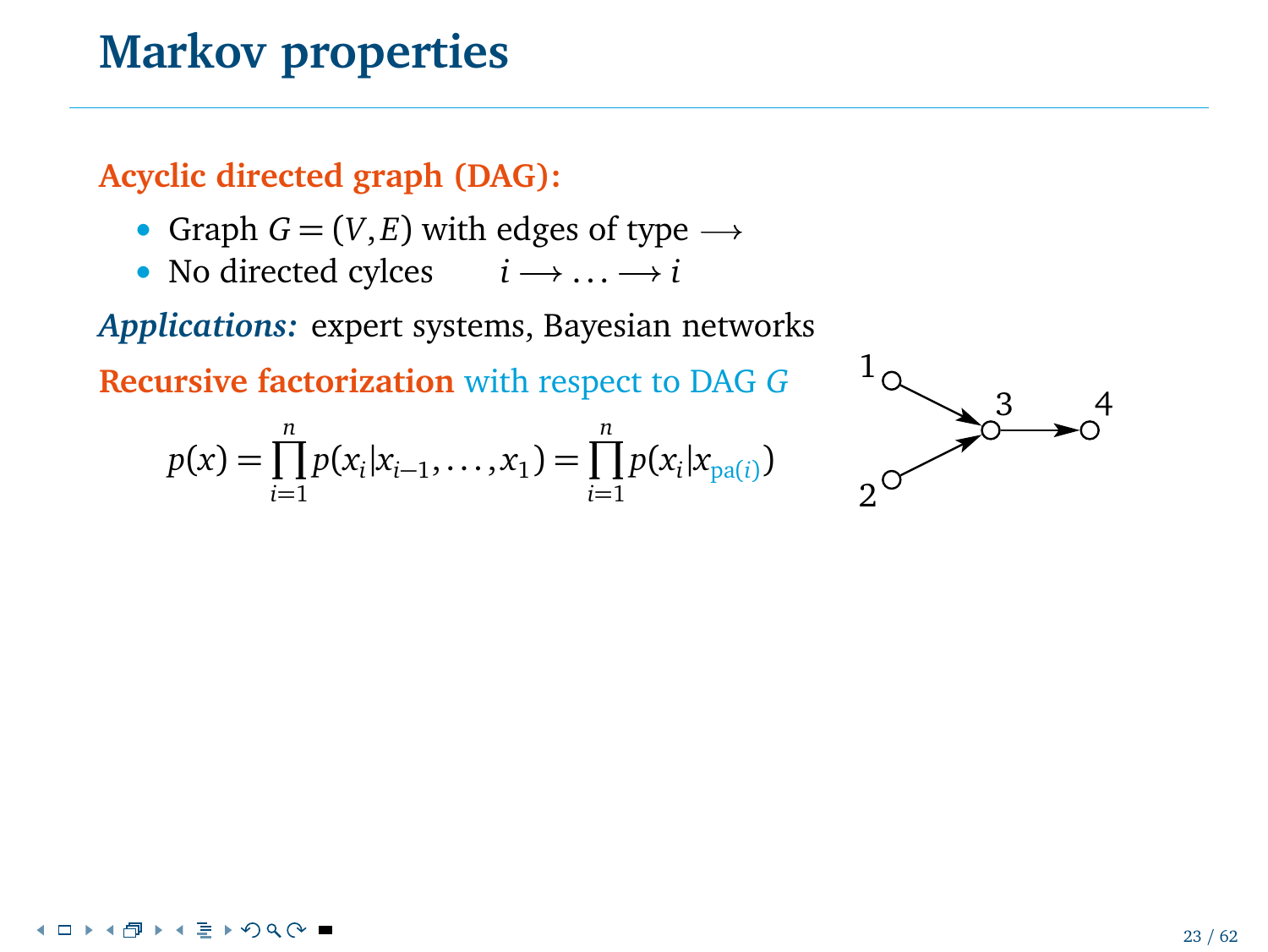# Markov properties

**Acyclic directed graph (DAG):**

- Graph $G = (V, E)$ with edges of type $\longrightarrow$
- No directed cylces $\quad i \longrightarrow \ldots \longrightarrow i$

***Applications:*** expert systems, Bayesian networks

**Recursive factorization** with respect to DAG $G$

$$p(x) = \prod_{i=1}^{n} p(x_i | x_{i-1}, \ldots, x_1) = \prod_{i=1}^{n} p(x_i | x_{\mathrm{pa}(i)})$$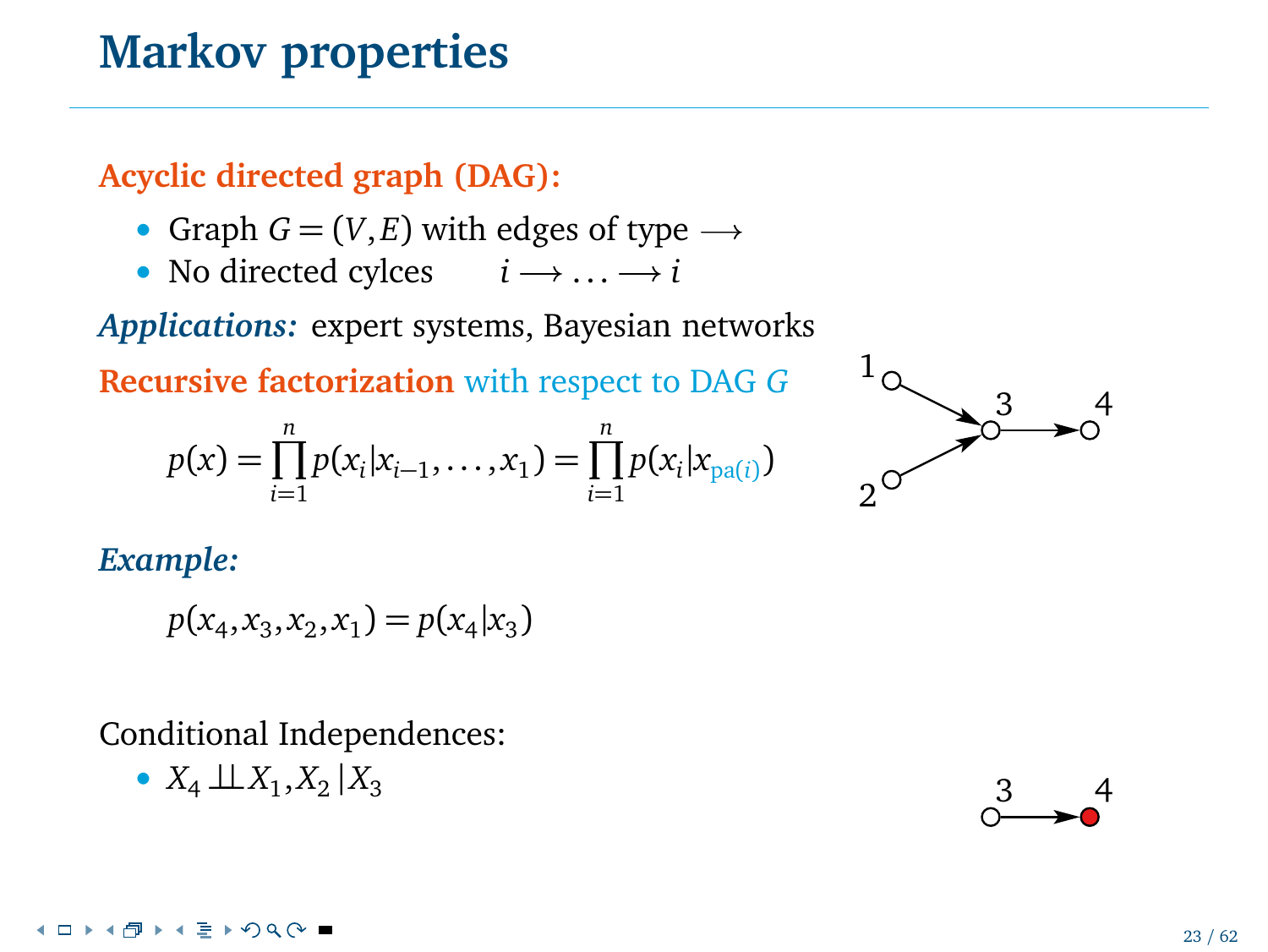# Markov properties

**Acyclic directed graph (DAG):**

- Graph $G = (V, E)$ with edges of type $\longrightarrow$
- No directed cylces $\quad i \longrightarrow \ldots \longrightarrow i$

***Applications:*** expert systems, Bayesian networks

**Recursive factorization** with respect to DAG $G$

$$p(x) = \prod_{i=1}^{n} p(x_i | x_{i-1}, \ldots, x_1) = \prod_{i=1}^{n} p(x_i | x_{\text{pa}(i)})$$

***Example:***

$$p(x_4, x_3, x_2, x_1) = p(x_4 | x_3)$$

Conditional Independences:

- $X_4 \perp\!\!\!\perp X_1, X_2 \,|\, X_3$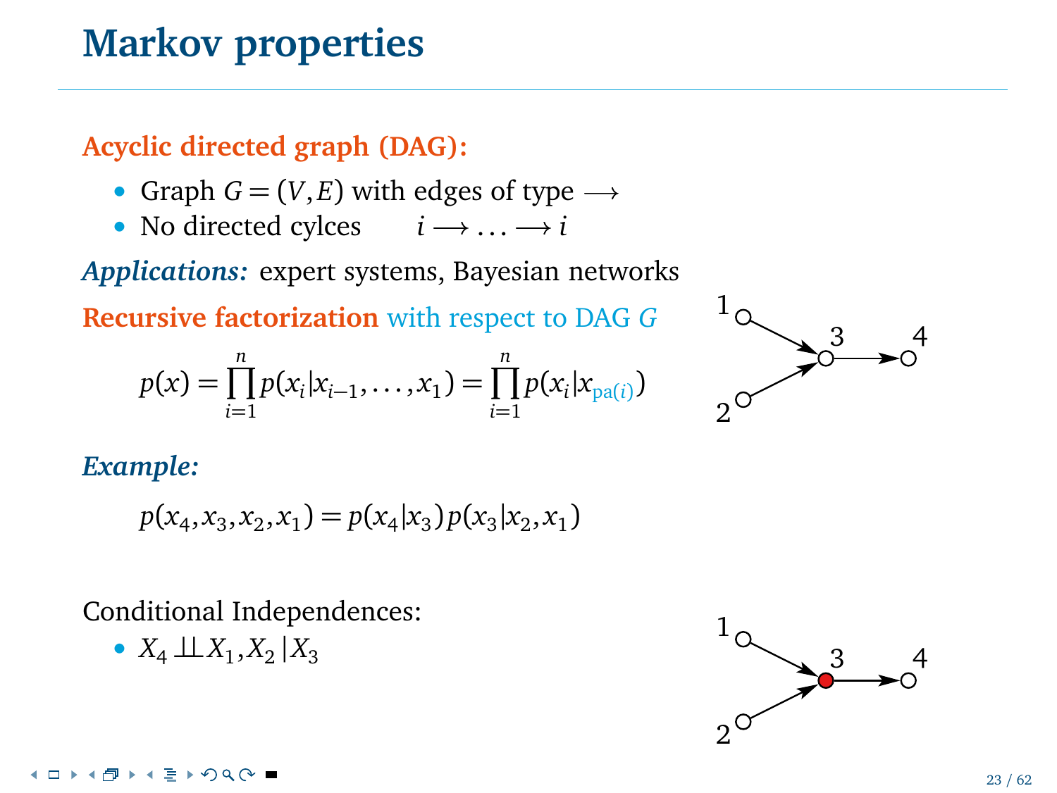# Markov properties

**Acyclic directed graph (DAG):**

- Graph $G = (V, E)$ with edges of type $\longrightarrow$
- No directed cylces $\quad i \longrightarrow \ldots \longrightarrow i$

***Applications:*** expert systems, Bayesian networks

**Recursive factorization** with respect to DAG $G$

$$p(x) = \prod_{i=1}^{n} p(x_i | x_{i-1}, \ldots, x_1) = \prod_{i=1}^{n} p(x_i | x_{\mathrm{pa}(i)})$$

***Example:***

$$p(x_4, x_3, x_2, x_1) = p(x_4 | x_3)\, p(x_3 | x_2, x_1)$$

Conditional Independences:

- $X_4 \perp\!\!\!\perp X_1, X_2 \,|\, X_3$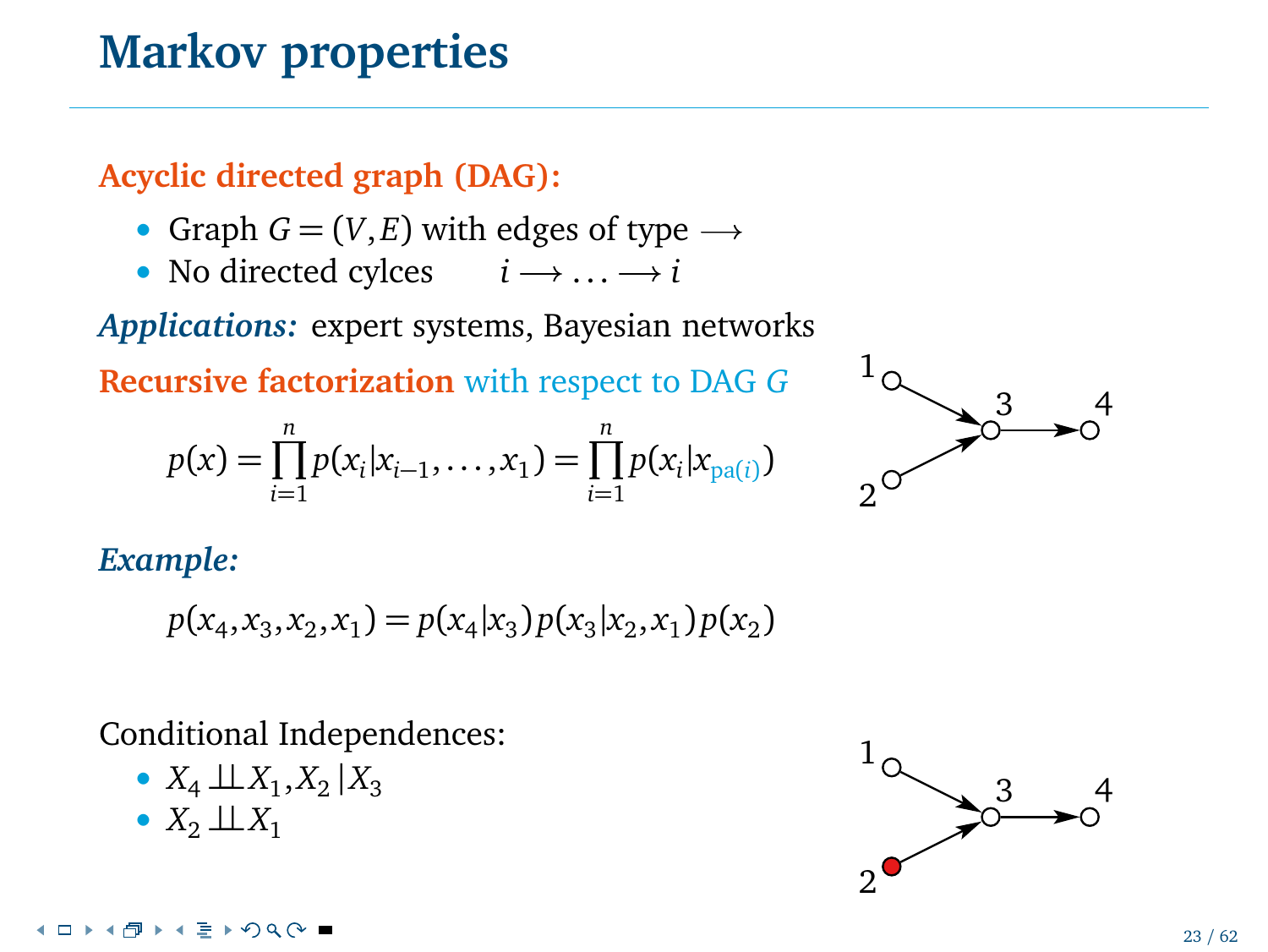# Markov properties

**Acyclic directed graph (DAG):**

- Graph $G = (V, E)$ with edges of type $\longrightarrow$
- No directed cylces $\quad i \longrightarrow \ldots \longrightarrow i$

***Applications:*** expert systems, Bayesian networks

**Recursive factorization** with respect to DAG $G$

$$p(x) = \prod_{i=1}^{n} p(x_i | x_{i-1}, \ldots, x_1) = \prod_{i=1}^{n} p(x_i | x_{\mathrm{pa}(i)})$$

***Example:***

$$p(x_4, x_3, x_2, x_1) = p(x_4 | x_3) p(x_3 | x_2, x_1) p(x_2)$$

Conditional Independences:

- $X_4 \perp\!\!\!\perp X_1, X_2 \,|\, X_3$
- $X_2 \perp\!\!\!\perp X_1$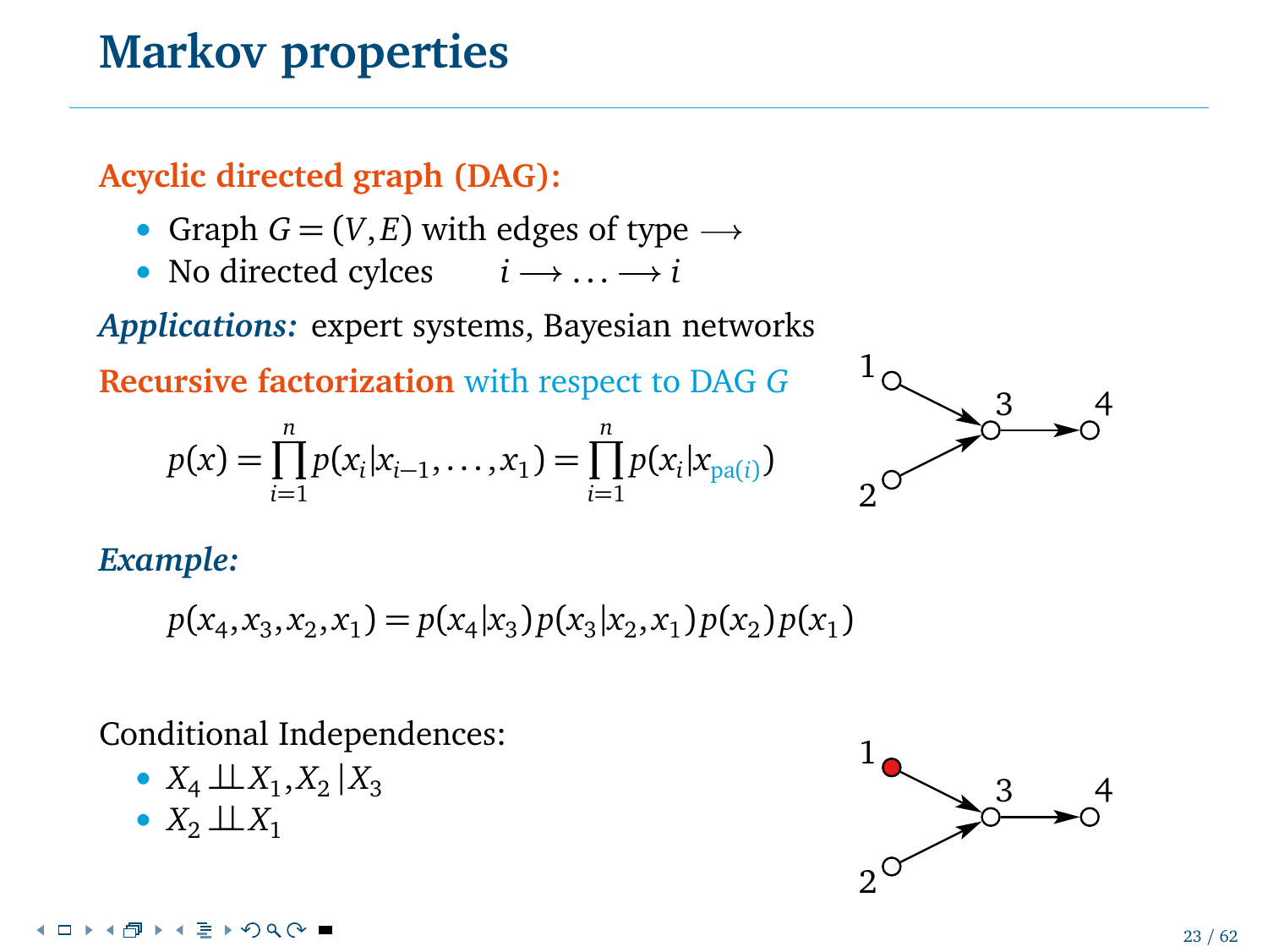# Markov properties

**Acyclic directed graph (DAG):**

- Graph $G = (V, E)$ with edges of type $\longrightarrow$
- No directed cylces $\quad i \longrightarrow \ldots \longrightarrow i$

***Applications:*** expert systems, Bayesian networks

**Recursive factorization** with respect to DAG $G$

$$p(x) = \prod_{i=1}^{n} p(x_i | x_{i-1}, \ldots, x_1) = \prod_{i=1}^{n} p(x_i | x_{\mathrm{pa}(i)})$$

***Example:***

$$p(x_4, x_3, x_2, x_1) = p(x_4 | x_3) p(x_3 | x_2, x_1) p(x_2) p(x_1)$$

Conditional Independences:

- $X_4 \perp\!\!\!\perp X_1, X_2 \,|\, X_3$
- $X_2 \perp\!\!\!\perp X_1$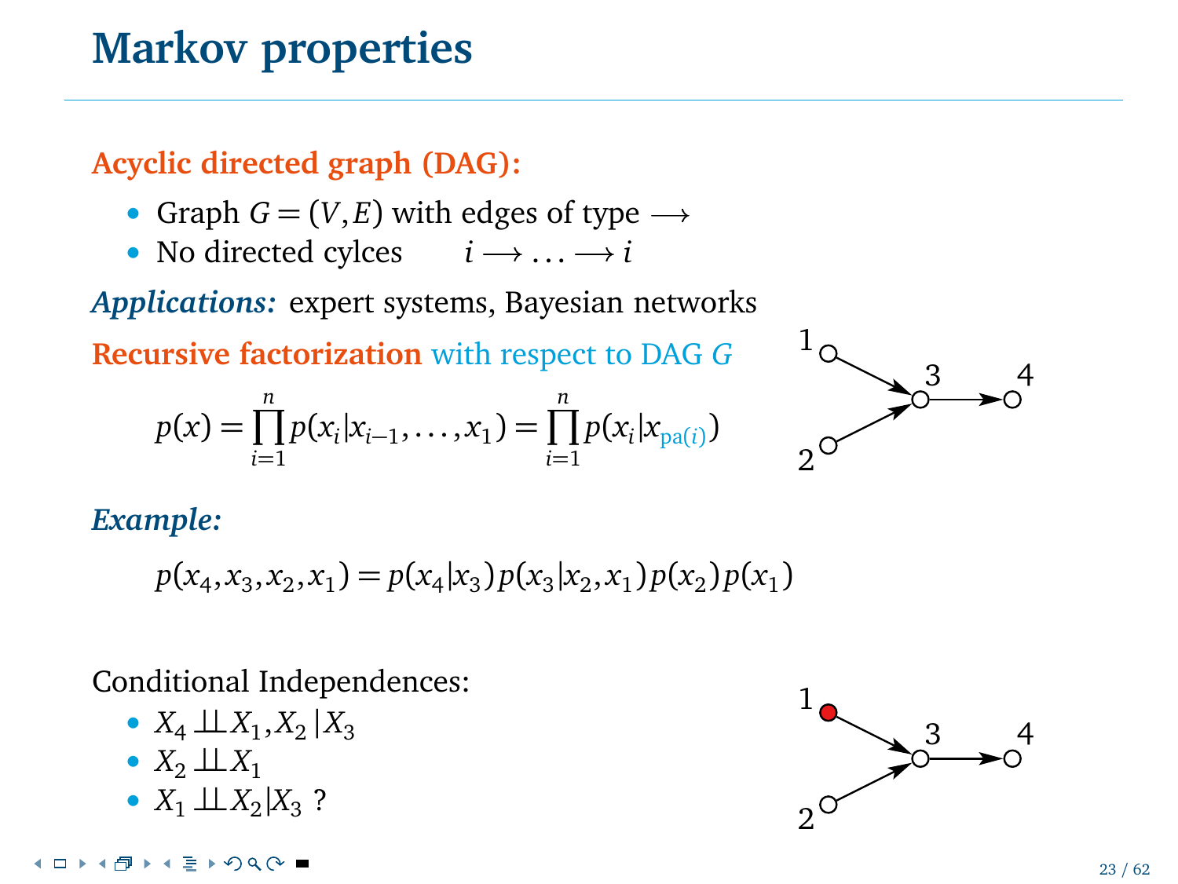# Markov properties

**Acyclic directed graph (DAG):**

- Graph $G = (V, E)$ with edges of type $\longrightarrow$
- No directed cylces $\quad i \longrightarrow \ldots \longrightarrow i$

***Applications:*** expert systems, Bayesian networks

**Recursive factorization** with respect to DAG $G$

$$p(x) = \prod_{i=1}^{n} p(x_i | x_{i-1}, \ldots, x_1) = \prod_{i=1}^{n} p(x_i | x_{\text{pa}(i)})$$

***Example:***

$$p(x_4, x_3, x_2, x_1) = p(x_4 | x_3)\, p(x_3 | x_2, x_1)\, p(x_2)\, p(x_1)$$

Conditional Independences:

- $X_4 \perp\!\!\!\perp X_1, X_2 \,|\, X_3$
- $X_2 \perp\!\!\!\perp X_1$
- $X_1 \perp\!\!\!\perp X_2 | X_3$ ?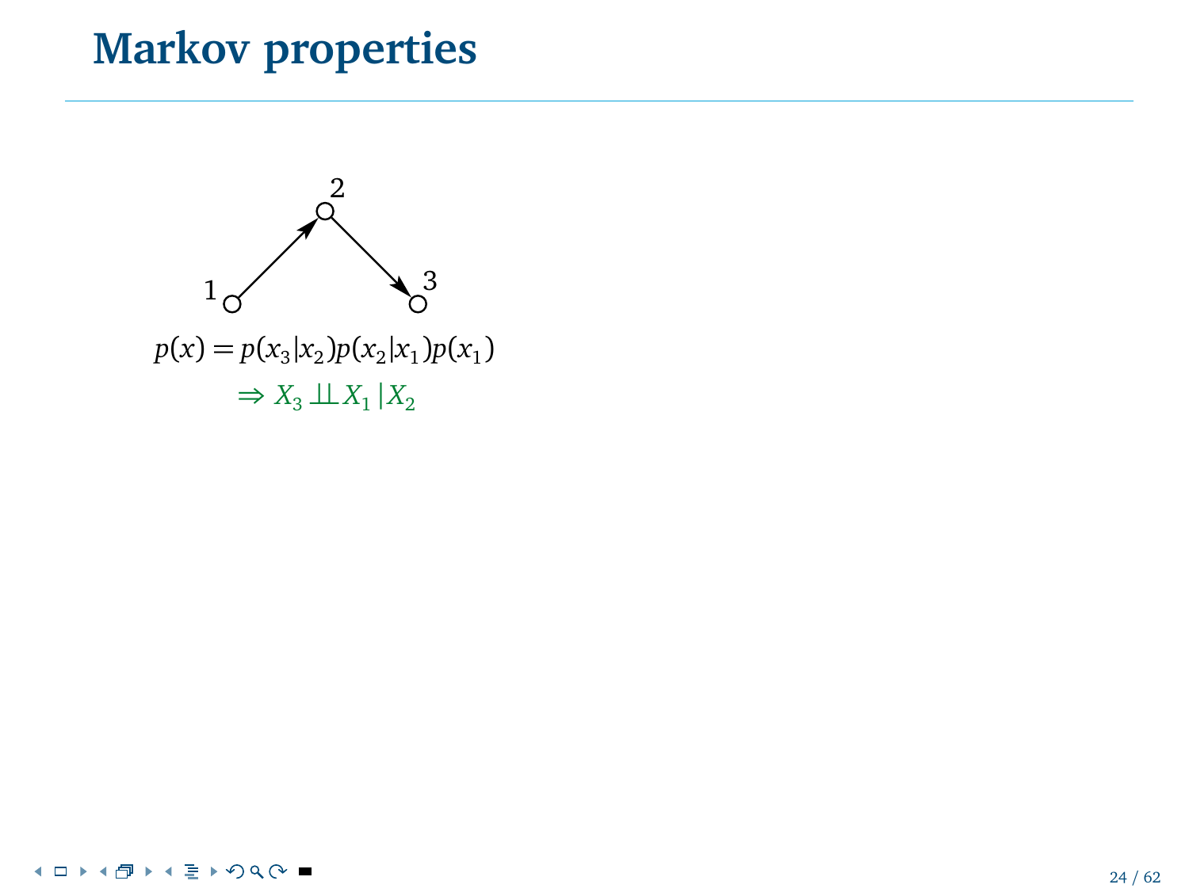# Markov properties

$$p(x) = p(x_3|x_2)p(x_2|x_1)p(x_1)$$

$$\Rightarrow X_3 \perp\!\!\!\perp X_1 \,|\, X_2$$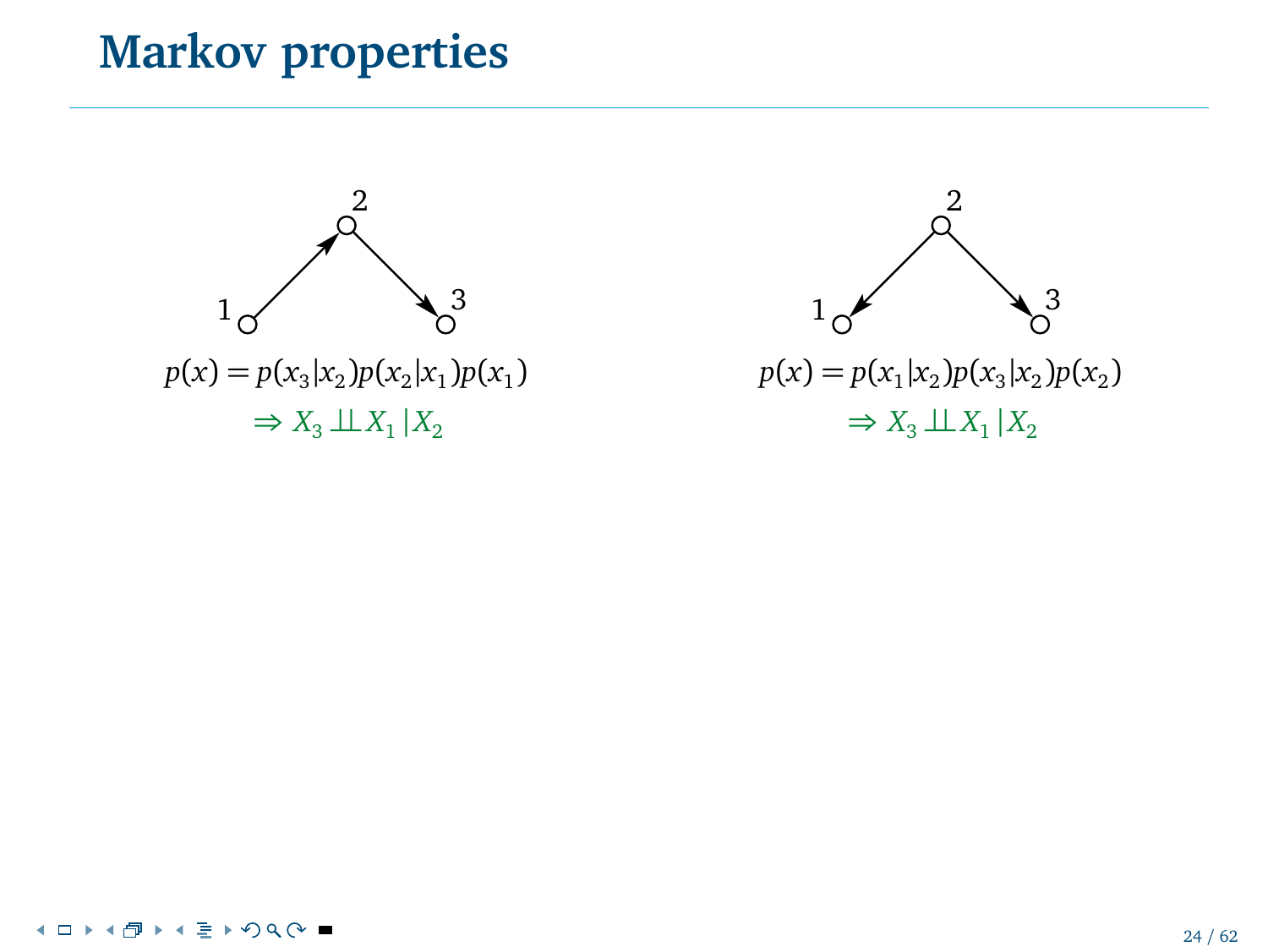# Markov properties

1 → 2 → 3

$$p(x) = p(x_3|x_2)p(x_2|x_1)p(x_1)$$

$$\Rightarrow X_3 \perp\!\!\!\perp X_1 \,|\, X_2$$

1 ← 2 → 3

$$p(x) = p(x_1|x_2)p(x_3|x_2)p(x_2)$$

$$\Rightarrow X_3 \perp\!\!\!\perp X_1 \,|\, X_2$$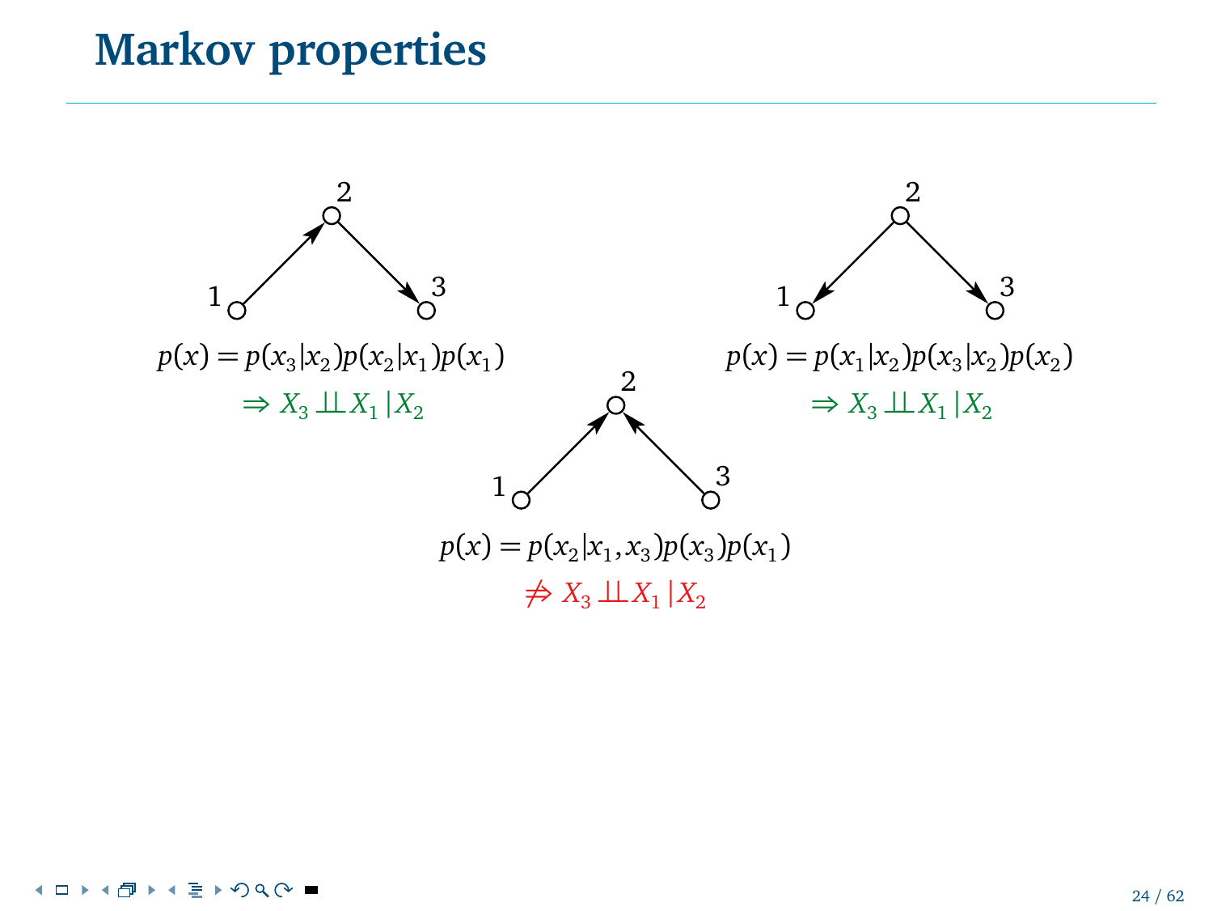# Markov properties

$$p(x) = p(x_3|x_2)p(x_2|x_1)p(x_1)$$

$$\Rightarrow X_3 \perp\!\!\!\perp X_1 \,|\, X_2$$

$$p(x) = p(x_1|x_2)p(x_3|x_2)p(x_2)$$

$$\Rightarrow X_3 \perp\!\!\!\perp X_1 \,|\, X_2$$

$$p(x) = p(x_2|x_1, x_3)p(x_3)p(x_1)$$

$$\not\Rightarrow X_3 \perp\!\!\!\perp X_1 \,|\, X_2$$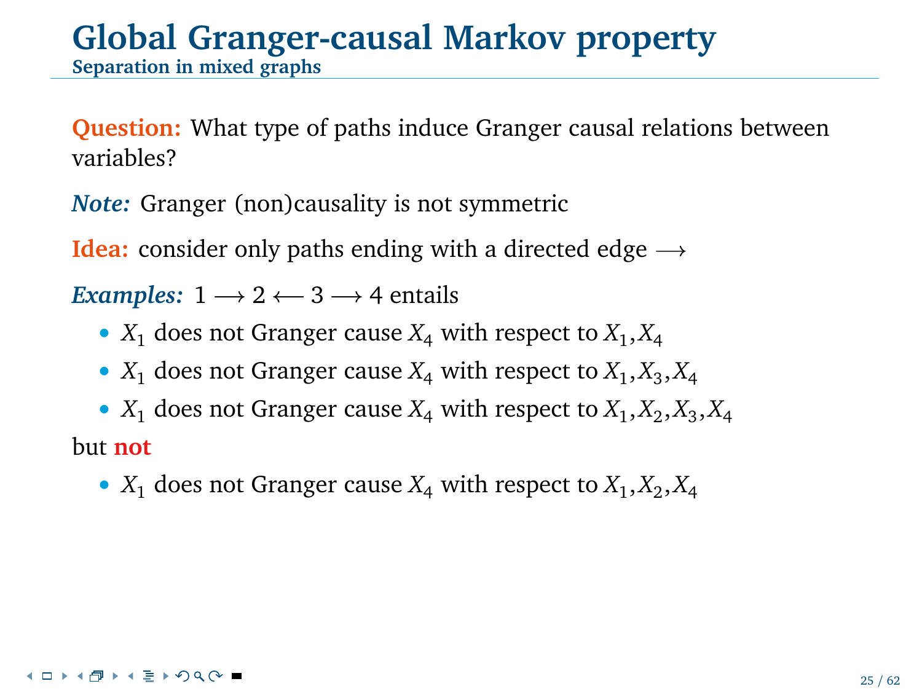# Global Granger-causal Markov property

## Separation in mixed graphs

**Question:** What type of paths induce Granger causal relations between variables?

***Note:*** Granger (non)causality is not symmetric

**Idea:** consider only paths ending with a directed edge $\longrightarrow$

***Examples:*** $1 \longrightarrow 2 \longleftarrow 3 \longrightarrow 4$ entails

- $X_1$ does not Granger cause $X_4$ with respect to $X_1, X_4$
- $X_1$ does not Granger cause $X_4$ with respect to $X_1, X_3, X_4$
- $X_1$ does not Granger cause $X_4$ with respect to $X_1, X_2, X_3, X_4$

but **not**

- $X_1$ does not Granger cause $X_4$ with respect to $X_1, X_2, X_4$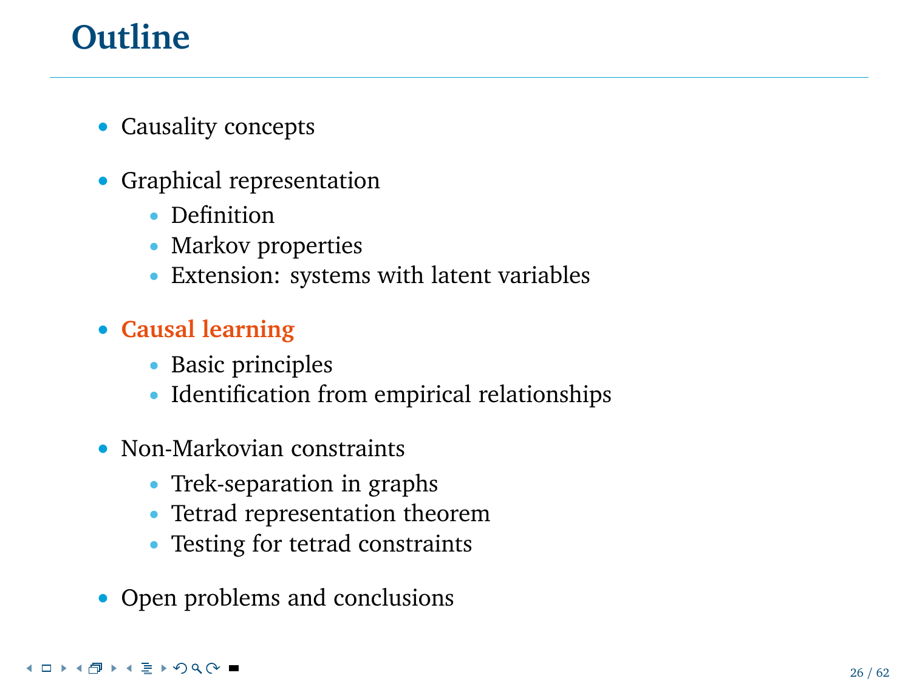# Outline

- Causality concepts
- Graphical representation
  - Definition
  - Markov properties
  - Extension: systems with latent variables
- **Causal learning**
  - Basic principles
  - Identification from empirical relationships
- Non-Markovian constraints
  - Trek-separation in graphs
  - Tetrad representation theorem
  - Testing for tetrad constraints
- Open problems and conclusions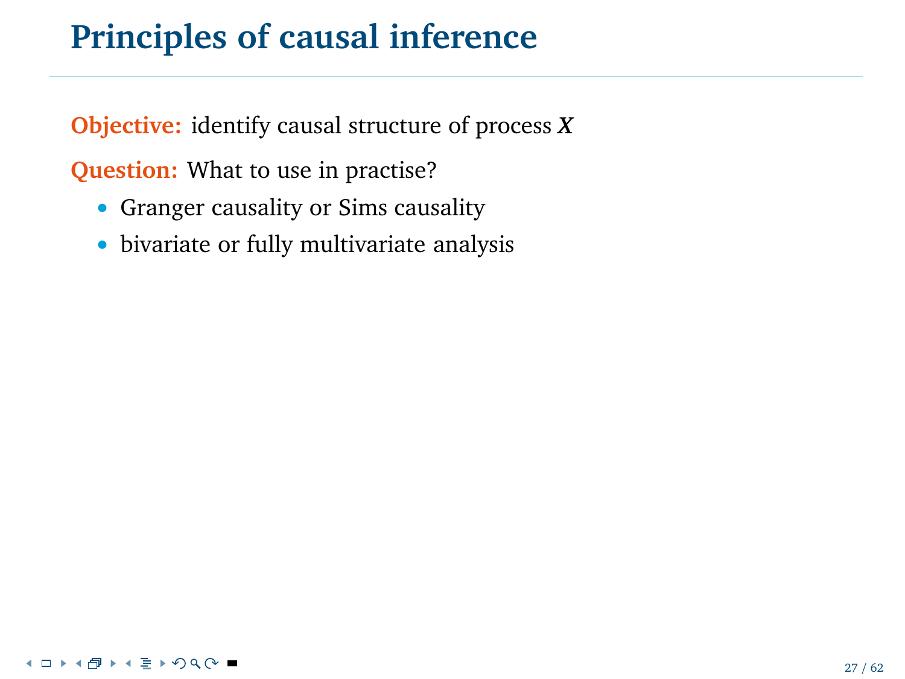# Principles of causal inference

**Objective:** identify causal structure of process $\boldsymbol{X}$

**Question:** What to use in practise?

- Granger causality or Sims causality
- bivariate or fully multivariate analysis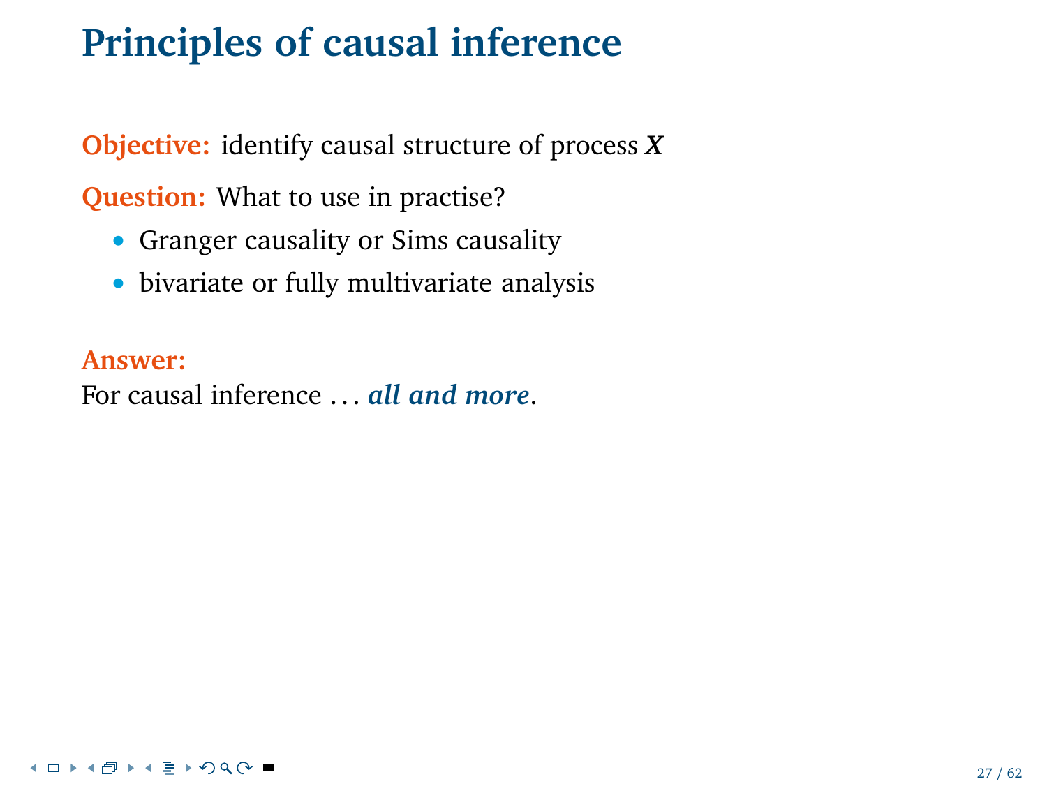# Principles of causal inference

**Objective:** identify causal structure of process $\boldsymbol{X}$

**Question:** What to use in practise?

- Granger causality or Sims causality
- bivariate or fully multivariate analysis

**Answer:**
For causal inference ... ***all and more***.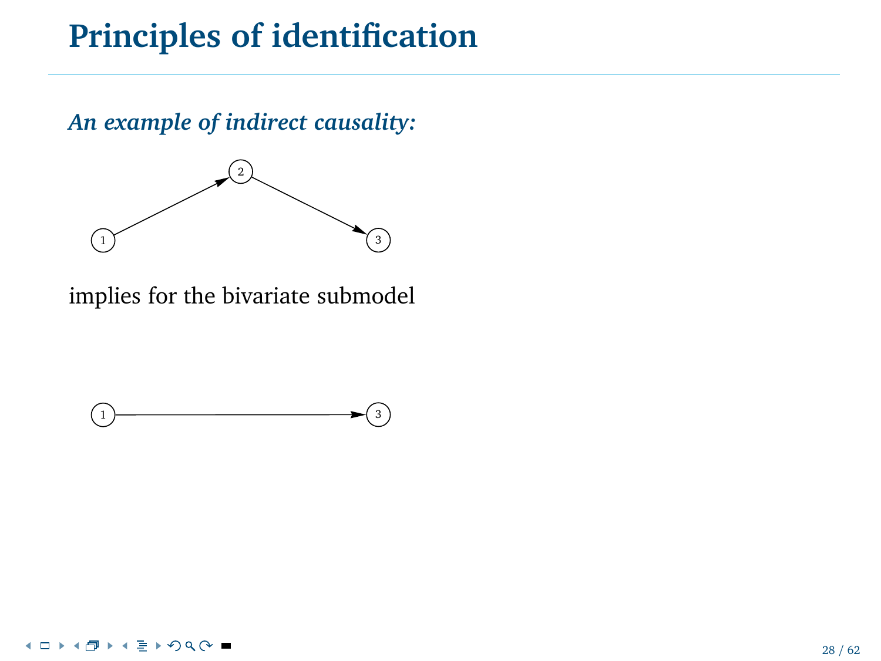# Principles of identification

***An example of indirect causality:***

implies for the bivariate submodel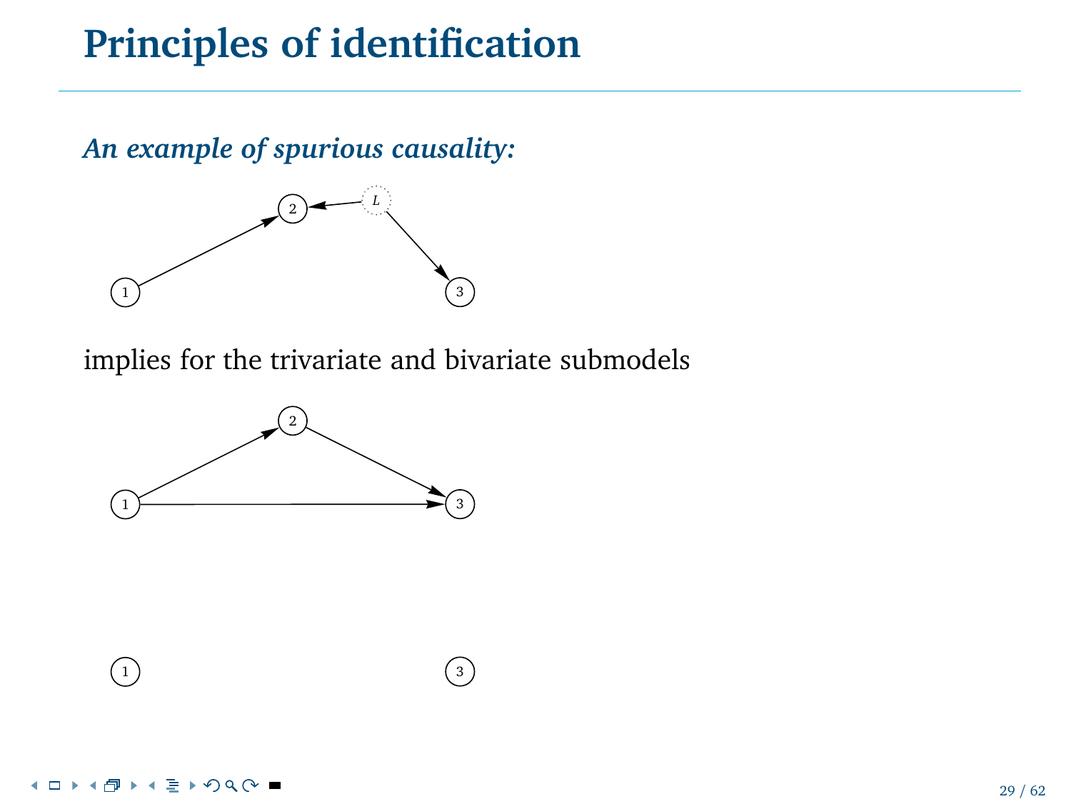# Principles of identification

***An example of spurious causality:***

implies for the trivariate and bivariate submodels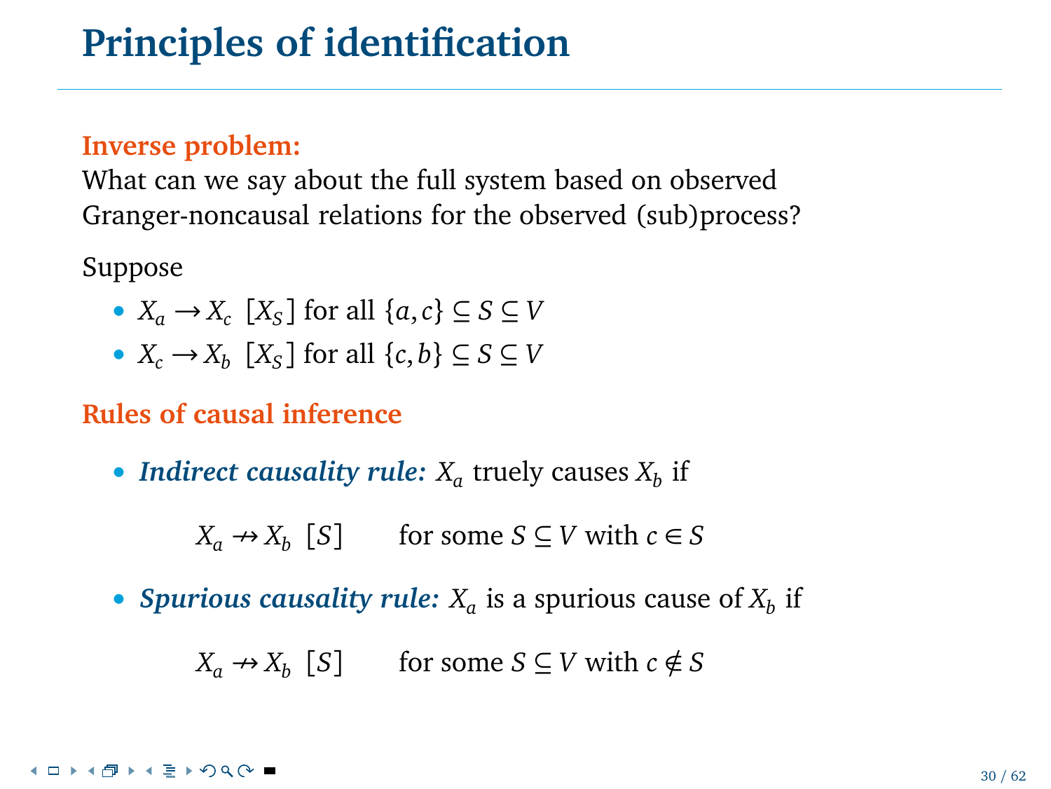# Principles of identification

**Inverse problem:**
What can we say about the full system based on observed Granger-noncausal relations for the observed (sub)process?

Suppose

- $X_a \rightarrow X_c \;\; [X_S]$ for all $\{a, c\} \subseteq S \subseteq V$
- $X_c \rightarrow X_b \;\; [X_S]$ for all $\{c, b\} \subseteq S \subseteq V$

**Rules of causal inference**

- ***Indirect causality rule:*** $X_a$ truely causes $X_b$ if

$$X_a \nrightarrow X_b \;\; [S] \qquad \text{for some } S \subseteq V \text{ with } c \in S$$

- ***Spurious causality rule:*** $X_a$ is a spurious cause of $X_b$ if

$$X_a \nrightarrow X_b \;\; [S] \qquad \text{for some } S \subseteq V \text{ with } c \notin S$$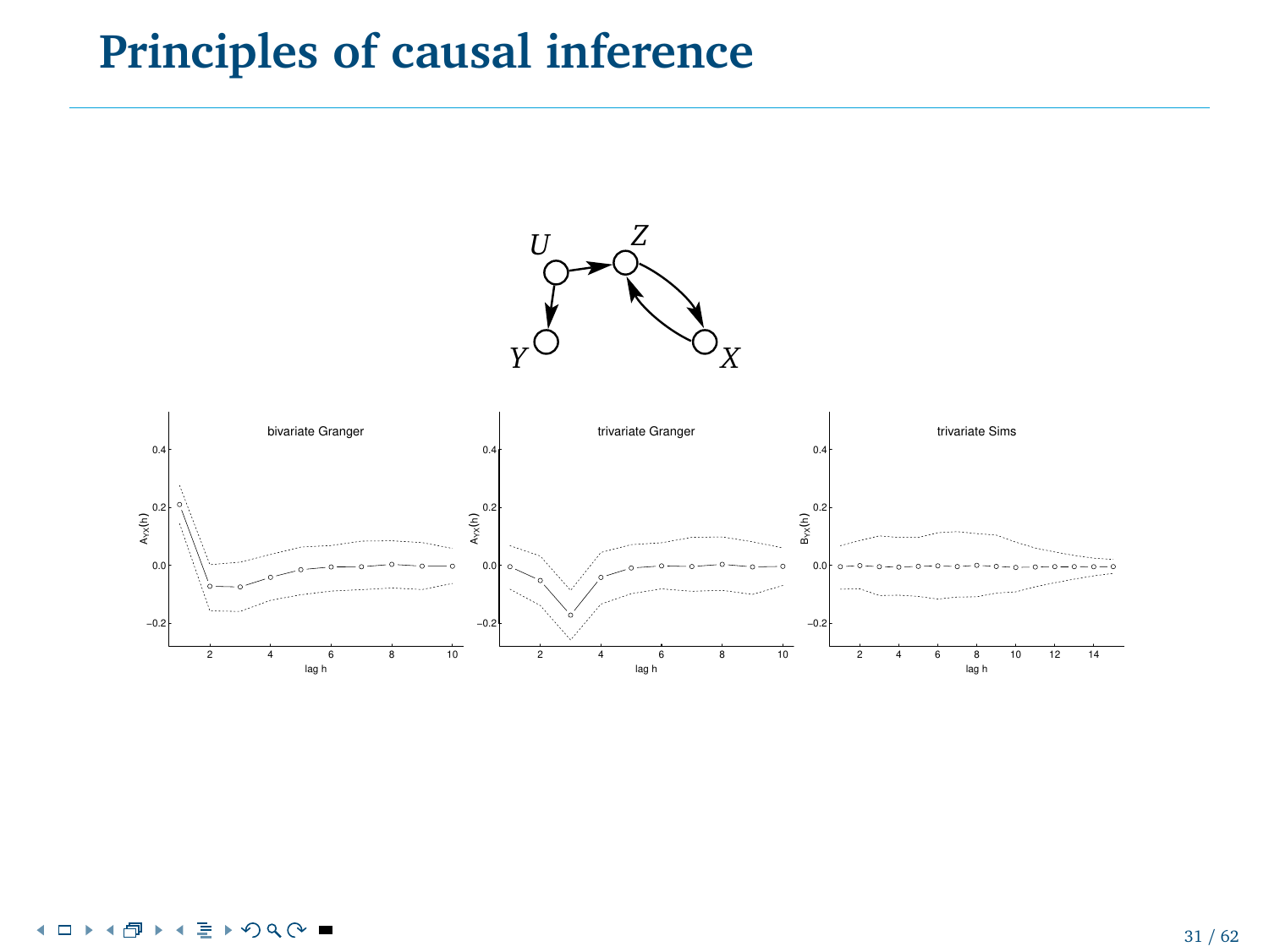# Principles of causal inference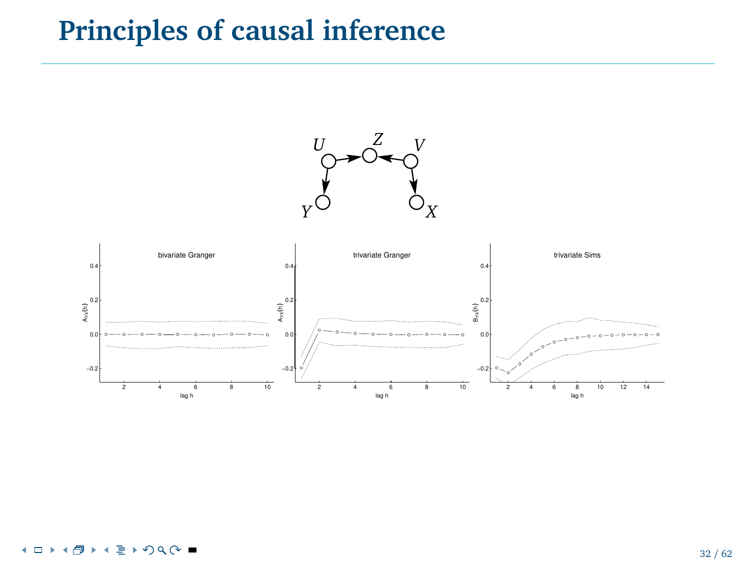# Principles of causal inference

$U$ $Z$ $V$

$Y$ $X$

bivariate Granger

trivariate Granger

trivariate Sims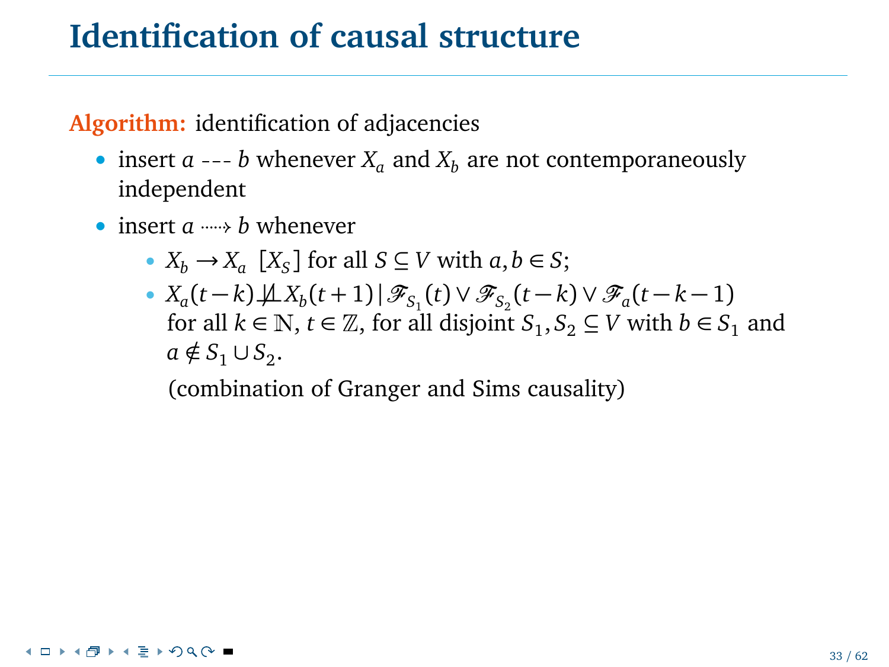# Identification of causal structure

**Algorithm:** identification of adjacencies

- insert $a \;\text{---}\; b$ whenever $X_a$ and $X_b$ are not contemporaneously independent
- insert $a \dashrightarrow b$ whenever
  - $X_b \rightarrow X_a \;\; [X_S]$ for all $S \subseteq V$ with $a, b \in S$;
  - $X_a(t-k) \not\perp\!\!\!\perp X_b(t+1) \,|\, \mathscr{F}_{S_1}(t) \vee \mathscr{F}_{S_2}(t-k) \vee \mathscr{F}_a(t-k-1)$ for all $k \in \mathbb{N}$, $t \in \mathbb{Z}$, for all disjoint $S_1, S_2 \subseteq V$ with $b \in S_1$ and $a \notin S_1 \cup S_2$.

    (combination of Granger and Sims causality)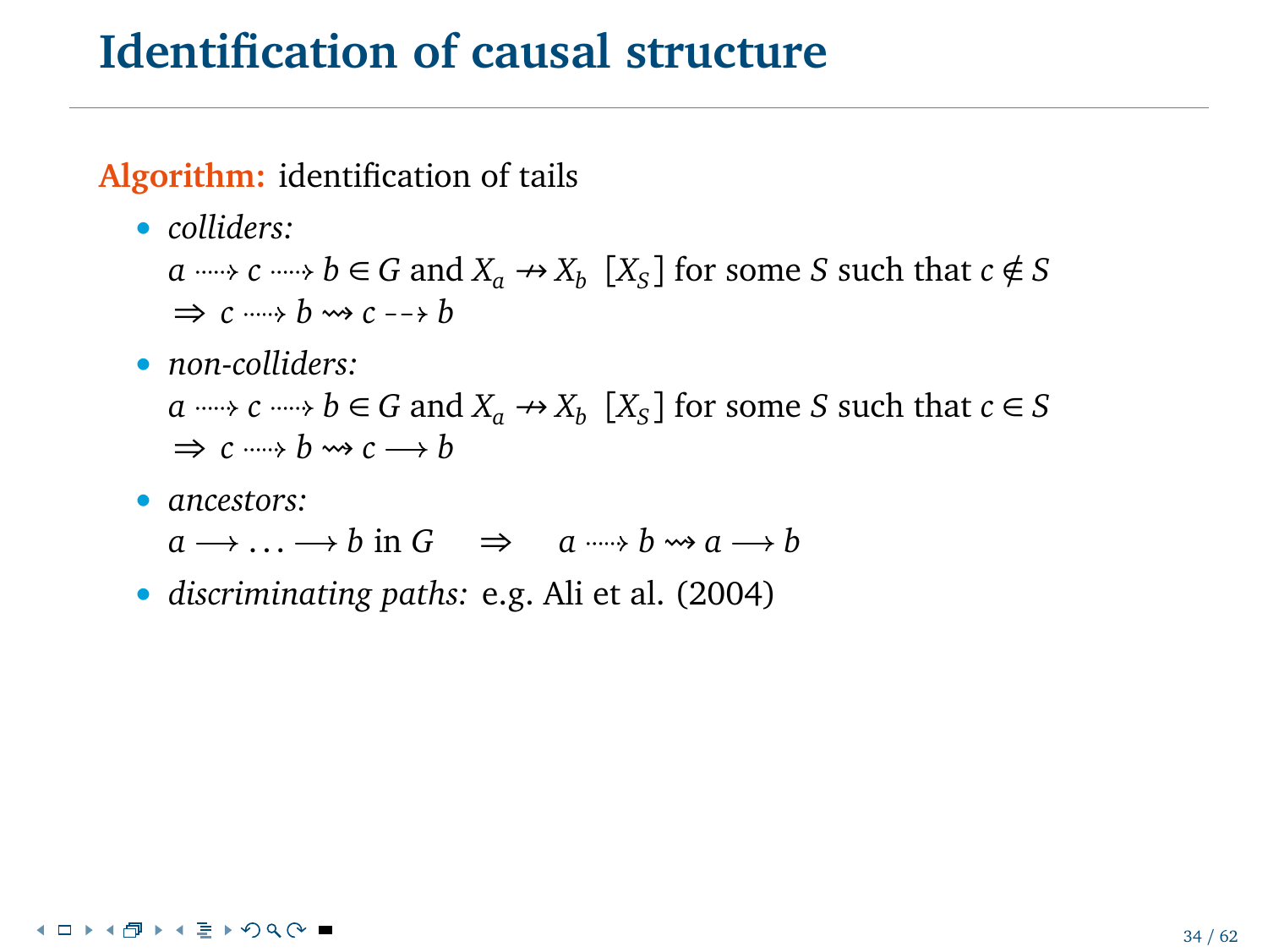# Identification of causal structure

**Algorithm:** identification of tails

- *colliders:*
  $a \dashrightarrow c \dashrightarrow b \in G$ and $X_a \nrightarrow X_b \; [X_S]$ for some $S$ such that $c \notin S$
  $\Rightarrow \; c \dashrightarrow b \rightsquigarrow c \dashrightarrow b$
- *non-colliders:*
  $a \dashrightarrow c \dashrightarrow b \in G$ and $X_a \nrightarrow X_b \; [X_S]$ for some $S$ such that $c \in S$
  $\Rightarrow \; c \dashrightarrow b \rightsquigarrow c \longrightarrow b$
- *ancestors:*
  $a \longrightarrow \ldots \longrightarrow b$ in $G \quad \Rightarrow \quad a \dashrightarrow b \rightsquigarrow a \longrightarrow b$
- *discriminating paths:* e.g. Ali et al. (2004)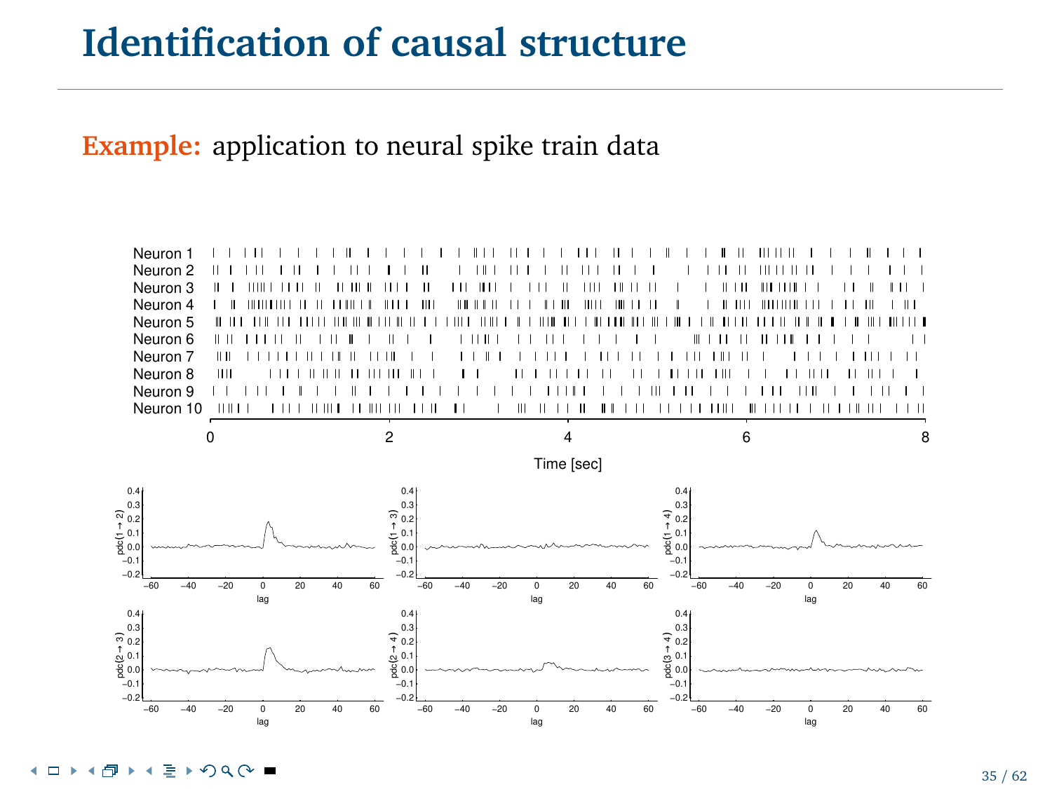# Identification of causal structure

**Example:** application to neural spike train data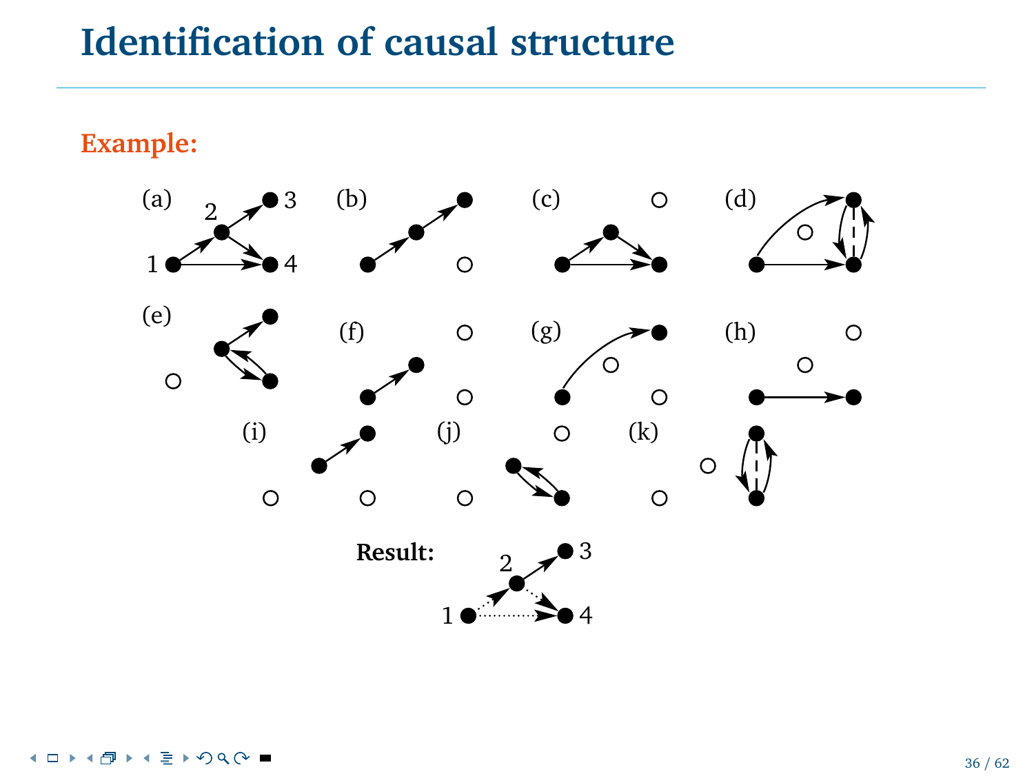# Identification of causal structure

**Example:**

(a) (b) (c) (d)

(e) (f) (g) (h)

(i) (j) (k)

**Result:**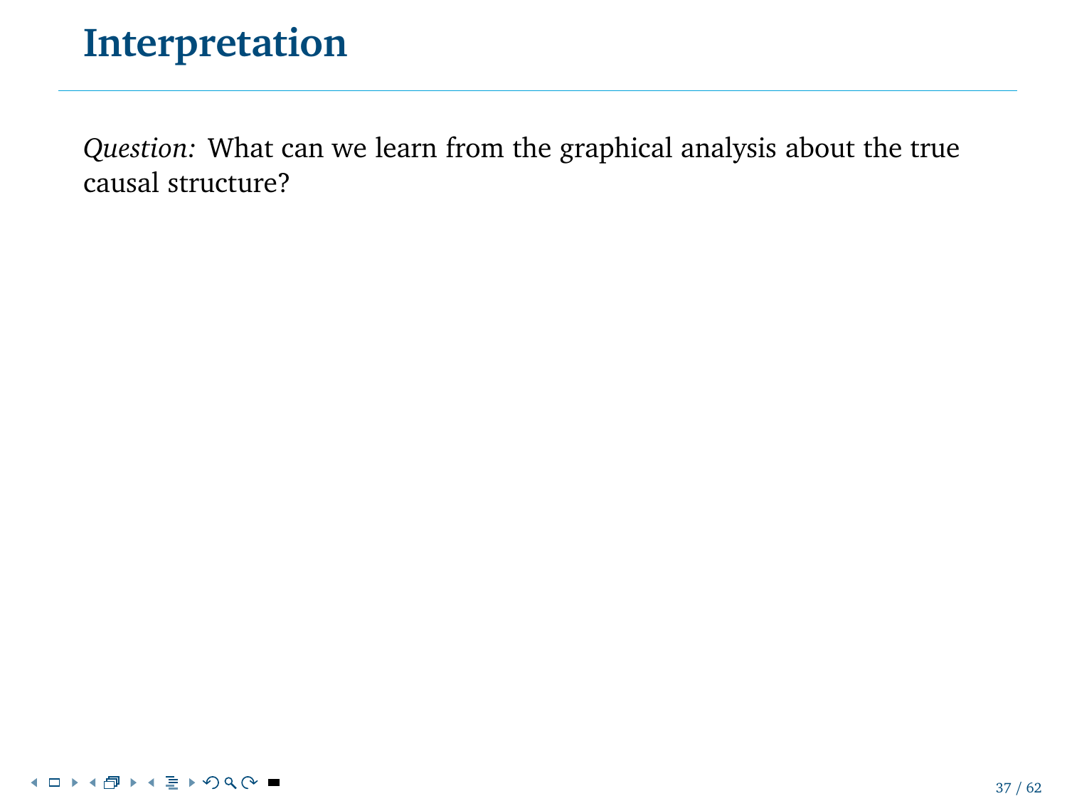# Interpretation

*Question:* What can we learn from the graphical analysis about the true causal structure?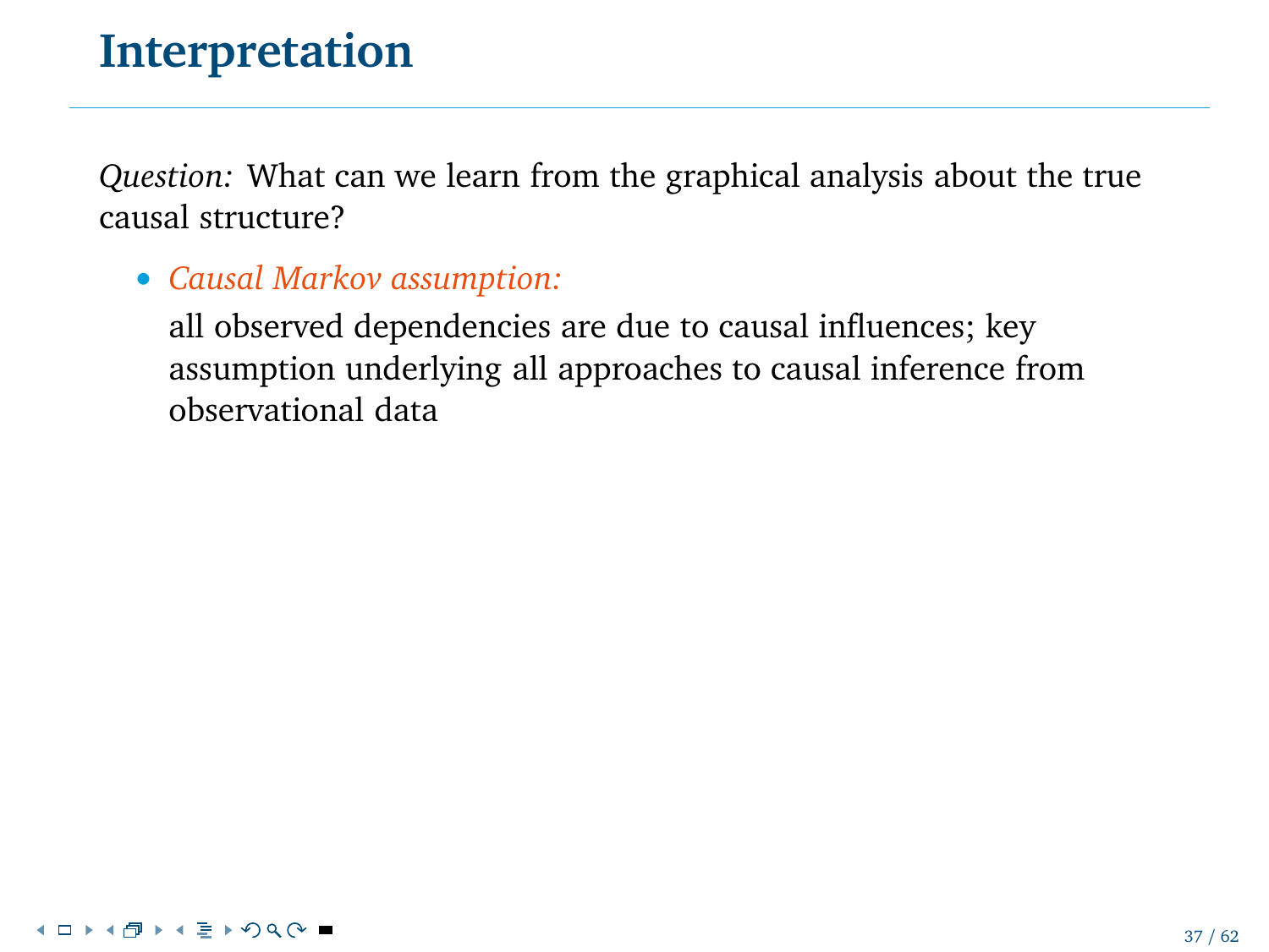# Interpretation

*Question:* What can we learn from the graphical analysis about the true causal structure?

- *Causal Markov assumption:*

  all observed dependencies are due to causal influences; key assumption underlying all approaches to causal inference from observational data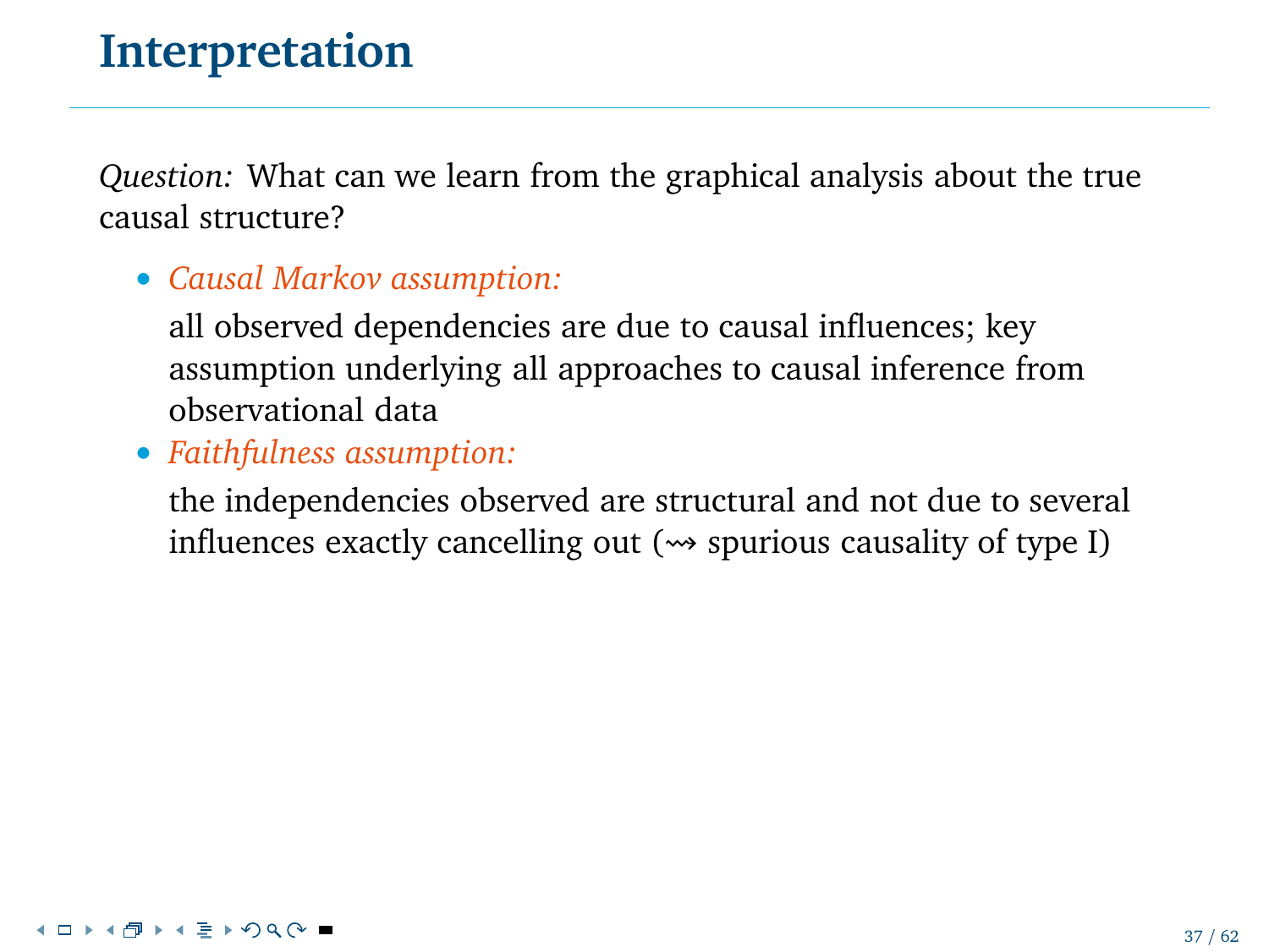# Interpretation

*Question:* What can we learn from the graphical analysis about the true causal structure?

- *Causal Markov assumption:*

  all observed dependencies are due to causal influences; key assumption underlying all approaches to causal inference from observational data

- *Faithfulness assumption:*

  the independencies observed are structural and not due to several influences exactly cancelling out ($\rightsquigarrow$ spurious causality of type I)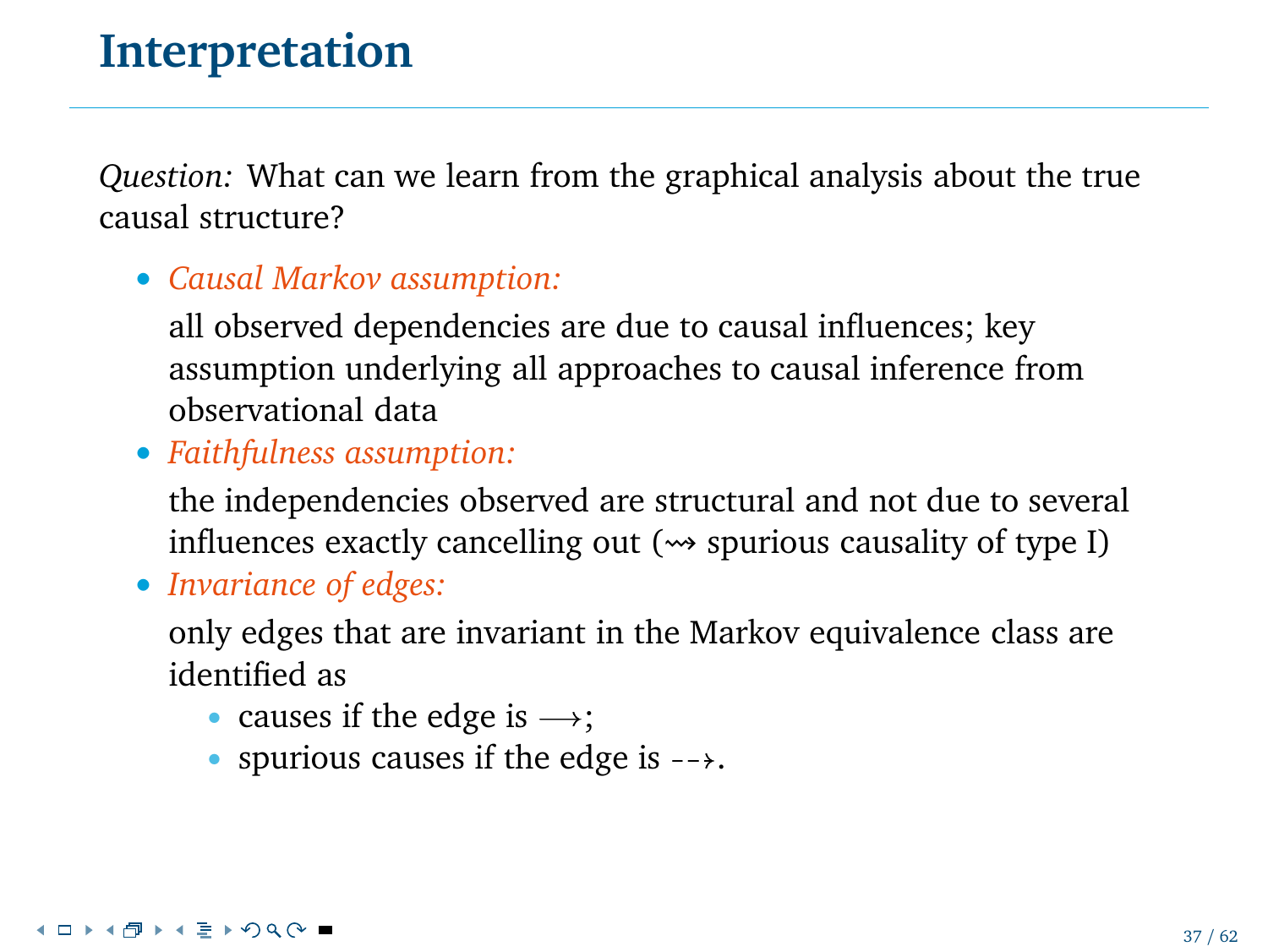# Interpretation

*Question:* What can we learn from the graphical analysis about the true causal structure?

- *Causal Markov assumption:*

  all observed dependencies are due to causal influences; key assumption underlying all approaches to causal inference from observational data

- *Faithfulness assumption:*

  the independencies observed are structural and not due to several influences exactly cancelling out ($\rightsquigarrow$ spurious causality of type I)

- *Invariance of edges:*

  only edges that are invariant in the Markov equivalence class are identified as

  - causes if the edge is $\longrightarrow$;
  - spurious causes if the edge is $\dashrightarrow$.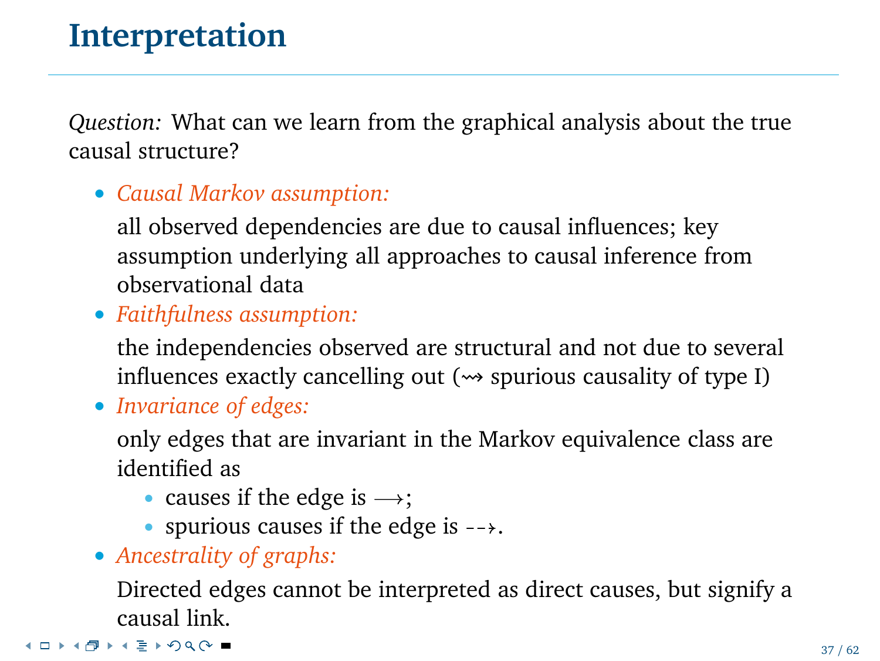# Interpretation

*Question:* What can we learn from the graphical analysis about the true causal structure?

- *Causal Markov assumption:*

  all observed dependencies are due to causal influences; key assumption underlying all approaches to causal inference from observational data
- *Faithfulness assumption:*

  the independencies observed are structural and not due to several influences exactly cancelling out ($\rightsquigarrow$ spurious causality of type I)
- *Invariance of edges:*

  only edges that are invariant in the Markov equivalence class are identified as
  - causes if the edge is $\longrightarrow$;
  - spurious causes if the edge is $\dashrightarrow$.
- *Ancestrality of graphs:*

  Directed edges cannot be interpreted as direct causes, but signify a causal link.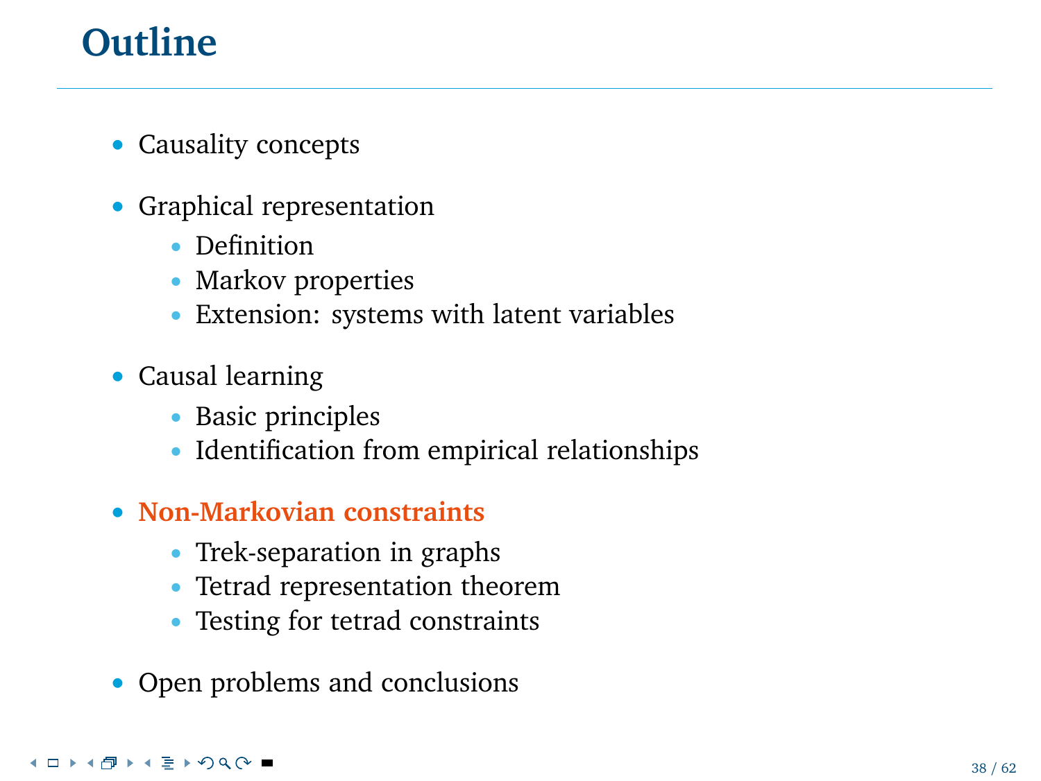# Outline

- Causality concepts
- Graphical representation
  - Definition
  - Markov properties
  - Extension: systems with latent variables
- Causal learning
  - Basic principles
  - Identification from empirical relationships
- **Non-Markovian constraints**
  - Trek-separation in graphs
  - Tetrad representation theorem
  - Testing for tetrad constraints
- Open problems and conclusions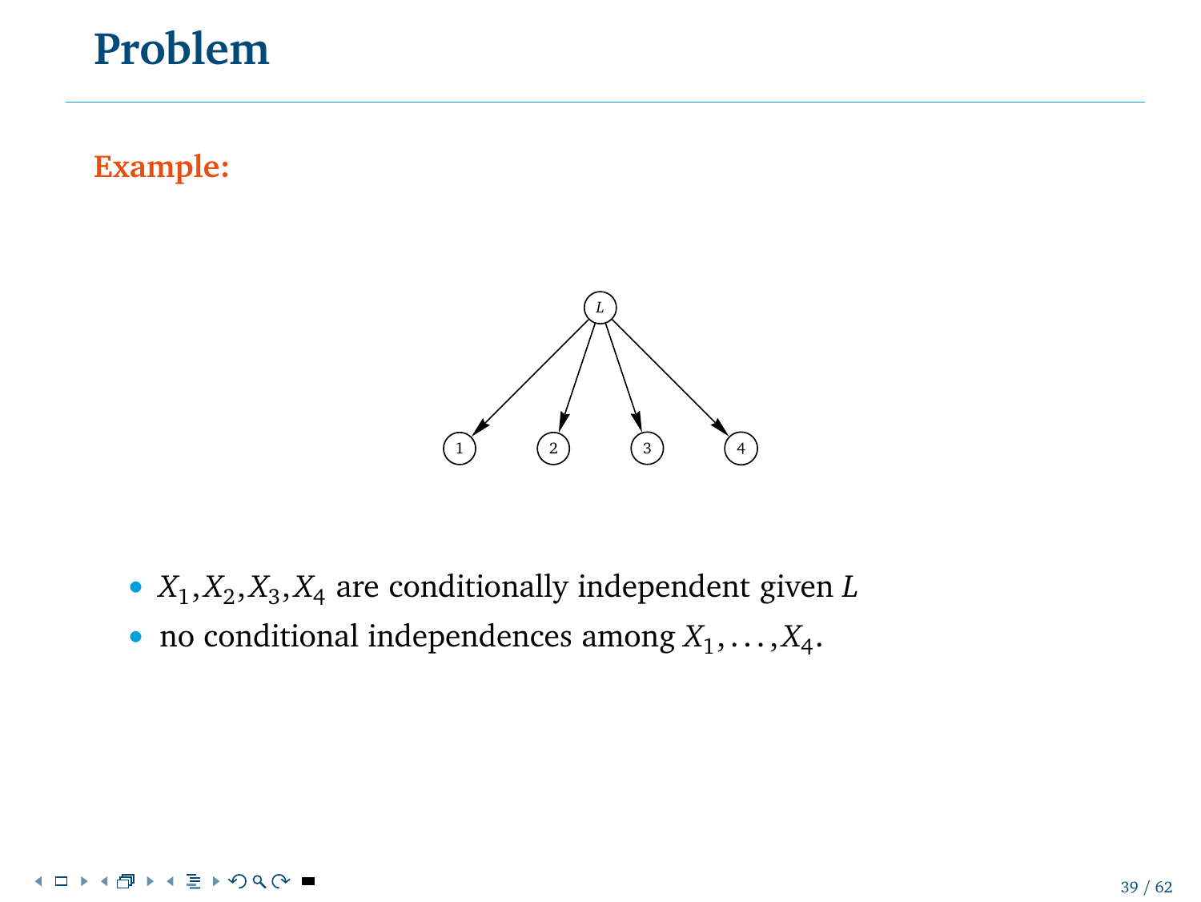# Problem

**Example:**

- $X_1, X_2, X_3, X_4$ are conditionally independent given $L$
- no conditional independences among $X_1, \ldots, X_4$.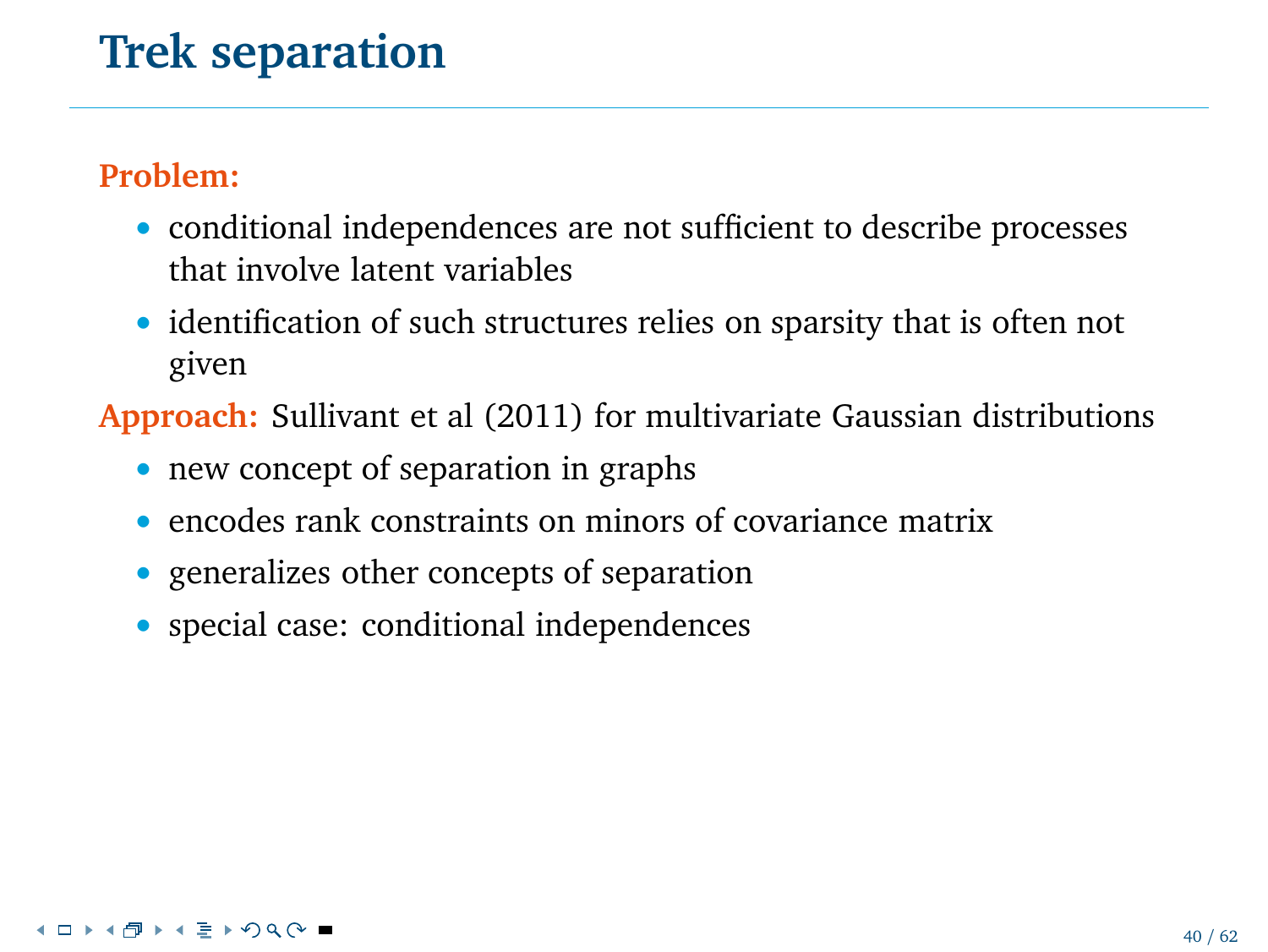# Trek separation

**Problem:**

- conditional independences are not sufficient to describe processes that involve latent variables
- identification of such structures relies on sparsity that is often not given

**Approach:** Sullivant et al (2011) for multivariate Gaussian distributions

- new concept of separation in graphs
- encodes rank constraints on minors of covariance matrix
- generalizes other concepts of separation
- special case: conditional independences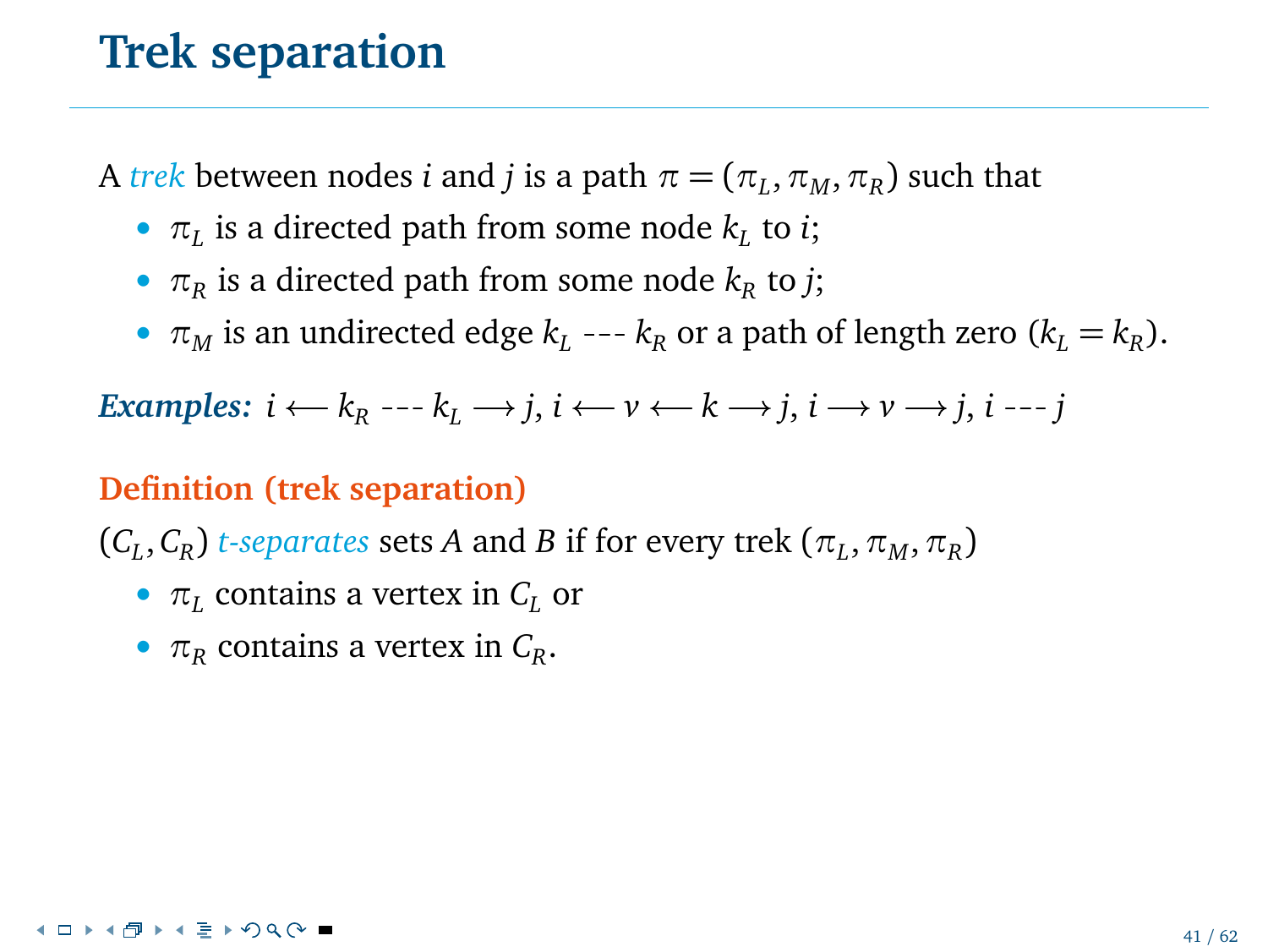# Trek separation

A *trek* between nodes $i$ and $j$ is a path $\pi = (\pi_L, \pi_M, \pi_R)$ such that

- $\pi_L$ is a directed path from some node $k_L$ to $i$;
- $\pi_R$ is a directed path from some node $k_R$ to $j$;
- $\pi_M$ is an undirected edge $k_L$ --- $k_R$ or a path of length zero ($k_L = k_R$).

***Examples:*** $i \longleftarrow k_R$ --- $k_L \longrightarrow j$, $i \longleftarrow v \longleftarrow k \longrightarrow j$, $i \longrightarrow v \longrightarrow j$, $i$ --- $j$

**Definition (trek separation)**

$(C_L, C_R)$ *t-separates* sets $A$ and $B$ if for every trek $(\pi_L, \pi_M, \pi_R)$

- $\pi_L$ contains a vertex in $C_L$ or
- $\pi_R$ contains a vertex in $C_R$.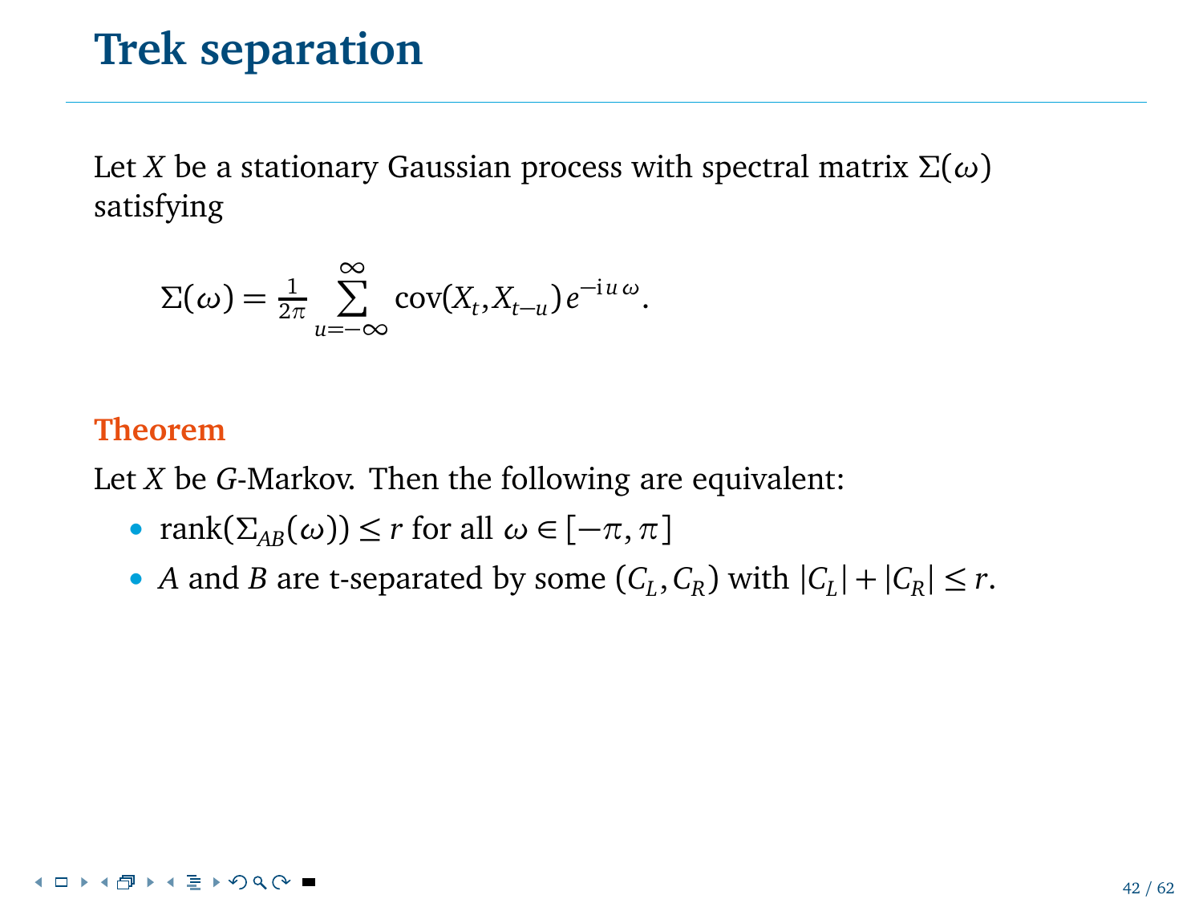# Trek separation

Let $X$ be a stationary Gaussian process with spectral matrix $\Sigma(\omega)$ satisfying

$$\Sigma(\omega) = \frac{1}{2\pi} \sum_{u=-\infty}^{\infty} \mathrm{cov}(X_t, X_{t-u})\, e^{-\mathrm{i}\, u\, \omega}.$$

**Theorem**

Let $X$ be $G$-Markov. Then the following are equivalent:

- $\mathrm{rank}(\Sigma_{AB}(\omega)) \leq r$ for all $\omega \in [-\pi, \pi]$
- $A$ and $B$ are t-separated by some $(C_L, C_R)$ with $|C_L| + |C_R| \leq r$.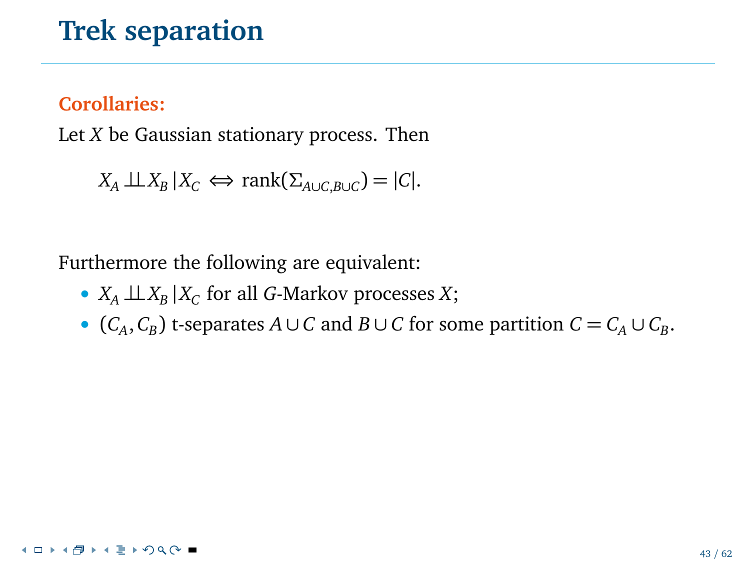# Trek separation

**Corollaries:**

Let $X$ be Gaussian stationary process. Then

$$X_A \perp\!\!\!\perp X_B \,|\, X_C \iff \text{rank}(\Sigma_{A\cup C, B\cup C}) = |C|.$$

Furthermore the following are equivalent:

- $X_A \perp\!\!\!\perp X_B \,|\, X_C$ for all $G$-Markov processes $X$;
- $(C_A, C_B)$ t-separates $A \cup C$ and $B \cup C$ for some partition $C = C_A \cup C_B$.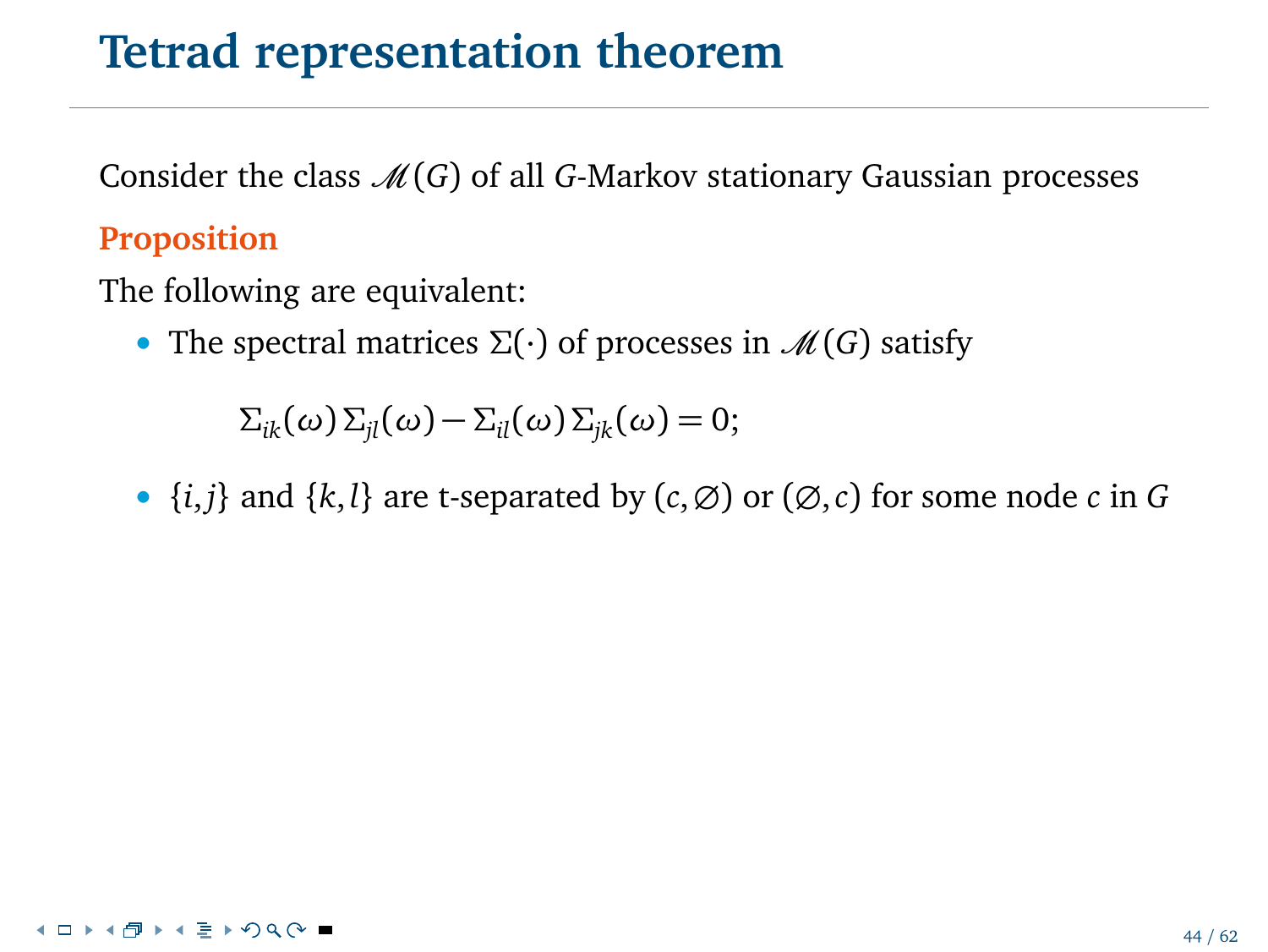# Tetrad representation theorem

Consider the class $\mathscr{M}(G)$ of all $G$-Markov stationary Gaussian processes

**Proposition**

The following are equivalent:

- The spectral matrices $\Sigma(\cdot)$ of processes in $\mathscr{M}(G)$ satisfy

$$\Sigma_{ik}(\omega)\,\Sigma_{jl}(\omega) - \Sigma_{il}(\omega)\,\Sigma_{jk}(\omega) = 0;$$

- $\{i,j\}$ and $\{k,l\}$ are t-separated by $(c,\varnothing)$ or $(\varnothing,c)$ for some node $c$ in $G$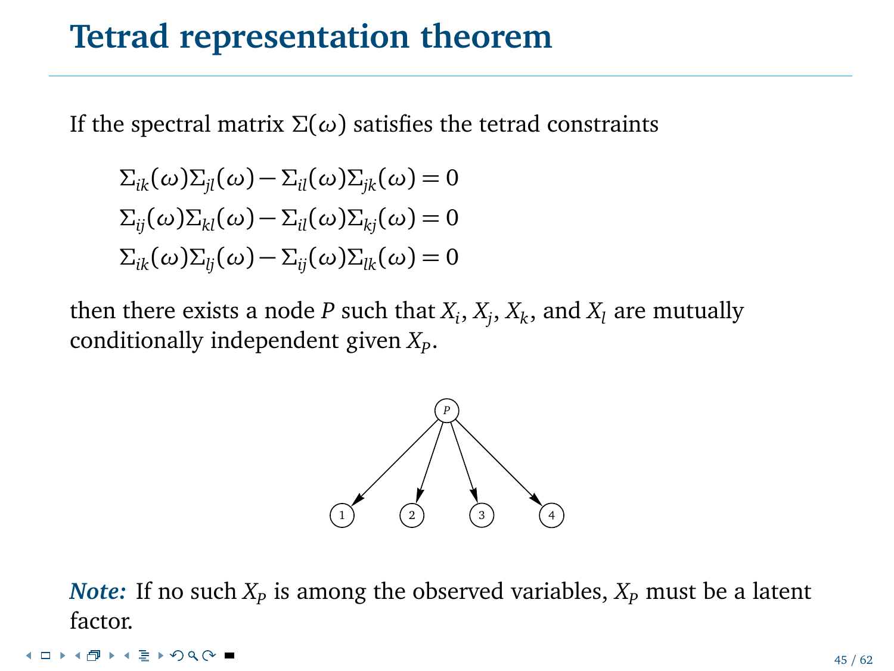# Tetrad representation theorem

If the spectral matrix $\Sigma(\omega)$ satisfies the tetrad constraints

$$\Sigma_{ik}(\omega)\Sigma_{jl}(\omega) - \Sigma_{il}(\omega)\Sigma_{jk}(\omega) = 0$$
$$\Sigma_{ij}(\omega)\Sigma_{kl}(\omega) - \Sigma_{il}(\omega)\Sigma_{kj}(\omega) = 0$$
$$\Sigma_{ik}(\omega)\Sigma_{lj}(\omega) - \Sigma_{ij}(\omega)\Sigma_{lk}(\omega) = 0$$

then there exists a node $P$ such that $X_i$, $X_j$, $X_k$, and $X_l$ are mutually conditionally independent given $X_P$.

***Note:*** If no such $X_P$ is among the observed variables, $X_P$ must be a latent factor.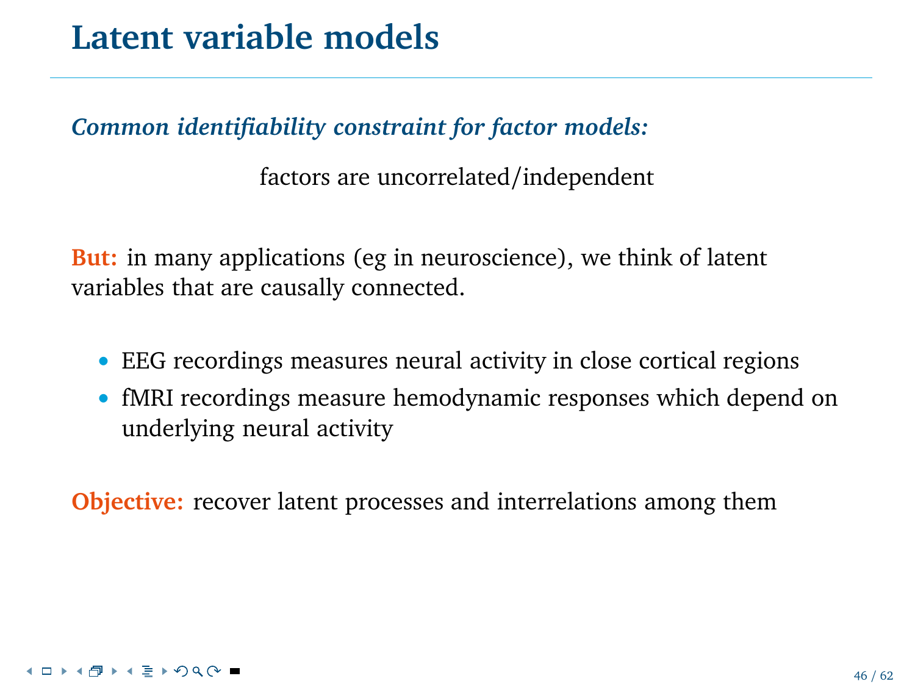# Latent variable models

***Common identifiability constraint for factor models:***

factors are uncorrelated/independent

**But:** in many applications (eg in neuroscience), we think of latent variables that are causally connected.

- EEG recordings measures neural activity in close cortical regions
- fMRI recordings measure hemodynamic responses which depend on underlying neural activity

**Objective:** recover latent processes and interrelations among them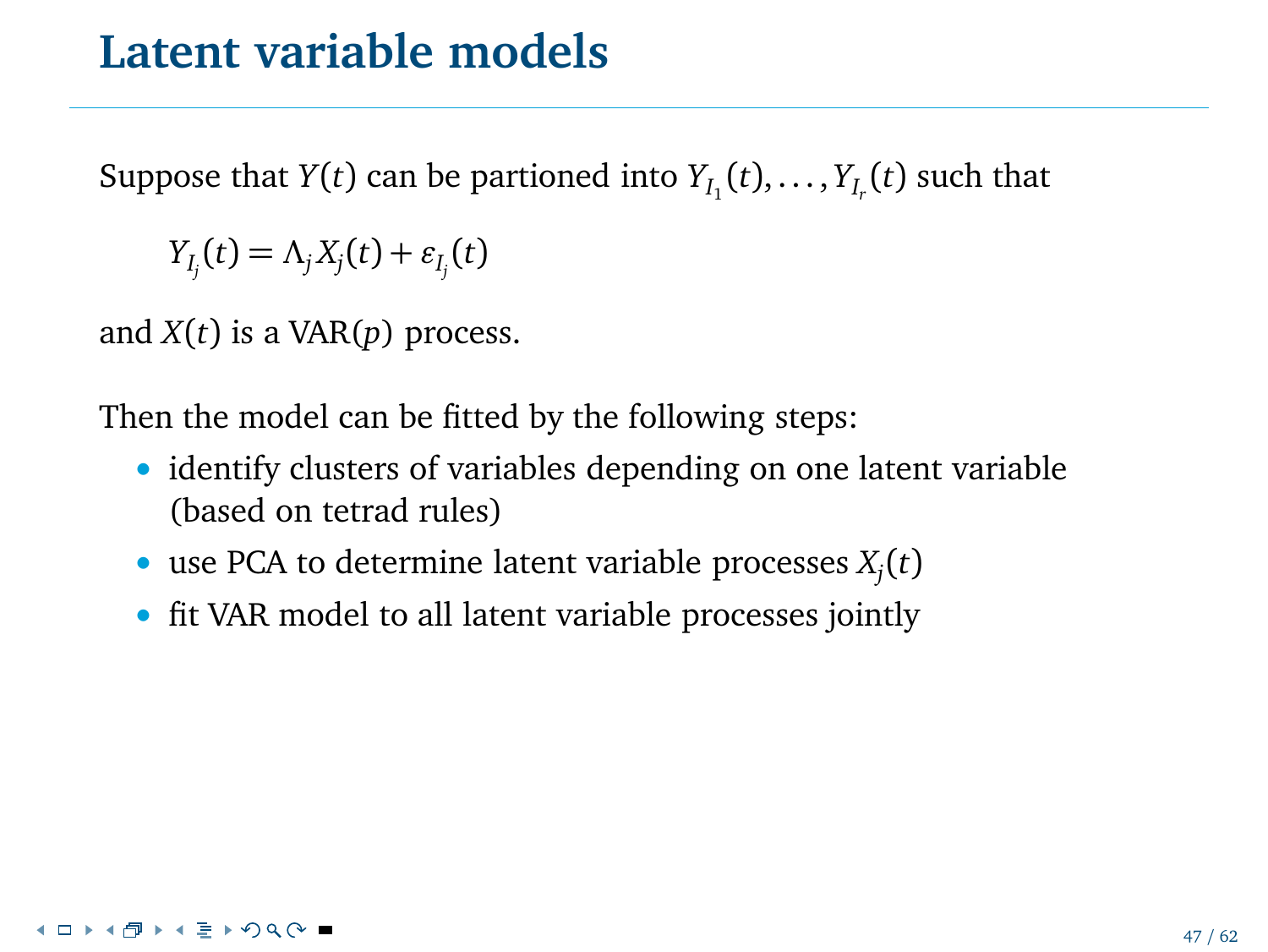# Latent variable models

Suppose that $Y(t)$ can be partioned into $Y_{I_1}(t), \ldots, Y_{I_r}(t)$ such that

$$Y_{I_j}(t) = \Lambda_j X_j(t) + \varepsilon_{I_j}(t)$$

and $X(t)$ is a VAR($p$) process.

Then the model can be fitted by the following steps:

- identify clusters of variables depending on one latent variable (based on tetrad rules)
- use PCA to determine latent variable processes $X_j(t)$
- fit VAR model to all latent variable processes jointly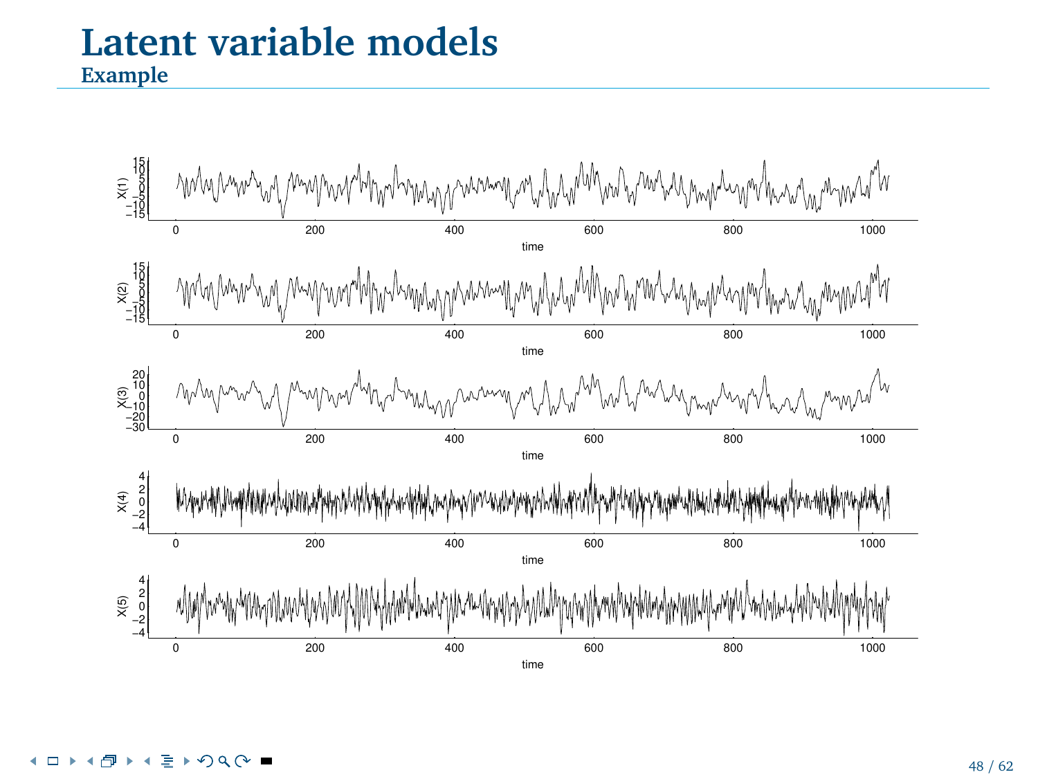# Latent variable models

## Example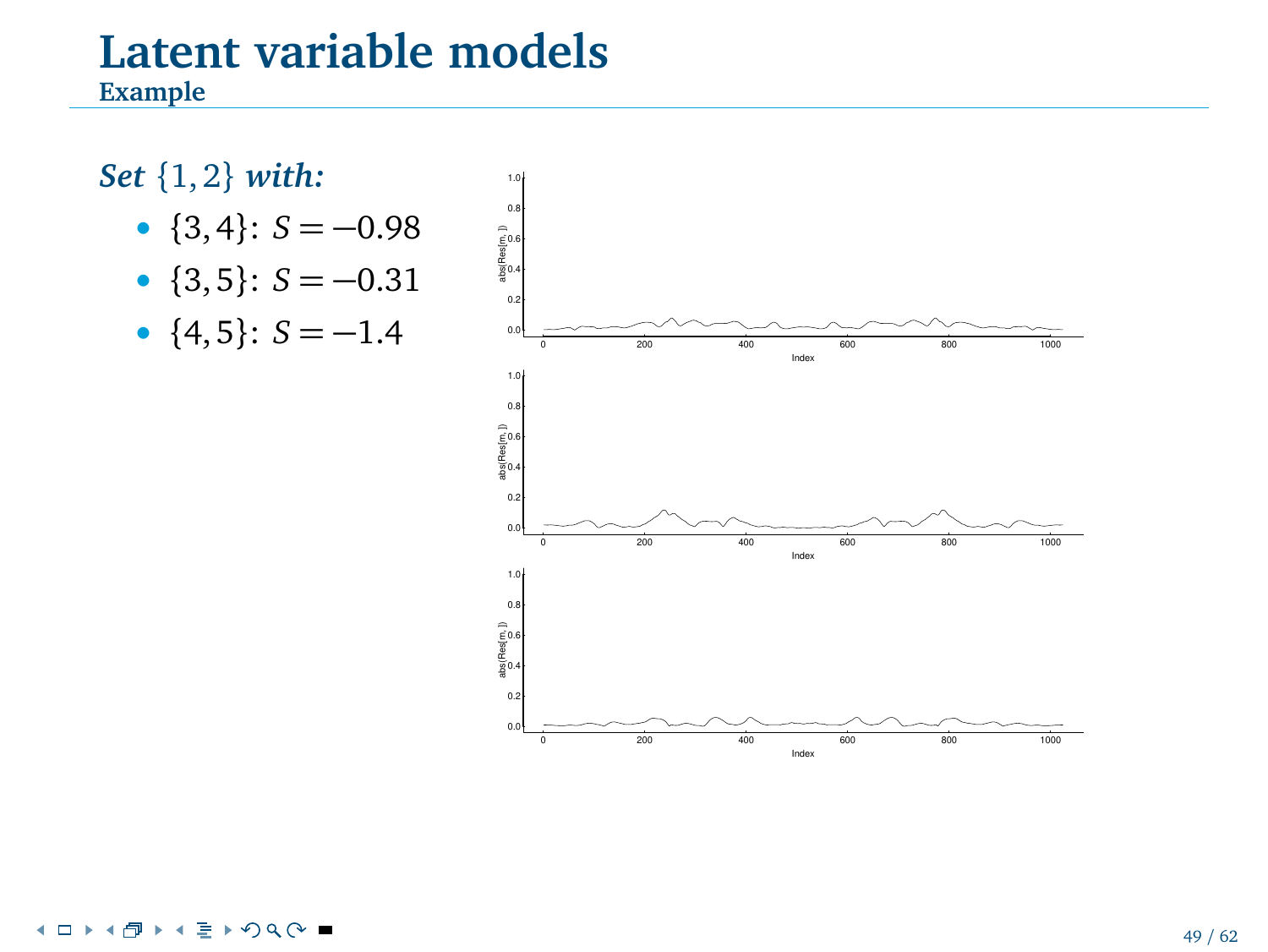# Latent variable models

## Example

***Set* $\{1,2\}$ *with:***

- $\{3,4\}$: $S = -0.98$
- $\{3,5\}$: $S = -0.31$
- $\{4,5\}$: $S = -1.4$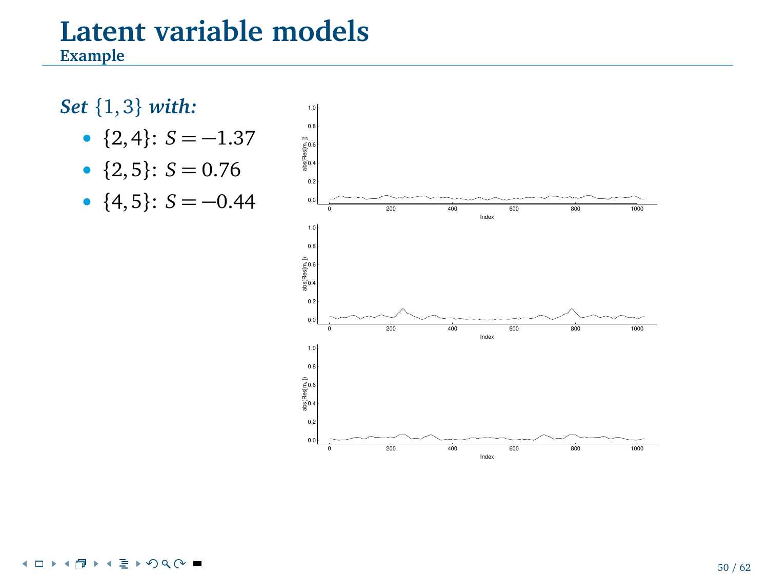# Latent variable models

## Example

***Set*** $\{1,3\}$ ***with:***

- $\{2,4\}$: $S = -1.37$
- $\{2,5\}$: $S = 0.76$
- $\{4,5\}$: $S = -0.44$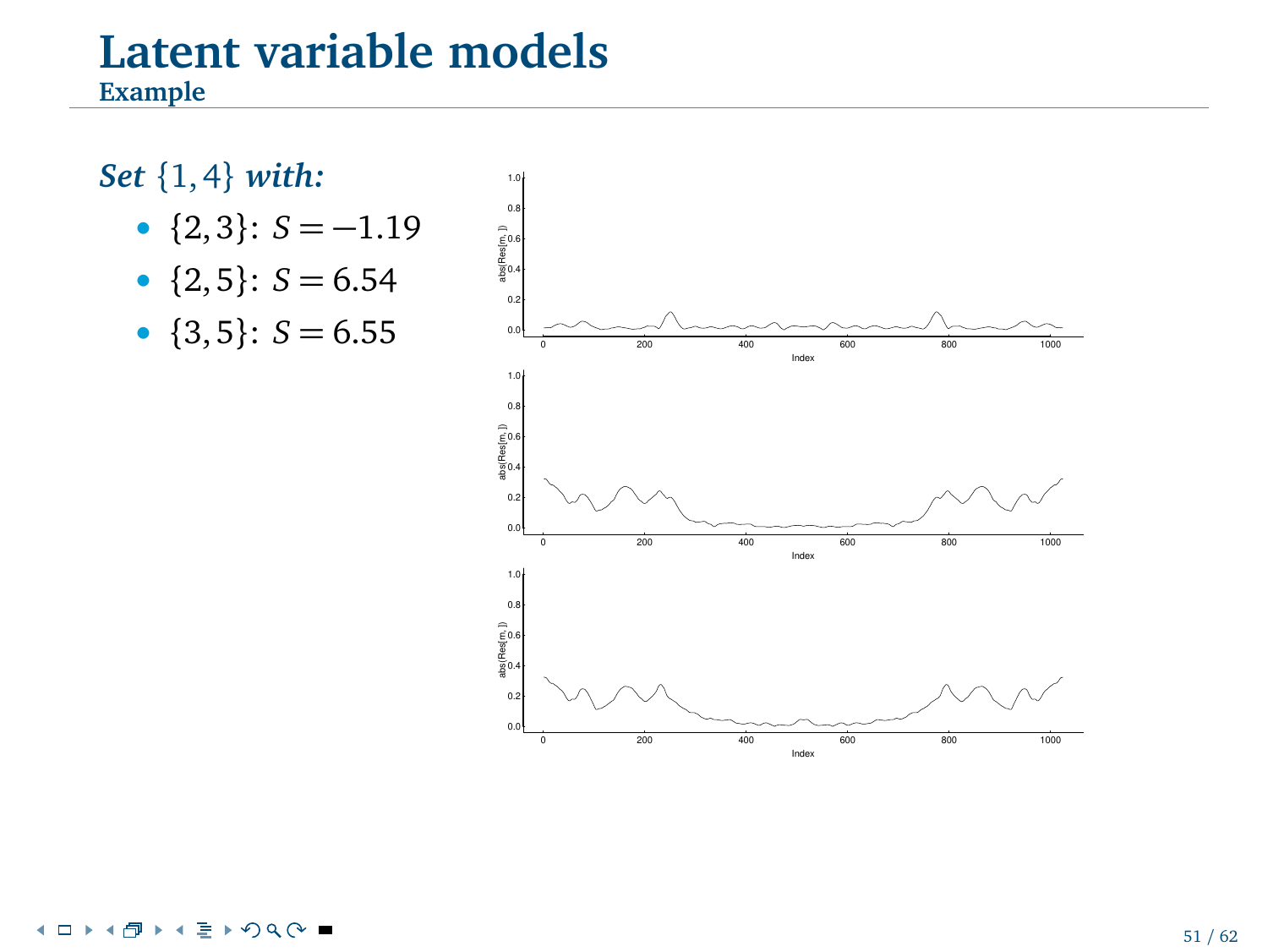# Latent variable models

## Example

***Set*** $\{1, 4\}$ ***with:***

- $\{2, 3\}$: $S = -1.19$
- $\{2, 5\}$: $S = 6.54$
- $\{3, 5\}$: $S = 6.55$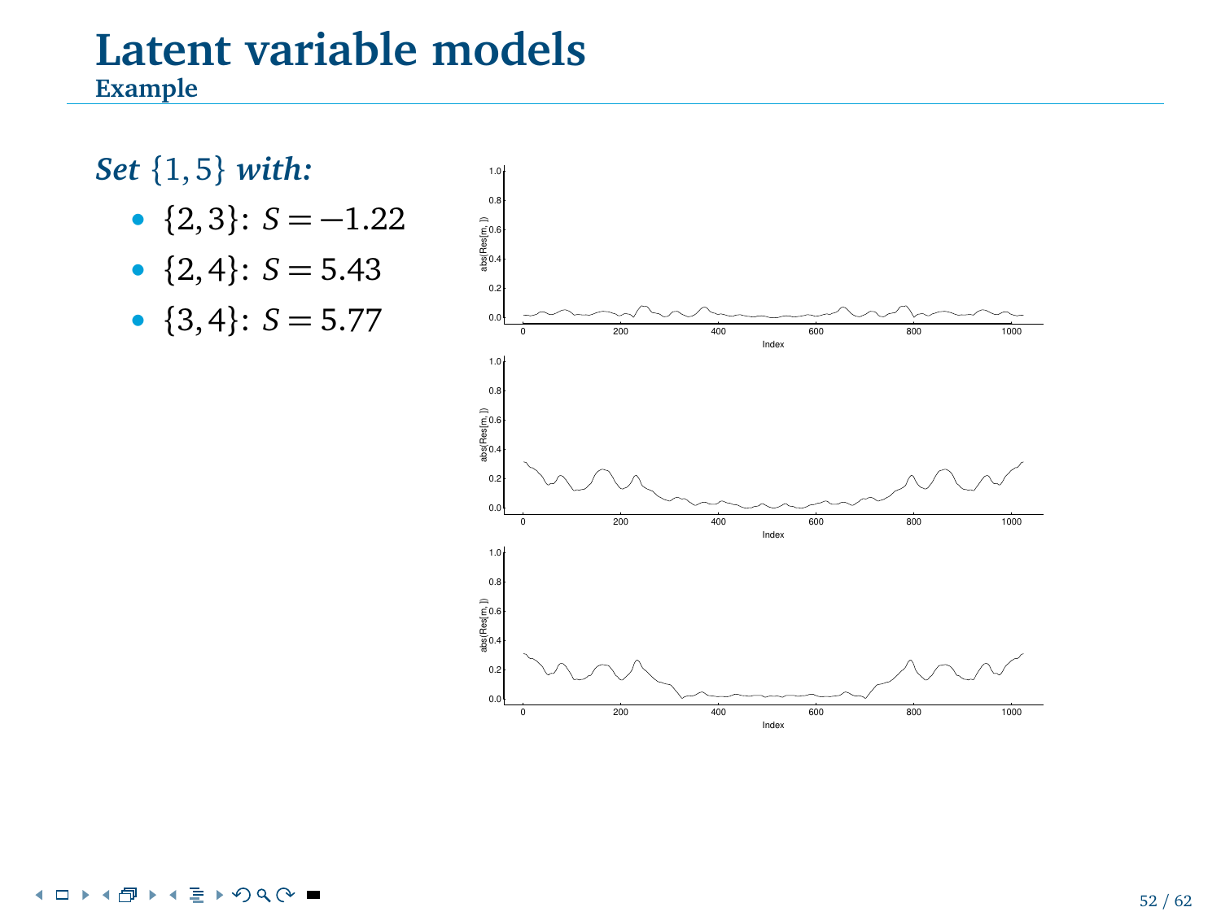# Latent variable models

## Example

***Set*** $\{1,5\}$ ***with:***

- $\{2,3\}$: $S = -1.22$
- $\{2,4\}$: $S = 5.43$
- $\{3,4\}$: $S = 5.77$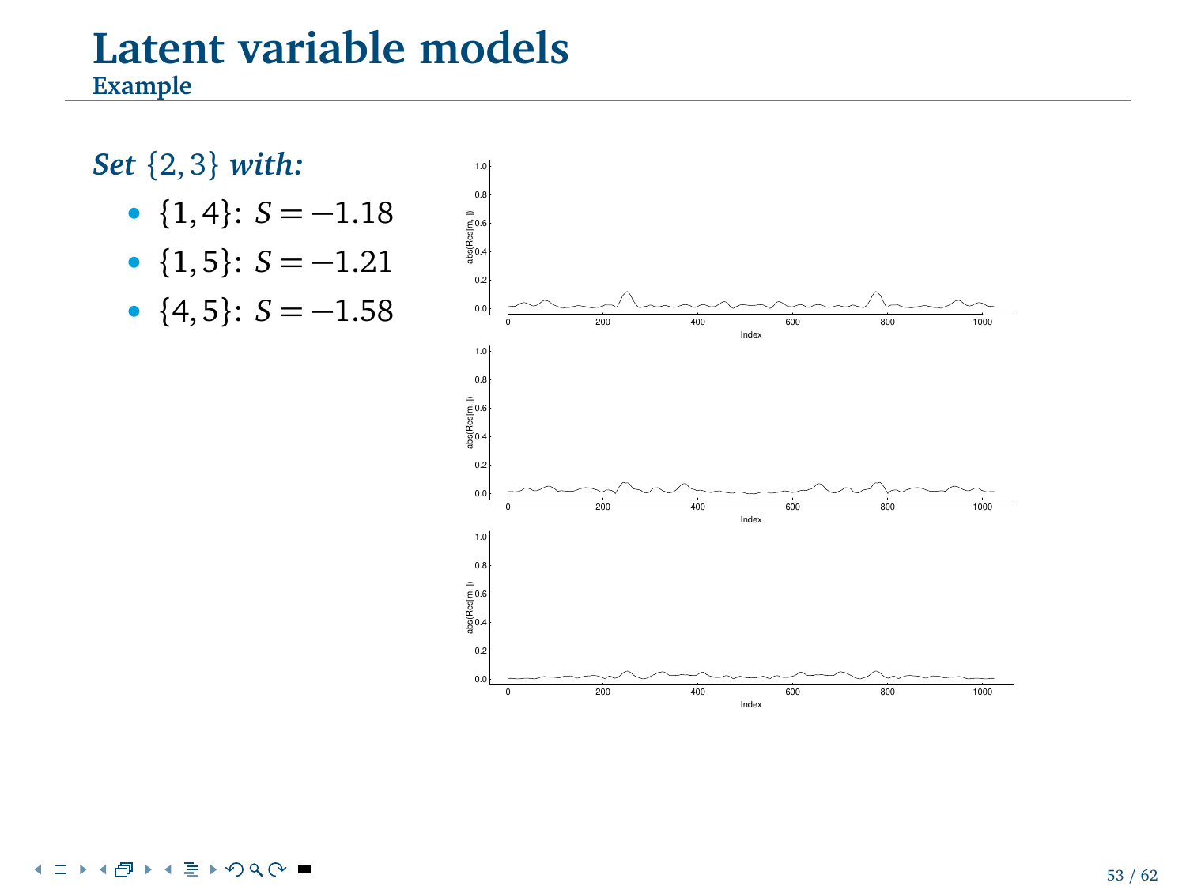# Latent variable models

## Example

***Set*** $\{2,3\}$ ***with:***

- $\{1,4\}$: $S = -1.18$
- $\{1,5\}$: $S = -1.21$
- $\{4,5\}$: $S = -1.58$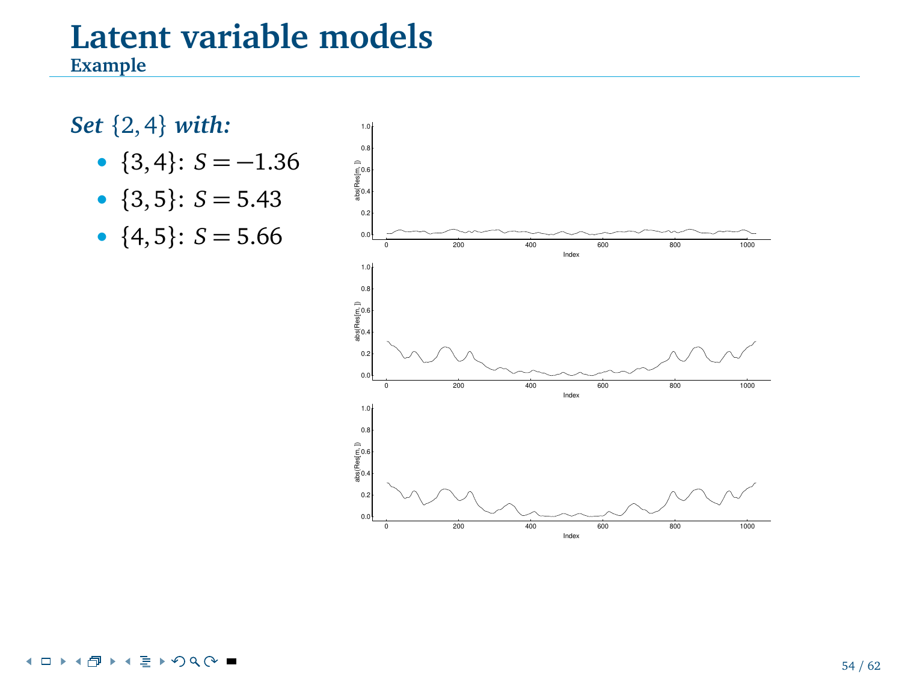# Latent variable models

## Example

***Set*** $\{2,4\}$ ***with:***

- $\{3,4\}$: $S = -1.36$
- $\{3,5\}$: $S = 5.43$
- $\{4,5\}$: $S = 5.66$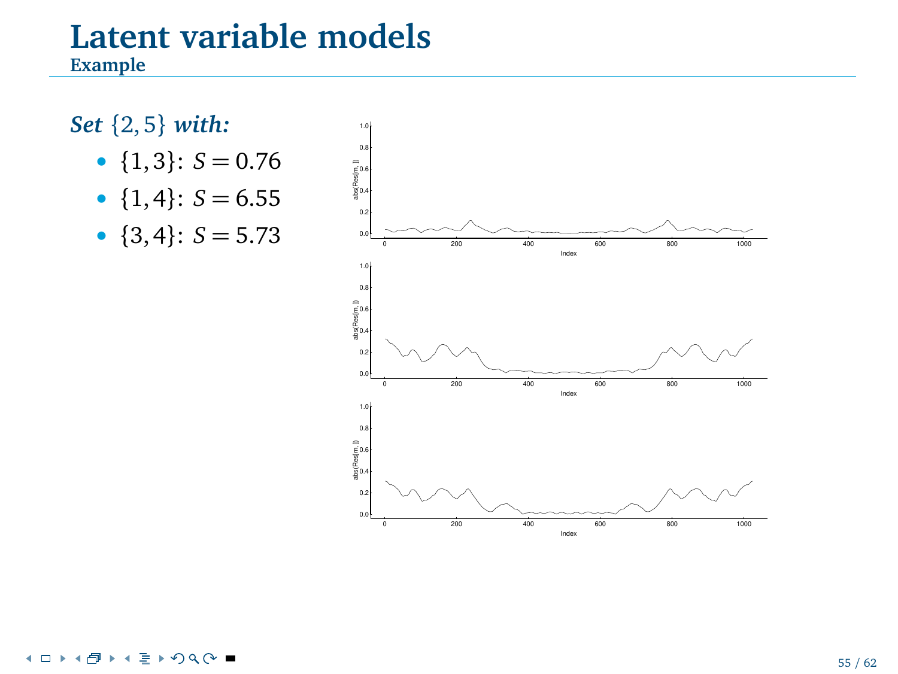# Latent variable models

## Example

***Set*** $\{2, 5\}$ ***with:***

- $\{1, 3\}$: $S = 0.76$
- $\{1, 4\}$: $S = 6.55$
- $\{3, 4\}$: $S = 5.73$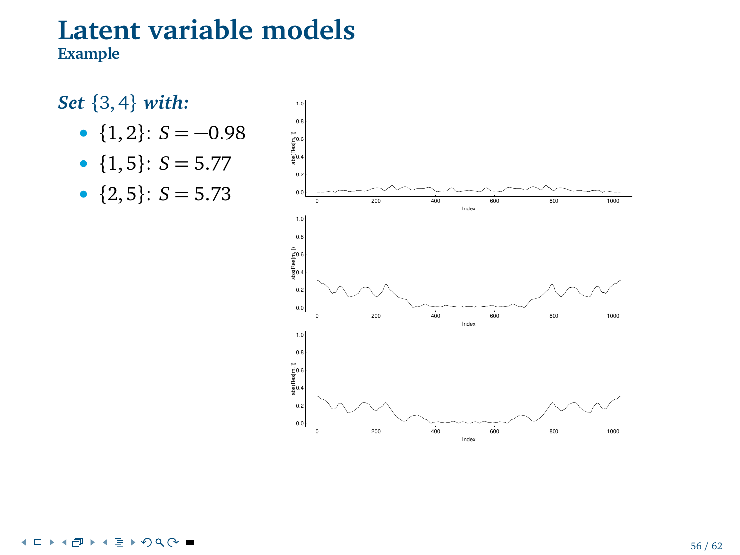# Latent variable models

## Example

***Set*** $\{3, 4\}$ ***with:***

- $\{1, 2\}$: $S = -0.98$
- $\{1, 5\}$: $S = 5.77$
- $\{2, 5\}$: $S = 5.73$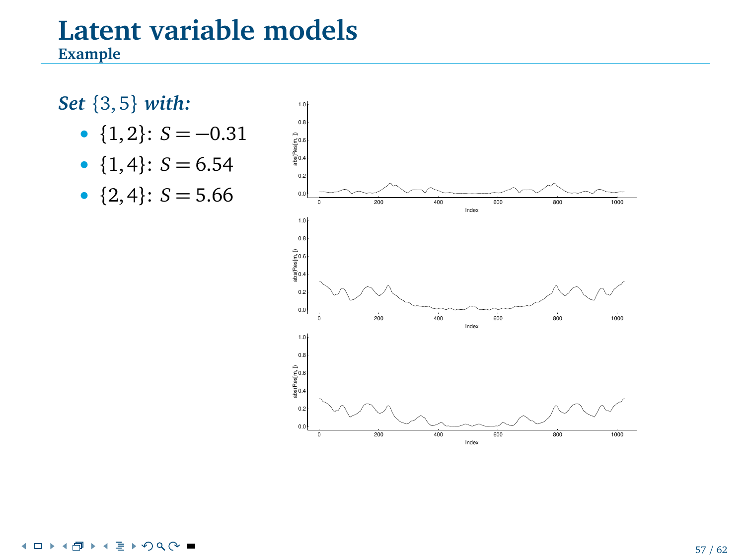# Latent variable models

## Example

***Set* $\{3, 5\}$ *with:***

- $\{1, 2\}$: $S = -0.31$
- $\{1, 4\}$: $S = 6.54$
- $\{2, 4\}$: $S = 5.66$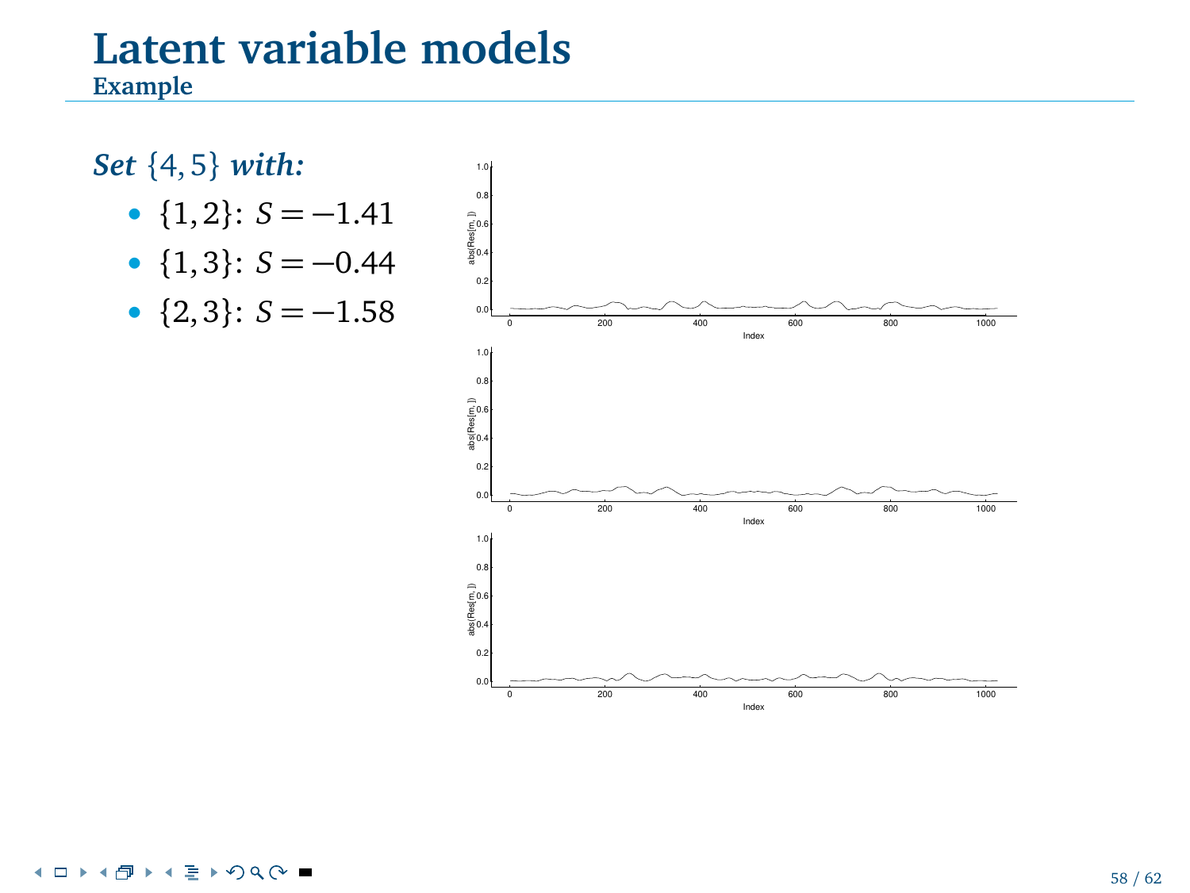# Latent variable models

## Example

***Set*** $\{4,5\}$ ***with:***

- $\{1,2\}$: $S = -1.41$
- $\{1,3\}$: $S = -0.44$
- $\{2,3\}$: $S = -1.58$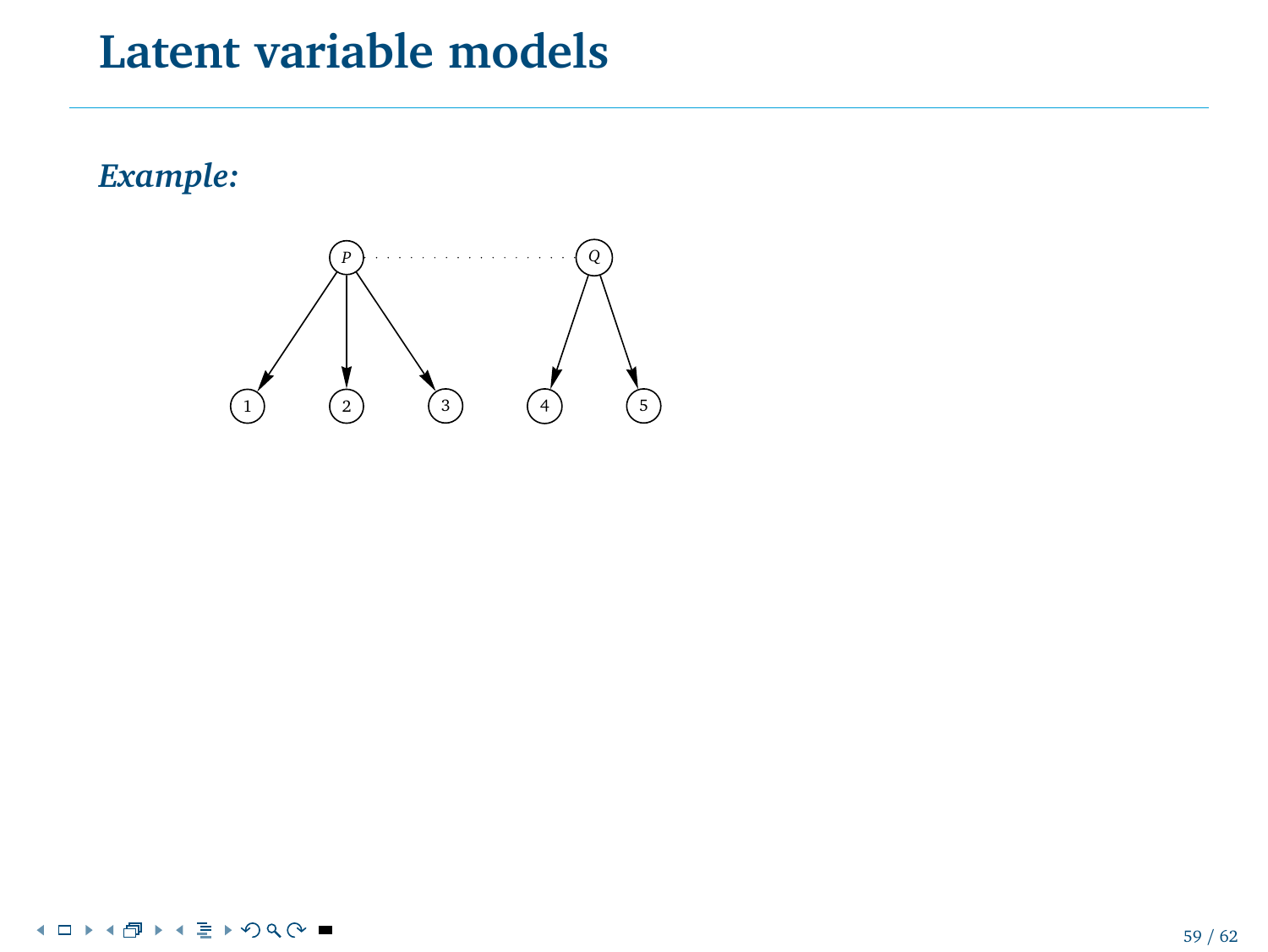# Latent variable models

***Example:***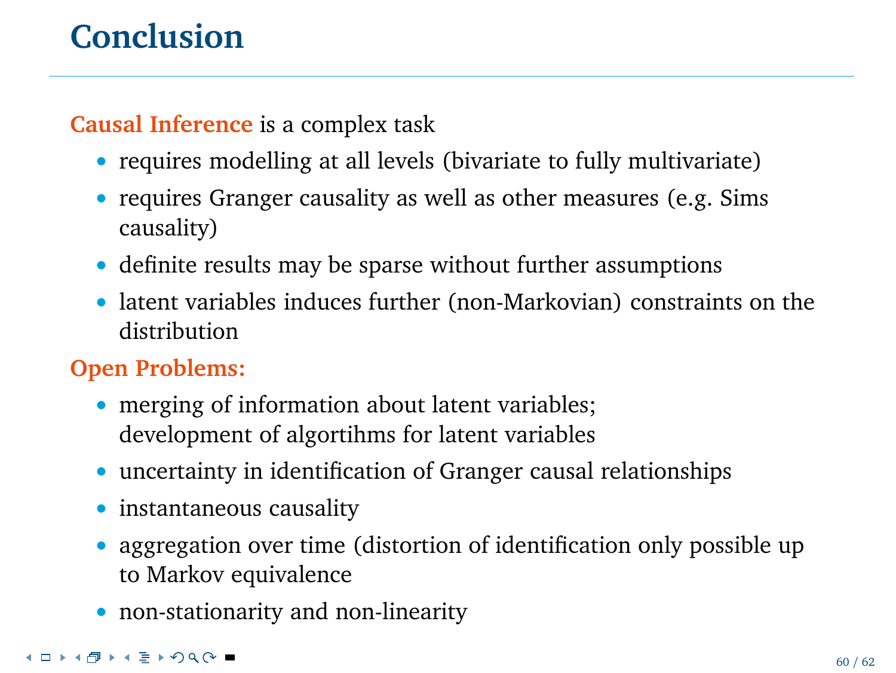# Conclusion

**Causal Inference** is a complex task

- requires modelling at all levels (bivariate to fully multivariate)
- requires Granger causality as well as other measures (e.g. Sims causality)
- definite results may be sparse without further assumptions
- latent variables induces further (non-Markovian) constraints on the distribution

**Open Problems:**

- merging of information about latent variables;
  development of algortihms for latent variables
- uncertainty in identification of Granger causal relationships
- instantaneous causality
- aggregation over time (distortion of identification only possible up to Markov equivalence
- non-stationarity and non-linearity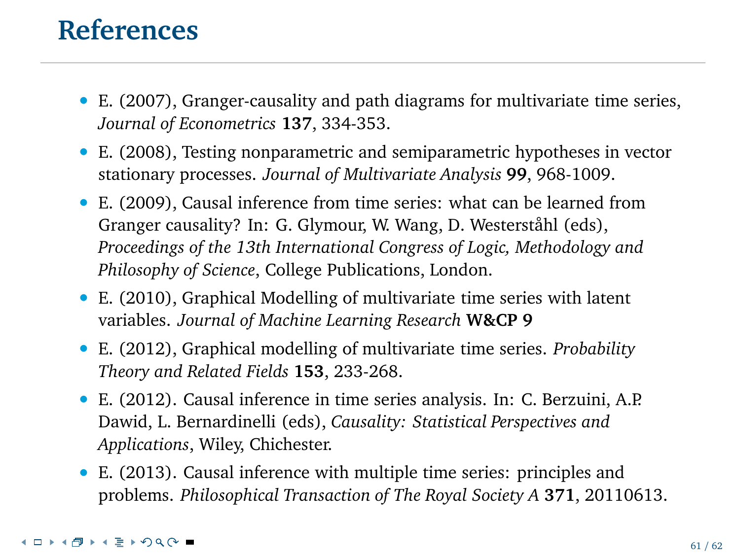# References

- E. (2007), Granger-causality and path diagrams for multivariate time series, *Journal of Econometrics* **137**, 334-353.
- E. (2008), Testing nonparametric and semiparametric hypotheses in vector stationary processes. *Journal of Multivariate Analysis* **99**, 968-1009.
- E. (2009), Causal inference from time series: what can be learned from Granger causality? In: G. Glymour, W. Wang, D. Westerståhl (eds), *Proceedings of the 13th International Congress of Logic, Methodology and Philosophy of Science*, College Publications, London.
- E. (2010), Graphical Modelling of multivariate time series with latent variables. *Journal of Machine Learning Research* **W&CP 9**
- E. (2012), Graphical modelling of multivariate time series. *Probability Theory and Related Fields* **153**, 233-268.
- E. (2012). Causal inference in time series analysis. In: C. Berzuini, A.P. Dawid, L. Bernardinelli (eds), *Causality: Statistical Perspectives and Applications*, Wiley, Chichester.
- E. (2013). Causal inference with multiple time series: principles and problems. *Philosophical Transaction of The Royal Society A* **371**, 20110613.